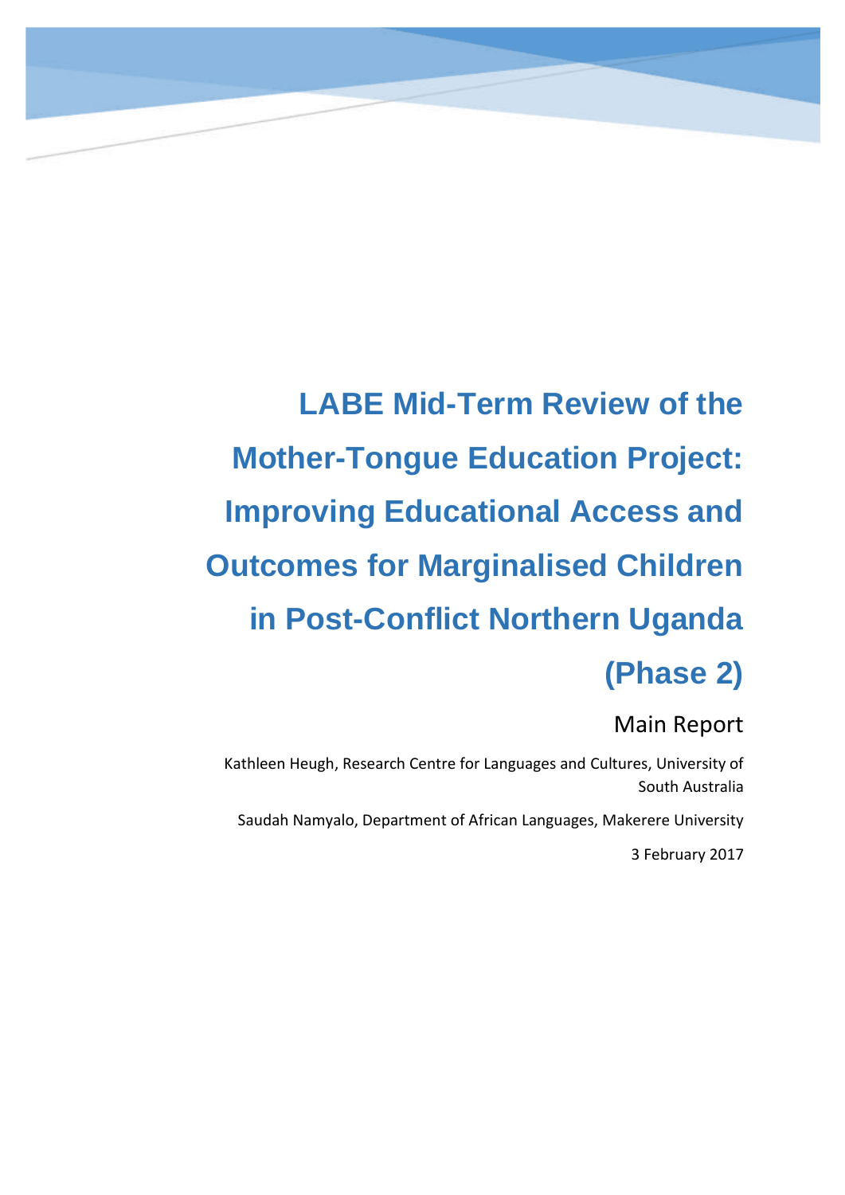# LABE Mid-Term Review of the Mother-Tongue Education Project: Improving Educational Access and Outcomes for Marginalised Children in Post-Conflict Northern Uganda (Phase 2)

## Main Report

Kathleen Heugh, Research Centre for Languages and Cultures, University of South Australia

Saudah Namyalo, Department of African Languages, Makerere University

3 February 2017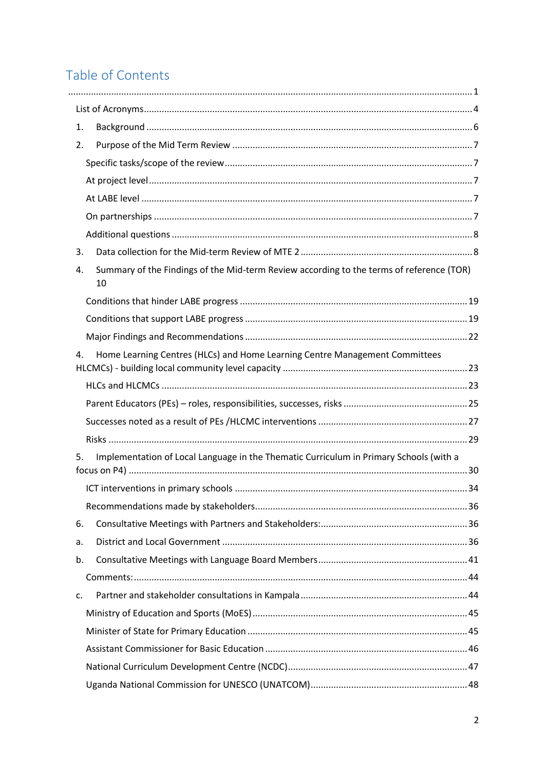# Table of Contents

...................................................................................................................................................... 1

List of Acronyms ..................................................................................................................... 4

1. Background ......................................................................................................................... 6

2. Purpose of the Mid Term Review ....................................................................................... 7

   Specific tasks/scope of the review ....................................................................................... 7

   At project level ...................................................................................................................... 7

   At LABE level ........................................................................................................................ 7

   On partnerships ..................................................................................................................... 7

   Additional questions ............................................................................................................. 8

3. Data collection for the Mid-term Review of MTE 2 ........................................................... 8

4. Summary of the Findings of the Mid-term Review according to the terms of reference (TOR) 10

   Conditions that hinder LABE progress ................................................................................ 19

   Conditions that support LABE progress .............................................................................. 19

   Major Findings and Recommendations ............................................................................... 22

4. Home Learning Centres (HLCs) and Home Learning Centre Management Committees HLCMCs) - building local community level capacity ............................................................... 23

   HLCs and HLCMCs ................................................................................................................ 23

   Parent Educators (PEs) – roles, responsibilities, successes, risks ....................................... 25

   Successes noted as a result of PEs /HLCMC interventions .................................................. 27

   Risks ..................................................................................................................................... 29

5. Implementation of Local Language in the Thematic Curriculum in Primary Schools (with a focus on P4) ............................................................................................................................ 30

   ICT interventions in primary schools ................................................................................... 34

   Recommendations made by stakeholders ........................................................................... 36

6. Consultative Meetings with Partners and Stakeholders: ................................................... 36

a. District and Local Government ........................................................................................... 36

b. Consultative Meetings with Language Board Members ..................................................... 41

   Comments: ........................................................................................................................... 44

c. Partner and stakeholder consultations in Kampala ............................................................ 44

   Ministry of Education and Sports (MoES) ............................................................................ 45

   Minister of State for Primary Education .............................................................................. 45

   Assistant Commissioner for Basic Education ....................................................................... 46

   National Curriculum Development Centre (NCDC) .............................................................. 47

   Uganda National Commission for UNESCO (UNATCOM) ..................................................... 48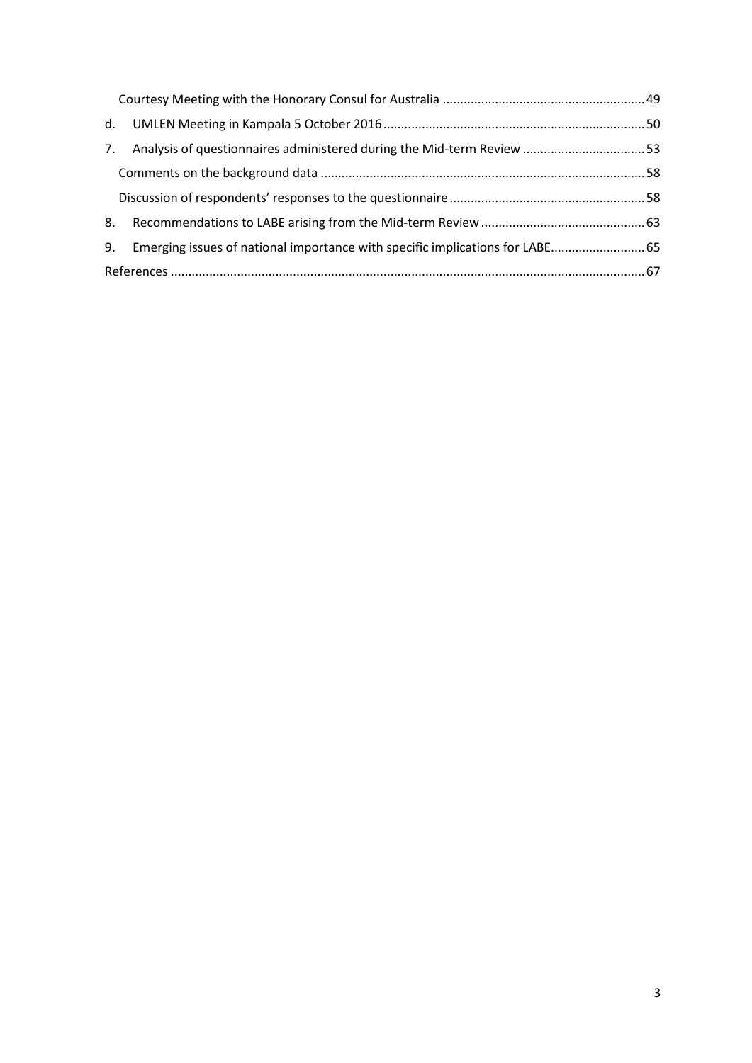Courtesy Meeting with the Honorary Consul for Australia .......... 49

d. UMLEN Meeting in Kampala 5 October 2016 .......... 50

7. Analysis of questionnaires administered during the Mid-term Review .......... 53

Comments on the background data .......... 58

Discussion of respondents' responses to the questionnaire .......... 58

8. Recommendations to LABE arising from the Mid-term Review .......... 63

9. Emerging issues of national importance with specific implications for LABE .......... 65

References .......... 67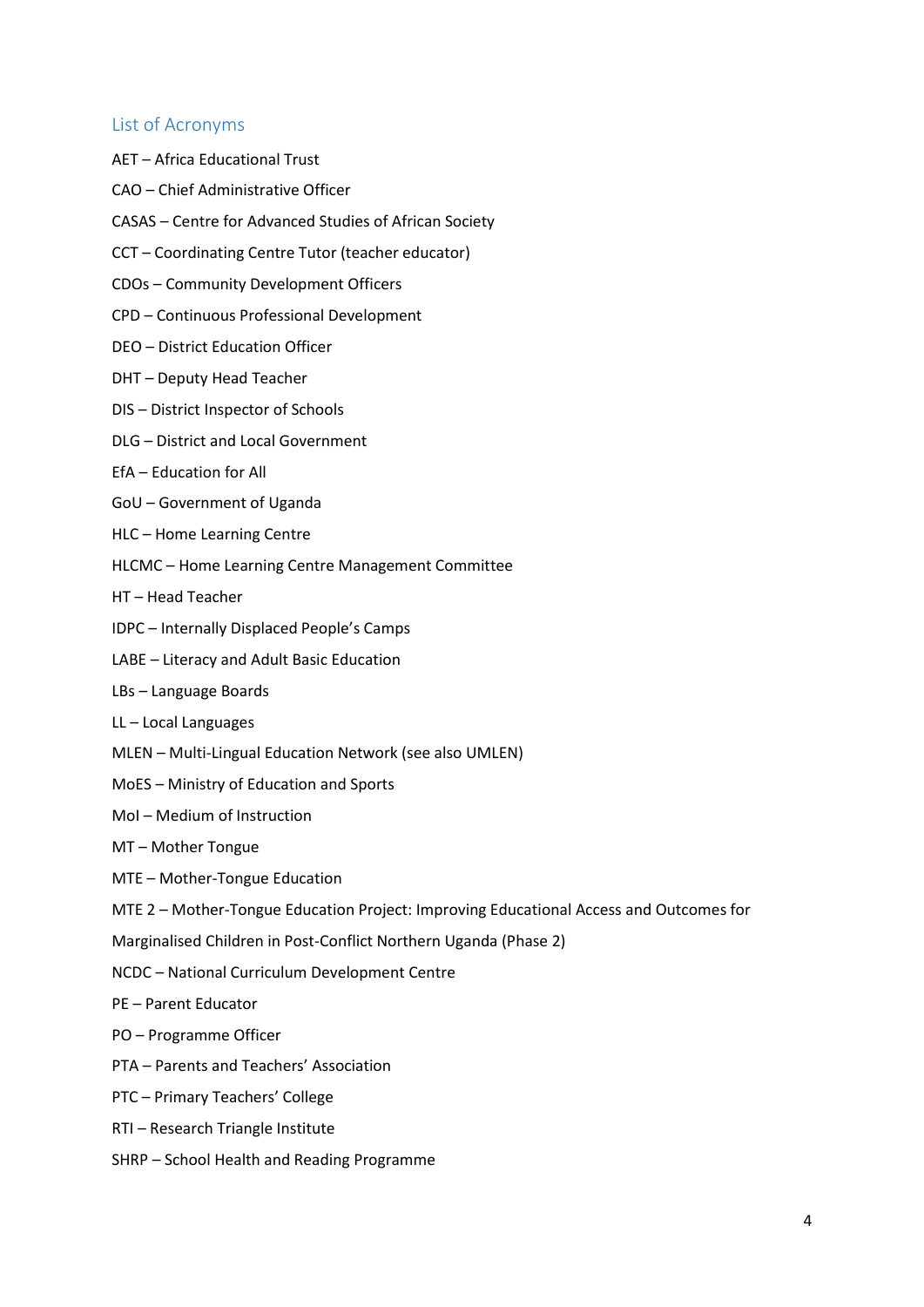## List of Acronyms

AET – Africa Educational Trust

CAO – Chief Administrative Officer

CASAS – Centre for Advanced Studies of African Society

CCT – Coordinating Centre Tutor (teacher educator)

CDOs – Community Development Officers

CPD – Continuous Professional Development

DEO – District Education Officer

DHT – Deputy Head Teacher

DIS – District Inspector of Schools

DLG – District and Local Government

EfA – Education for All

GoU – Government of Uganda

HLC – Home Learning Centre

HLCMC – Home Learning Centre Management Committee

HT – Head Teacher

IDPC – Internally Displaced People's Camps

LABE – Literacy and Adult Basic Education

LBs – Language Boards

LL – Local Languages

MLEN – Multi-Lingual Education Network (see also UMLEN)

MoES – Ministry of Education and Sports

MoI – Medium of Instruction

MT – Mother Tongue

MTE – Mother-Tongue Education

MTE 2 – Mother-Tongue Education Project: Improving Educational Access and Outcomes for Marginalised Children in Post-Conflict Northern Uganda (Phase 2)

NCDC – National Curriculum Development Centre

PE – Parent Educator

PO – Programme Officer

PTA – Parents and Teachers' Association

PTC – Primary Teachers' College

RTI – Research Triangle Institute

SHRP – School Health and Reading Programme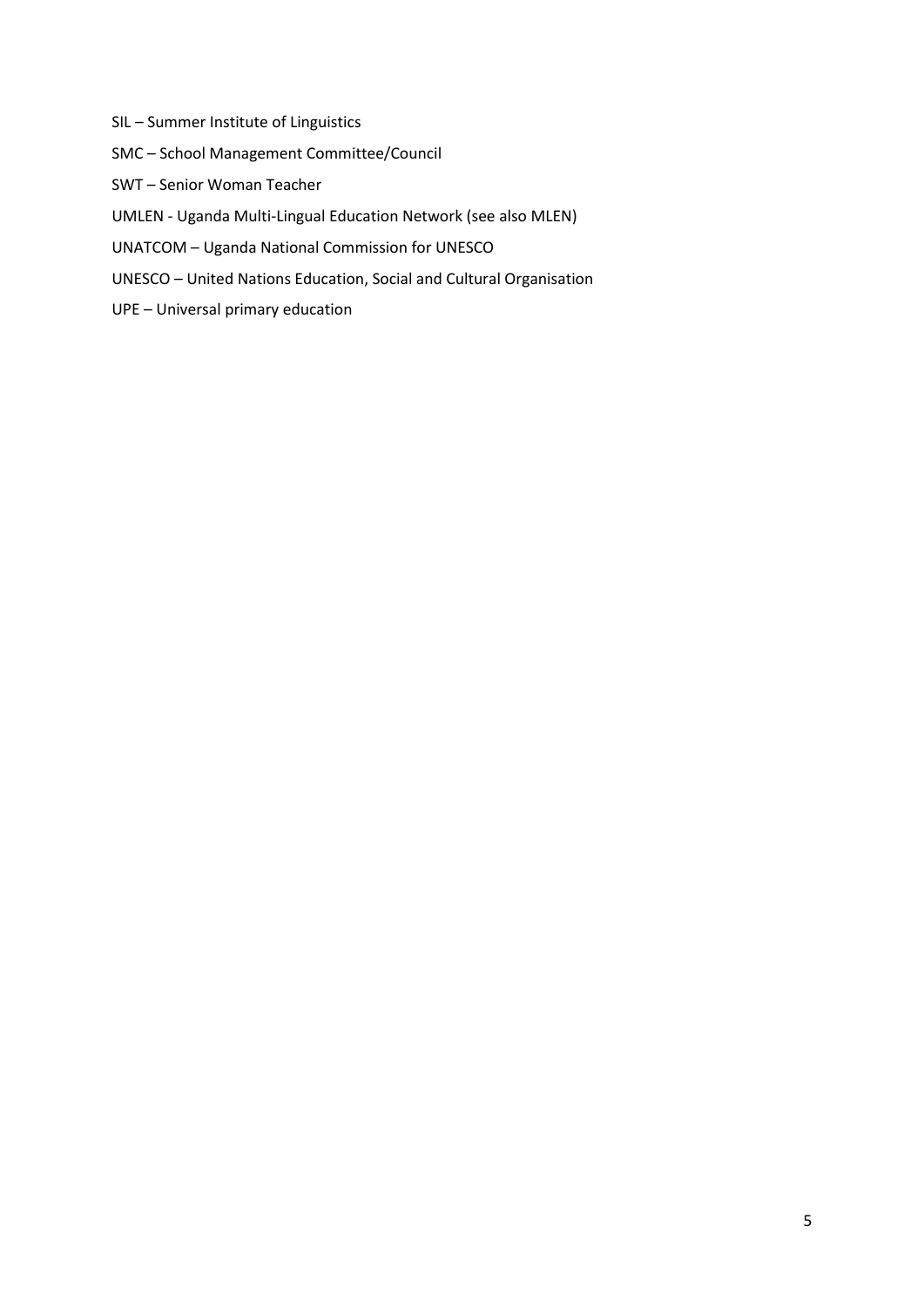SIL – Summer Institute of Linguistics

SMC – School Management Committee/Council

SWT – Senior Woman Teacher

UMLEN - Uganda Multi-Lingual Education Network (see also MLEN)

UNATCOM – Uganda National Commission for UNESCO

UNESCO – United Nations Education, Social and Cultural Organisation

UPE – Universal primary education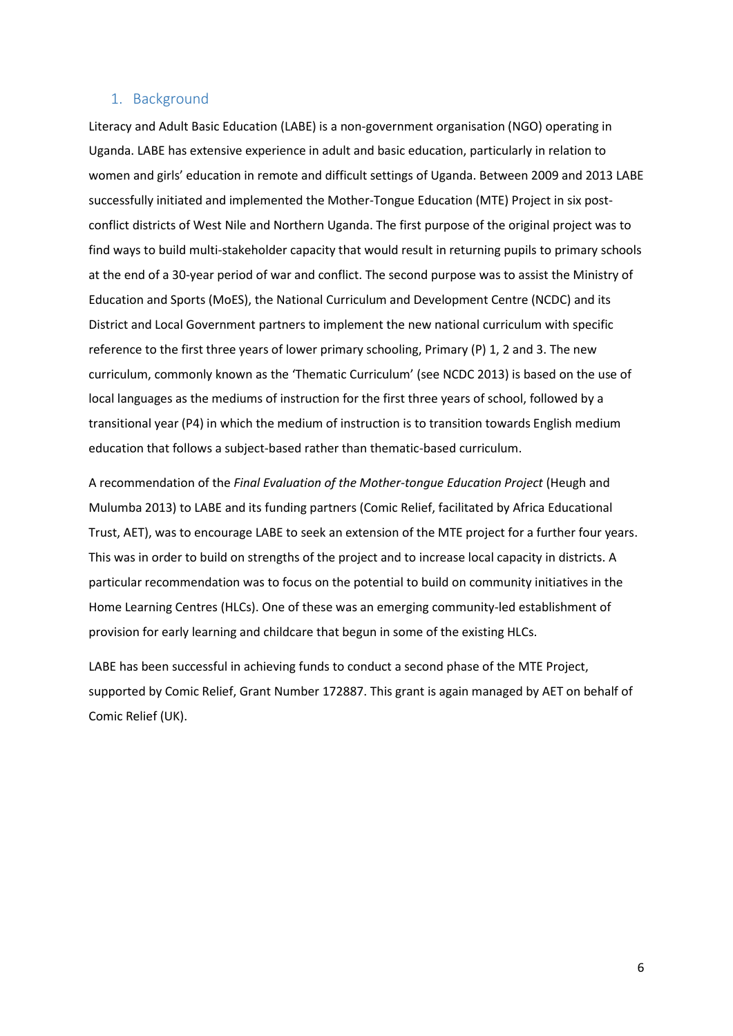## 1. Background

Literacy and Adult Basic Education (LABE) is a non-government organisation (NGO) operating in Uganda. LABE has extensive experience in adult and basic education, particularly in relation to women and girls' education in remote and difficult settings of Uganda. Between 2009 and 2013 LABE successfully initiated and implemented the Mother-Tongue Education (MTE) Project in six post-conflict districts of West Nile and Northern Uganda. The first purpose of the original project was to find ways to build multi-stakeholder capacity that would result in returning pupils to primary schools at the end of a 30-year period of war and conflict. The second purpose was to assist the Ministry of Education and Sports (MoES), the National Curriculum and Development Centre (NCDC) and its District and Local Government partners to implement the new national curriculum with specific reference to the first three years of lower primary schooling, Primary (P) 1, 2 and 3. The new curriculum, commonly known as the 'Thematic Curriculum' (see NCDC 2013) is based on the use of local languages as the mediums of instruction for the first three years of school, followed by a transitional year (P4) in which the medium of instruction is to transition towards English medium education that follows a subject-based rather than thematic-based curriculum.

A recommendation of the *Final Evaluation of the Mother-tongue Education Project* (Heugh and Mulumba 2013) to LABE and its funding partners (Comic Relief, facilitated by Africa Educational Trust, AET), was to encourage LABE to seek an extension of the MTE project for a further four years. This was in order to build on strengths of the project and to increase local capacity in districts. A particular recommendation was to focus on the potential to build on community initiatives in the Home Learning Centres (HLCs). One of these was an emerging community-led establishment of provision for early learning and childcare that begun in some of the existing HLCs.

LABE has been successful in achieving funds to conduct a second phase of the MTE Project, supported by Comic Relief, Grant Number 172887. This grant is again managed by AET on behalf of Comic Relief (UK).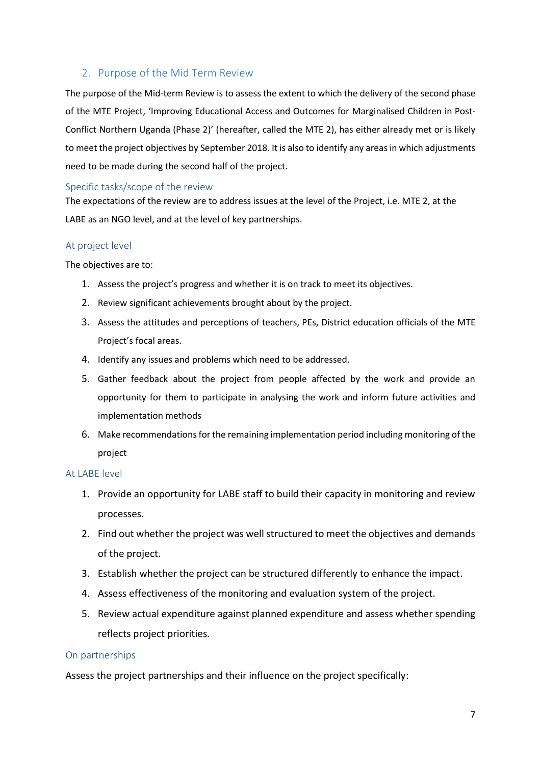## 2. Purpose of the Mid Term Review

The purpose of the Mid-term Review is to assess the extent to which the delivery of the second phase of the MTE Project, 'Improving Educational Access and Outcomes for Marginalised Children in Post-Conflict Northern Uganda (Phase 2)' (hereafter, called the MTE 2), has either already met or is likely to meet the project objectives by September 2018. It is also to identify any areas in which adjustments need to be made during the second half of the project.

### Specific tasks/scope of the review

The expectations of the review are to address issues at the level of the Project, i.e. MTE 2, at the LABE as an NGO level, and at the level of key partnerships.

### At project level

The objectives are to:

1. Assess the project's progress and whether it is on track to meet its objectives.
2. Review significant achievements brought about by the project.
3. Assess the attitudes and perceptions of teachers, PEs, District education officials of the MTE Project's focal areas.
4. Identify any issues and problems which need to be addressed.
5. Gather feedback about the project from people affected by the work and provide an opportunity for them to participate in analysing the work and inform future activities and implementation methods
6. Make recommendations for the remaining implementation period including monitoring of the project

### At LABE level

1. Provide an opportunity for LABE staff to build their capacity in monitoring and review processes.
2. Find out whether the project was well structured to meet the objectives and demands of the project.
3. Establish whether the project can be structured differently to enhance the impact.
4. Assess effectiveness of the monitoring and evaluation system of the project.
5. Review actual expenditure against planned expenditure and assess whether spending reflects project priorities.

### On partnerships

Assess the project partnerships and their influence on the project specifically: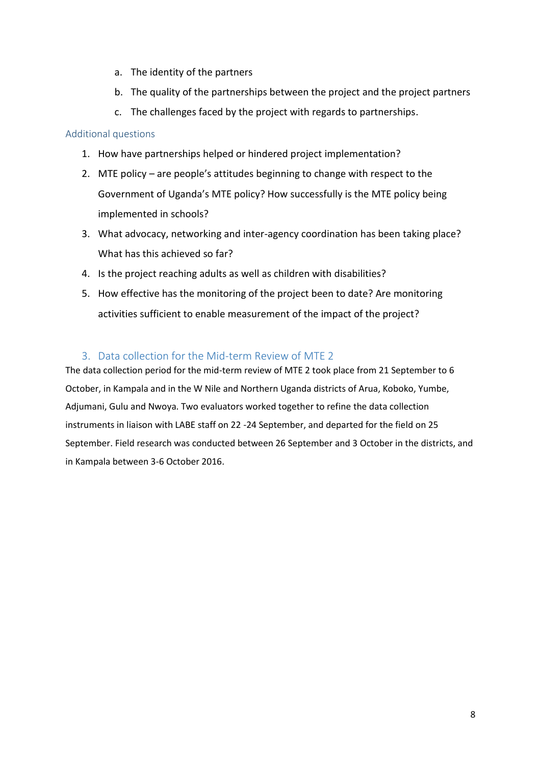a. The identity of the partners
b. The quality of the partnerships between the project and the project partners
c. The challenges faced by the project with regards to partnerships.

### Additional questions

1. How have partnerships helped or hindered project implementation?
2. MTE policy – are people's attitudes beginning to change with respect to the Government of Uganda's MTE policy? How successfully is the MTE policy being implemented in schools?
3. What advocacy, networking and inter-agency coordination has been taking place? What has this achieved so far?
4. Is the project reaching adults as well as children with disabilities?
5. How effective has the monitoring of the project been to date? Are monitoring activities sufficient to enable measurement of the impact of the project?

## 3. Data collection for the Mid-term Review of MTE 2

The data collection period for the mid-term review of MTE 2 took place from 21 September to 6 October, in Kampala and in the W Nile and Northern Uganda districts of Arua, Koboko, Yumbe, Adjumani, Gulu and Nwoya. Two evaluators worked together to refine the data collection instruments in liaison with LABE staff on 22 -24 September, and departed for the field on 25 September. Field research was conducted between 26 September and 3 October in the districts, and in Kampala between 3-6 October 2016.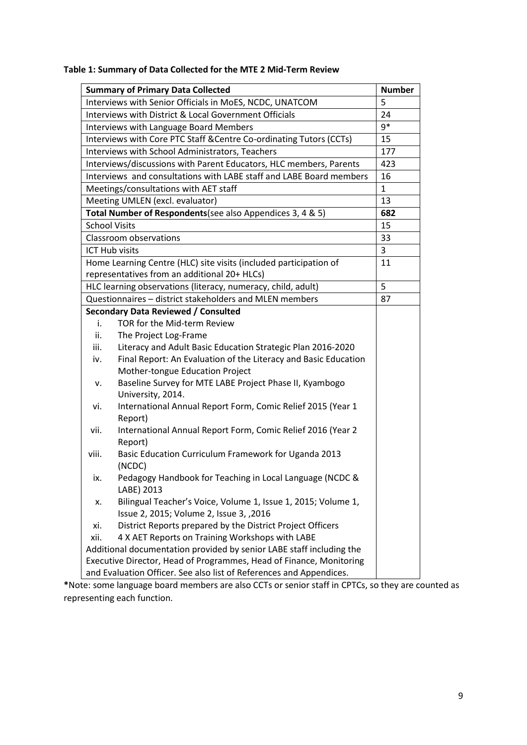**Table 1: Summary of Data Collected for the MTE 2 Mid-Term Review**

| Summary of Primary Data Collected | Number |
|---|---|
| Interviews with Senior Officials in MoES, NCDC, UNATCOM | 5 |
| Interviews with District & Local Government Officials | 24 |
| Interviews with Language Board Members | 9* |
| Interviews with Core PTC Staff &Centre Co-ordinating Tutors (CCTs) | 15 |
| Interviews with School Administrators, Teachers | 177 |
| Interviews/discussions with Parent Educators, HLC members, Parents | 423 |
| Interviews and consultations with LABE staff and LABE Board members | 16 |
| Meetings/consultations with AET staff | 1 |
| Meeting UMLEN (excl. evaluator) | 13 |
| **Total Number of Respondents**(see also Appendices 3, 4 & 5) | **682** |
| School Visits | 15 |
| Classroom observations | 33 |
| ICT Hub visits | 3 |
| Home Learning Centre (HLC) site visits (included participation of representatives from an additional 20+ HLCs) | 11 |
| HLC learning observations (literacy, numeracy, child, adult) | 5 |
| Questionnaires – district stakeholders and MLEN members | 87 |
| **Secondary Data Reviewed / Consulted** | |
| i. TOR for the Mid-term Review | |
| ii. The Project Log-Frame | |
| iii. Literacy and Adult Basic Education Strategic Plan 2016-2020 | |
| iv. Final Report: An Evaluation of the Literacy and Basic Education Mother-tongue Education Project | |
| v. Baseline Survey for MTE LABE Project Phase II, Kyambogo University, 2014. | |
| vi. International Annual Report Form, Comic Relief 2015 (Year 1 Report) | |
| vii. International Annual Report Form, Comic Relief 2016 (Year 2 Report) | |
| viii. Basic Education Curriculum Framework for Uganda 2013 (NCDC) | |
| ix. Pedagogy Handbook for Teaching in Local Language (NCDC & LABE) 2013 | |
| x. Bilingual Teacher's Voice, Volume 1, Issue 1, 2015; Volume 1, Issue 2, 2015; Volume 2, Issue 3, ,2016 | |
| xi. District Reports prepared by the District Project Officers | |
| xii. 4 X AET Reports on Training Workshops with LABE | |
| Additional documentation provided by senior LABE staff including the Executive Director, Head of Programmes, Head of Finance, Monitoring and Evaluation Officer. See also list of References and Appendices. | |

**\***Note: some language board members are also CCTs or senior staff in CPTCs, so they are counted as representing each function.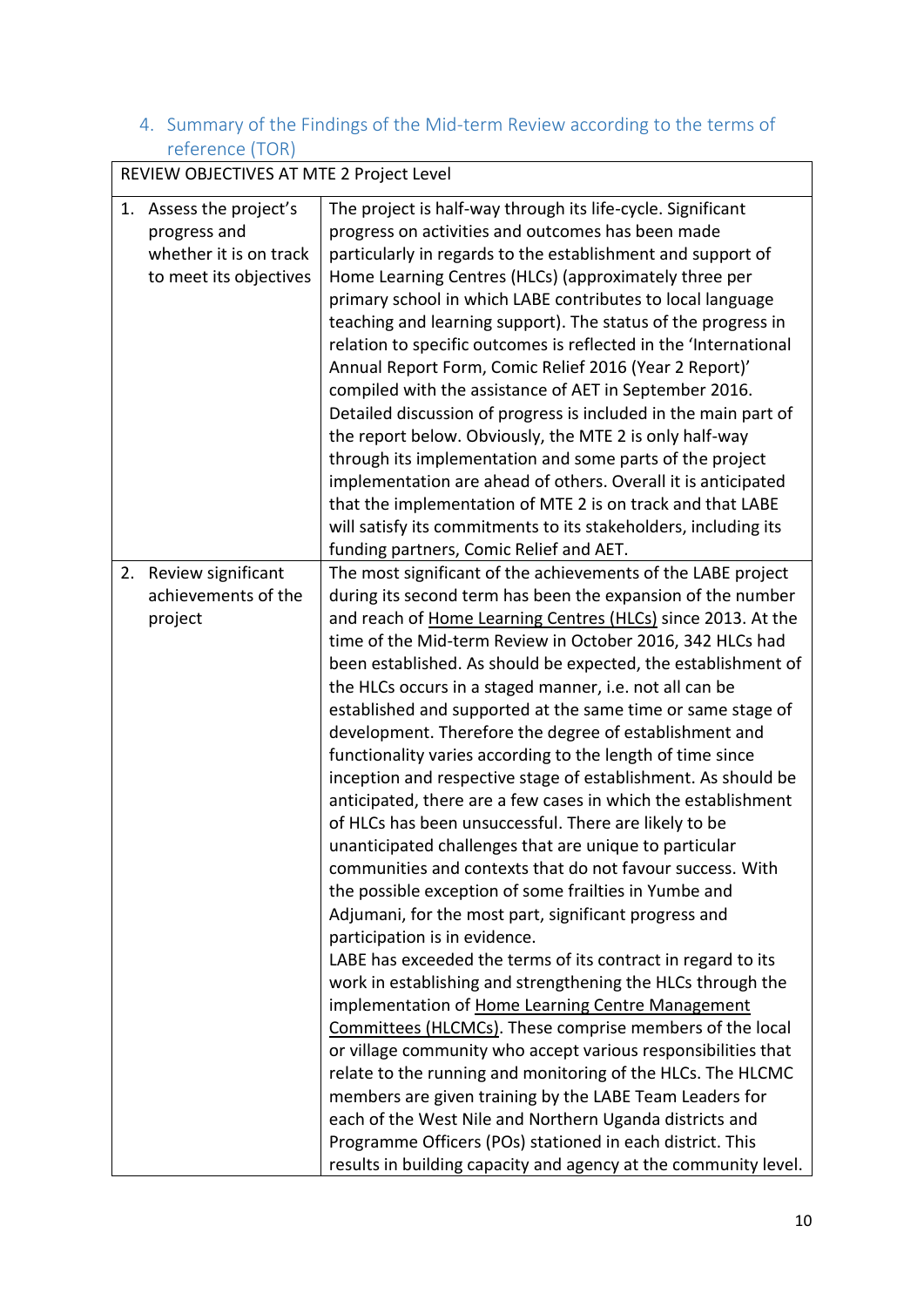## 4. Summary of the Findings of the Mid-term Review according to the terms of reference (TOR)

| REVIEW OBJECTIVES AT MTE 2 Project Level | |
|---|---|
| 1. Assess the project's progress and whether it is on track to meet its objectives | The project is half-way through its life-cycle. Significant progress on activities and outcomes has been made particularly in regards to the establishment and support of Home Learning Centres (HLCs) (approximately three per primary school in which LABE contributes to local language teaching and learning support). The status of the progress in relation to specific outcomes is reflected in the 'International Annual Report Form, Comic Relief 2016 (Year 2 Report)' compiled with the assistance of AET in September 2016. Detailed discussion of progress is included in the main part of the report below. Obviously, the MTE 2 is only half-way through its implementation and some parts of the project implementation are ahead of others. Overall it is anticipated that the implementation of MTE 2 is on track and that LABE will satisfy its commitments to its stakeholders, including its funding partners, Comic Relief and AET. |
| 2. Review significant achievements of the project | The most significant of the achievements of the LABE project during its second term has been the expansion of the number and reach of Home Learning Centres (HLCs) since 2013. At the time of the Mid-term Review in October 2016, 342 HLCs had been established. As should be expected, the establishment of the HLCs occurs in a staged manner, i.e. not all can be established and supported at the same time or same stage of development. Therefore the degree of establishment and functionality varies according to the length of time since inception and respective stage of establishment. As should be anticipated, there are a few cases in which the establishment of HLCs has been unsuccessful. There are likely to be unanticipated challenges that are unique to particular communities and contexts that do not favour success. With the possible exception of some frailties in Yumbe and Adjumani, for the most part, significant progress and participation is in evidence.<br>LABE has exceeded the terms of its contract in regard to its work in establishing and strengthening the HLCs through the implementation of Home Learning Centre Management Committees (HLCMCs). These comprise members of the local or village community who accept various responsibilities that relate to the running and monitoring of the HLCs. The HLCMC members are given training by the LABE Team Leaders for each of the West Nile and Northern Uganda districts and Programme Officers (POs) stationed in each district. This results in building capacity and agency at the community level. |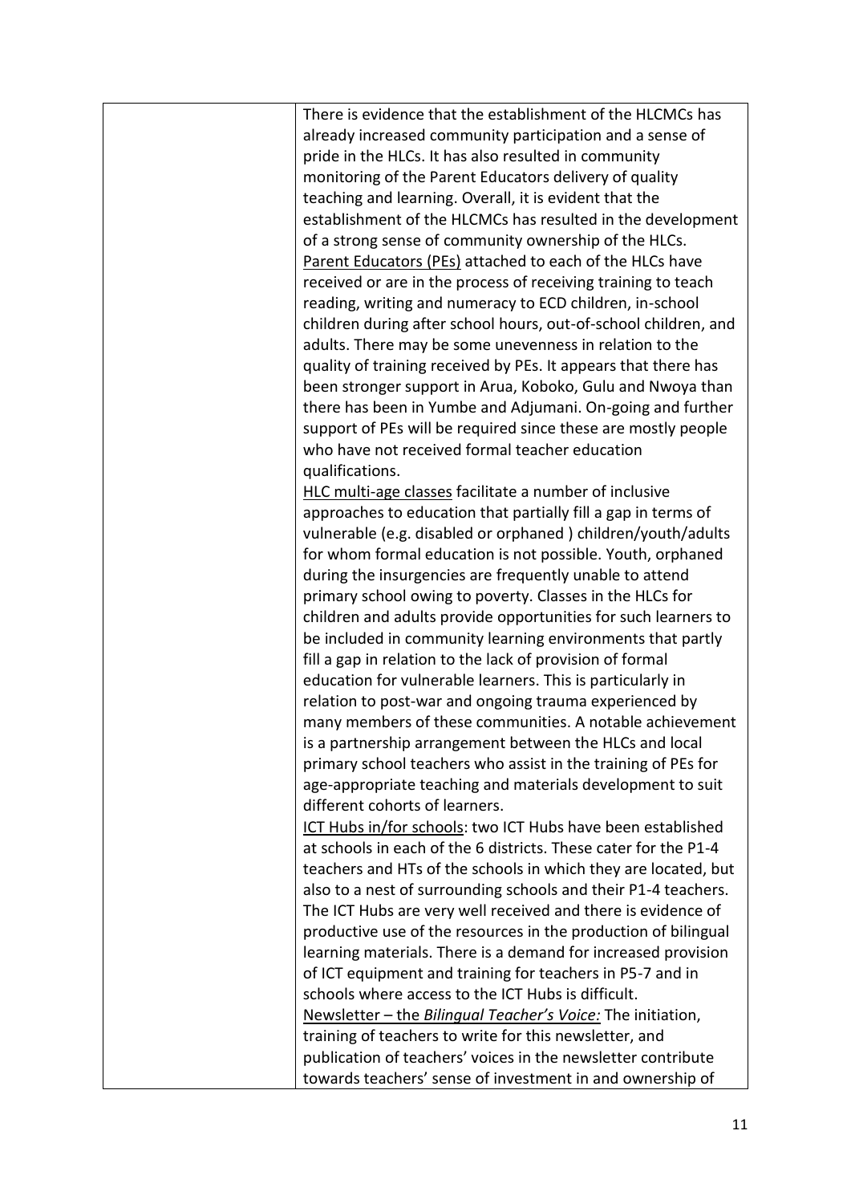| | |
|---|---|
| | There is evidence that the establishment of the HLCMCs has already increased community participation and a sense of pride in the HLCs. It has also resulted in community monitoring of the Parent Educators delivery of quality teaching and learning. Overall, it is evident that the establishment of the HLCMCs has resulted in the development of a strong sense of community ownership of the HLCs.<br>Parent Educators (PEs) attached to each of the HLCs have received or are in the process of receiving training to teach reading, writing and numeracy to ECD children, in-school children during after school hours, out-of-school children, and adults. There may be some unevenness in relation to the quality of training received by PEs. It appears that there has been stronger support in Arua, Koboko, Gulu and Nwoya than there has been in Yumbe and Adjumani. On-going and further support of PEs will be required since these are mostly people who have not received formal teacher education qualifications.<br>HLC multi-age classes facilitate a number of inclusive approaches to education that partially fill a gap in terms of vulnerable (e.g. disabled or orphaned ) children/youth/adults for whom formal education is not possible. Youth, orphaned during the insurgencies are frequently unable to attend primary school owing to poverty. Classes in the HLCs for children and adults provide opportunities for such learners to be included in community learning environments that partly fill a gap in relation to the lack of provision of formal education for vulnerable learners. This is particularly in relation to post-war and ongoing trauma experienced by many members of these communities. A notable achievement is a partnership arrangement between the HLCs and local primary school teachers who assist in the training of PEs for age-appropriate teaching and materials development to suit different cohorts of learners.<br>ICT Hubs in/for schools: two ICT Hubs have been established at schools in each of the 6 districts. These cater for the P1-4 teachers and HTs of the schools in which they are located, but also to a nest of surrounding schools and their P1-4 teachers. The ICT Hubs are very well received and there is evidence of productive use of the resources in the production of bilingual learning materials. There is a demand for increased provision of ICT equipment and training for teachers in P5-7 and in schools where access to the ICT Hubs is difficult.<br>Newsletter – the *Bilingual Teacher's Voice:* The initiation, training of teachers to write for this newsletter, and publication of teachers' voices in the newsletter contribute towards teachers' sense of investment in and ownership of |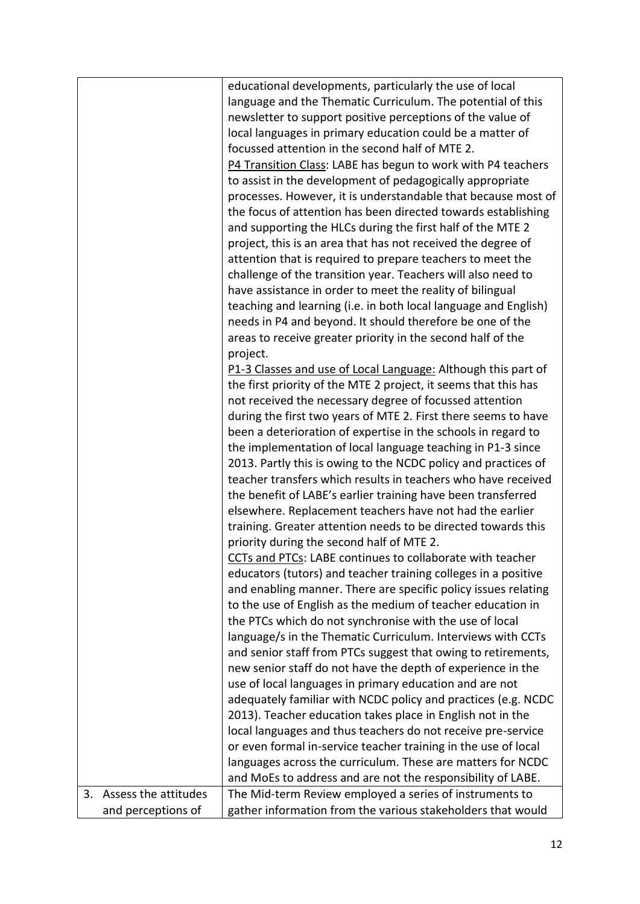| | |
|---|---|
| | educational developments, particularly the use of local language and the Thematic Curriculum. The potential of this newsletter to support positive perceptions of the value of local languages in primary education could be a matter of focussed attention in the second half of MTE 2.<br><u>P4 Transition Class</u>: LABE has begun to work with P4 teachers to assist in the development of pedagogically appropriate processes. However, it is understandable that because most of the focus of attention has been directed towards establishing and supporting the HLCs during the first half of the MTE 2 project, this is an area that has not received the degree of attention that is required to prepare teachers to meet the challenge of the transition year. Teachers will also need to have assistance in order to meet the reality of bilingual teaching and learning (i.e. in both local language and English) needs in P4 and beyond. It should therefore be one of the areas to receive greater priority in the second half of the project.<br><u>P1-3 Classes and use of Local Language:</u> Although this part of the first priority of the MTE 2 project, it seems that this has not received the necessary degree of focussed attention during the first two years of MTE 2. First there seems to have been a deterioration of expertise in the schools in regard to the implementation of local language teaching in P1-3 since 2013. Partly this is owing to the NCDC policy and practices of teacher transfers which results in teachers who have received the benefit of LABE's earlier training have been transferred elsewhere. Replacement teachers have not had the earlier training. Greater attention needs to be directed towards this priority during the second half of MTE 2.<br><u>CCTs and PTCs</u>: LABE continues to collaborate with teacher educators (tutors) and teacher training colleges in a positive and enabling manner. There are specific policy issues relating to the use of English as the medium of teacher education in the PTCs which do not synchronise with the use of local language/s in the Thematic Curriculum. Interviews with CCTs and senior staff from PTCs suggest that owing to retirements, new senior staff do not have the depth of experience in the use of local languages in primary education and are not adequately familiar with NCDC policy and practices (e.g. NCDC 2013). Teacher education takes place in English not in the local languages and thus teachers do not receive pre-service or even formal in-service teacher training in the use of local languages across the curriculum. These are matters for NCDC and MoEs to address and are not the responsibility of LABE. |
| 3. Assess the attitudes and perceptions of | The Mid-term Review employed a series of instruments to gather information from the various stakeholders that would |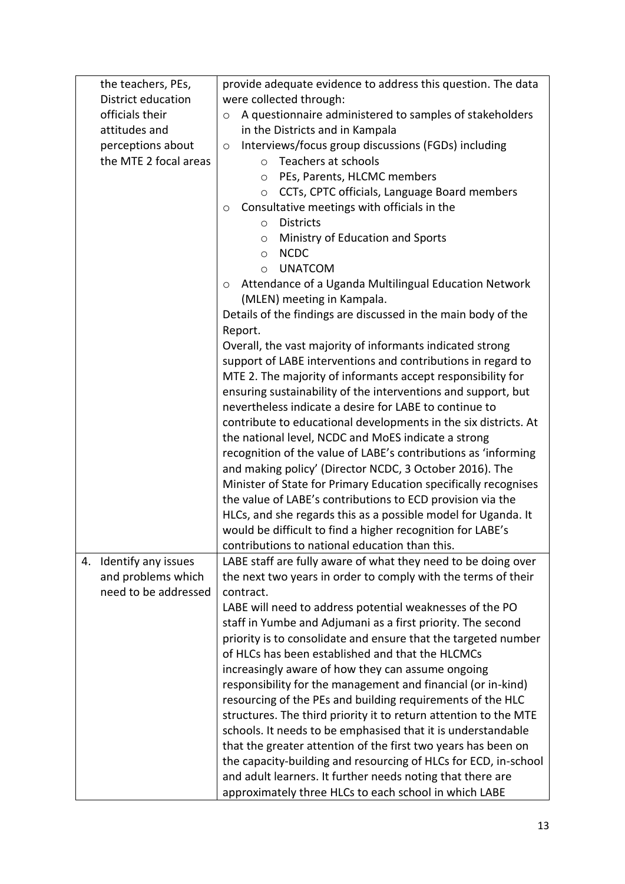| | |
|---|---|
| the teachers, PEs, District education officials their attitudes and perceptions about the MTE 2 focal areas | provide adequate evidence to address this question. The data were collected through:<br>○ A questionnaire administered to samples of stakeholders in the Districts and in Kampala<br>○ Interviews/focus group discussions (FGDs) including<br>&nbsp;&nbsp;&nbsp;&nbsp;○ Teachers at schools<br>&nbsp;&nbsp;&nbsp;&nbsp;○ PEs, Parents, HLCMC members<br>&nbsp;&nbsp;&nbsp;&nbsp;○ CCTs, CPTC officials, Language Board members<br>○ Consultative meetings with officials in the<br>&nbsp;&nbsp;&nbsp;&nbsp;○ Districts<br>&nbsp;&nbsp;&nbsp;&nbsp;○ Ministry of Education and Sports<br>&nbsp;&nbsp;&nbsp;&nbsp;○ NCDC<br>&nbsp;&nbsp;&nbsp;&nbsp;○ UNATCOM<br>○ Attendance of a Uganda Multilingual Education Network (MLEN) meeting in Kampala.<br>Details of the findings are discussed in the main body of the Report.<br>Overall, the vast majority of informants indicated strong support of LABE interventions and contributions in regard to MTE 2. The majority of informants accept responsibility for ensuring sustainability of the interventions and support, but nevertheless indicate a desire for LABE to continue to contribute to educational developments in the six districts. At the national level, NCDC and MoES indicate a strong recognition of the value of LABE's contributions as 'informing and making policy' (Director NCDC, 3 October 2016). The Minister of State for Primary Education specifically recognises the value of LABE's contributions to ECD provision via the HLCs, and she regards this as a possible model for Uganda. It would be difficult to find a higher recognition for LABE's contributions to national education than this. |
| 4. Identify any issues and problems which need to be addressed | LABE staff are fully aware of what they need to be doing over the next two years in order to comply with the terms of their contract.<br>LABE will need to address potential weaknesses of the PO staff in Yumbe and Adjumani as a first priority. The second priority is to consolidate and ensure that the targeted number of HLCs has been established and that the HLCMCs increasingly aware of how they can assume ongoing responsibility for the management and financial (or in-kind) resourcing of the PEs and building requirements of the HLC structures. The third priority it to return attention to the MTE schools. It needs to be emphasised that it is understandable that the greater attention of the first two years has been on the capacity-building and resourcing of HLCs for ECD, in-school and adult learners. It further needs noting that there are approximately three HLCs to each school in which LABE |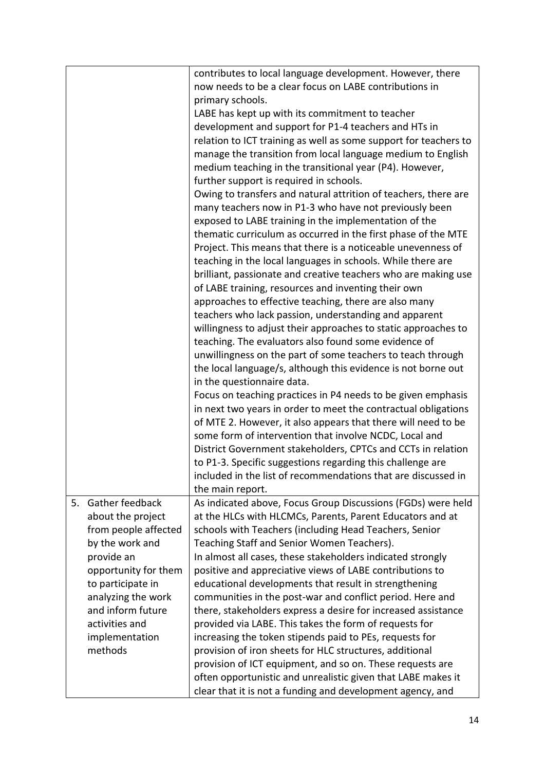|  |  |
|---|---|
|  | contributes to local language development. However, there now needs to be a clear focus on LABE contributions in primary schools.<br>LABE has kept up with its commitment to teacher development and support for P1-4 teachers and HTs in relation to ICT training as well as some support for teachers to manage the transition from local language medium to English medium teaching in the transitional year (P4). However, further support is required in schools.<br>Owing to transfers and natural attrition of teachers, there are many teachers now in P1-3 who have not previously been exposed to LABE training in the implementation of the thematic curriculum as occurred in the first phase of the MTE Project. This means that there is a noticeable unevenness of teaching in the local languages in schools. While there are brilliant, passionate and creative teachers who are making use of LABE training, resources and inventing their own approaches to effective teaching, there are also many teachers who lack passion, understanding and apparent willingness to adjust their approaches to static approaches to teaching. The evaluators also found some evidence of unwillingness on the part of some teachers to teach through the local language/s, although this evidence is not borne out in the questionnaire data.<br>Focus on teaching practices in P4 needs to be given emphasis in next two years in order to meet the contractual obligations of MTE 2. However, it also appears that there will need to be some form of intervention that involve NCDC, Local and District Government stakeholders, CPTCs and CCTs in relation to P1-3. Specific suggestions regarding this challenge are included in the list of recommendations that are discussed in the main report. |
| 5. Gather feedback about the project from people affected by the work and provide an opportunity for them to participate in analyzing the work and inform future activities and implementation methods | As indicated above, Focus Group Discussions (FGDs) were held at the HLCs with HLCMCs, Parents, Parent Educators and at schools with Teachers (including Head Teachers, Senior Teaching Staff and Senior Women Teachers).<br>In almost all cases, these stakeholders indicated strongly positive and appreciative views of LABE contributions to educational developments that result in strengthening communities in the post-war and conflict period. Here and there, stakeholders express a desire for increased assistance provided via LABE. This takes the form of requests for increasing the token stipends paid to PEs, requests for provision of iron sheets for HLC structures, additional provision of ICT equipment, and so on. These requests are often opportunistic and unrealistic given that LABE makes it clear that it is not a funding and development agency, and |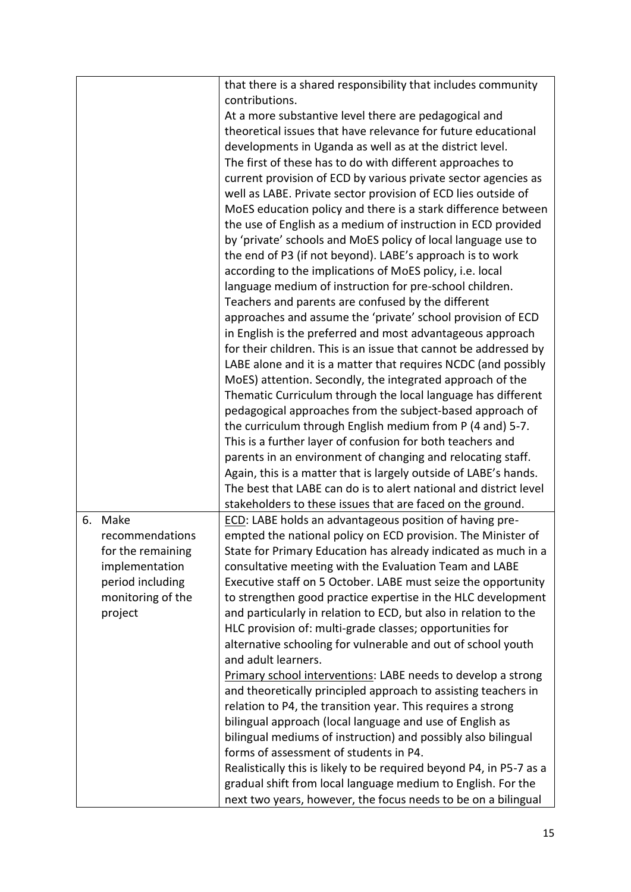| | |
|---|---|
| | that there is a shared responsibility that includes community contributions.<br>At a more substantive level there are pedagogical and theoretical issues that have relevance for future educational developments in Uganda as well as at the district level.<br>The first of these has to do with different approaches to current provision of ECD by various private sector agencies as well as LABE. Private sector provision of ECD lies outside of MoES education policy and there is a stark difference between the use of English as a medium of instruction in ECD provided by 'private' schools and MoES policy of local language use to the end of P3 (if not beyond). LABE's approach is to work according to the implications of MoES policy, i.e. local language medium of instruction for pre-school children. Teachers and parents are confused by the different approaches and assume the 'private' school provision of ECD in English is the preferred and most advantageous approach for their children. This is an issue that cannot be addressed by LABE alone and it is a matter that requires NCDC (and possibly MoES) attention. Secondly, the integrated approach of the Thematic Curriculum through the local language has different pedagogical approaches from the subject-based approach of the curriculum through English medium from P (4 and) 5-7. This is a further layer of confusion for both teachers and parents in an environment of changing and relocating staff. Again, this is a matter that is largely outside of LABE's hands. The best that LABE can do is to alert national and district level stakeholders to these issues that are faced on the ground. |
| 6. Make recommendations for the remaining implementation period including monitoring of the project | ECD: LABE holds an advantageous position of having pre-empted the national policy on ECD provision. The Minister of State for Primary Education has already indicated as much in a consultative meeting with the Evaluation Team and LABE Executive staff on 5 October. LABE must seize the opportunity to strengthen good practice expertise in the HLC development and particularly in relation to ECD, but also in relation to the HLC provision of: multi-grade classes; opportunities for alternative schooling for vulnerable and out of school youth and adult learners.<br>Primary school interventions: LABE needs to develop a strong and theoretically principled approach to assisting teachers in relation to P4, the transition year. This requires a strong bilingual approach (local language and use of English as bilingual mediums of instruction) and possibly also bilingual forms of assessment of students in P4.<br>Realistically this is likely to be required beyond P4, in P5-7 as a gradual shift from local language medium to English. For the next two years, however, the focus needs to be on a bilingual |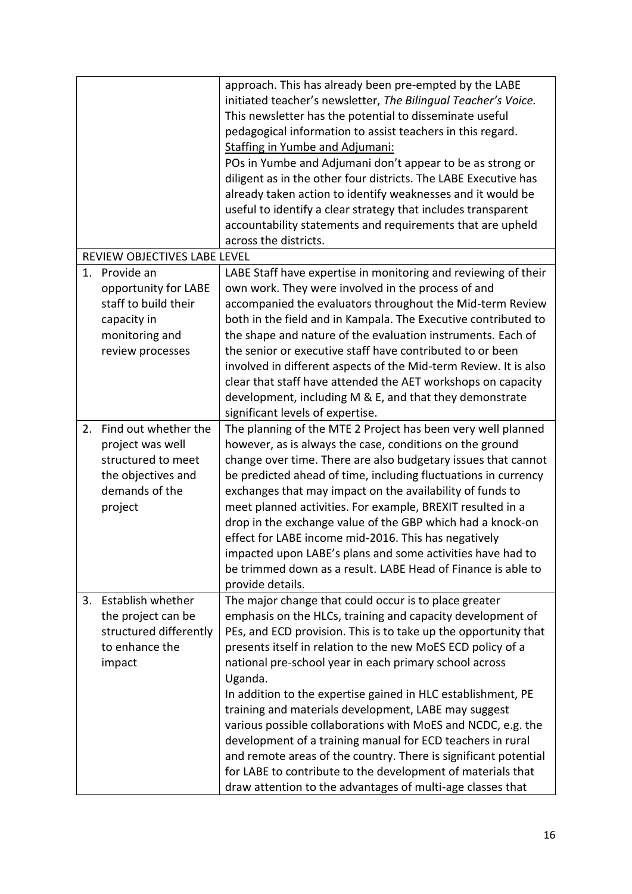| | |
|---|---|
| | approach. This has already been pre-empted by the LABE initiated teacher's newsletter, *The Bilingual Teacher's Voice.* This newsletter has the potential to disseminate useful pedagogical information to assist teachers in this regard.<br><u>Staffing in Yumbe and Adjumani:</u><br>POs in Yumbe and Adjumani don't appear to be as strong or diligent as in the other four districts. The LABE Executive has already taken action to identify weaknesses and it would be useful to identify a clear strategy that includes transparent accountability statements and requirements that are upheld across the districts. |
| REVIEW OBJECTIVES LABE LEVEL | |
| 1. Provide an opportunity for LABE staff to build their capacity in monitoring and review processes | LABE Staff have expertise in monitoring and reviewing of their own work. They were involved in the process of and accompanied the evaluators throughout the Mid-term Review both in the field and in Kampala. The Executive contributed to the shape and nature of the evaluation instruments. Each of the senior or executive staff have contributed to or been involved in different aspects of the Mid-term Review. It is also clear that staff have attended the AET workshops on capacity development, including M & E, and that they demonstrate significant levels of expertise. |
| 2. Find out whether the project was well structured to meet the objectives and demands of the project | The planning of the MTE 2 Project has been very well planned however, as is always the case, conditions on the ground change over time. There are also budgetary issues that cannot be predicted ahead of time, including fluctuations in currency exchanges that may impact on the availability of funds to meet planned activities. For example, BREXIT resulted in a drop in the exchange value of the GBP which had a knock-on effect for LABE income mid-2016. This has negatively impacted upon LABE's plans and some activities have had to be trimmed down as a result. LABE Head of Finance is able to provide details. |
| 3. Establish whether the project can be structured differently to enhance the impact | The major change that could occur is to place greater emphasis on the HLCs, training and capacity development of PEs, and ECD provision. This is to take up the opportunity that presents itself in relation to the new MoES ECD policy of a national pre-school year in each primary school across Uganda.<br>In addition to the expertise gained in HLC establishment, PE training and materials development, LABE may suggest various possible collaborations with MoES and NCDC, e.g. the development of a training manual for ECD teachers in rural and remote areas of the country. There is significant potential for LABE to contribute to the development of materials that draw attention to the advantages of multi-age classes that |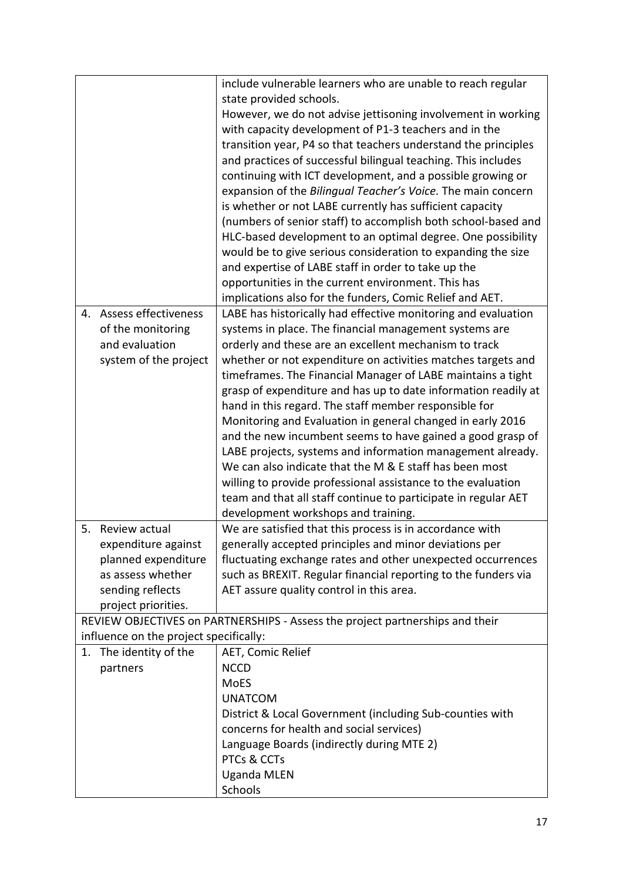| | |
|---|---|
| | include vulnerable learners who are unable to reach regular state provided schools.<br>However, we do not advise jettisoning involvement in working with capacity development of P1-3 teachers and in the transition year, P4 so that teachers understand the principles and practices of successful bilingual teaching. This includes continuing with ICT development, and a possible growing or expansion of the *Bilingual Teacher's Voice*. The main concern is whether or not LABE currently has sufficient capacity (numbers of senior staff) to accomplish both school-based and HLC-based development to an optimal degree. One possibility would be to give serious consideration to expanding the size and expertise of LABE staff in order to take up the opportunities in the current environment. This has implications also for the funders, Comic Relief and AET. |
| 4. Assess effectiveness of the monitoring and evaluation system of the project | LABE has historically had effective monitoring and evaluation systems in place. The financial management systems are orderly and these are an excellent mechanism to track whether or not expenditure on activities matches targets and timeframes. The Financial Manager of LABE maintains a tight grasp of expenditure and has up to date information readily at hand in this regard. The staff member responsible for Monitoring and Evaluation in general changed in early 2016 and the new incumbent seems to have gained a good grasp of LABE projects, systems and information management already. We can also indicate that the M & E staff has been most willing to provide professional assistance to the evaluation team and that all staff continue to participate in regular AET development workshops and training. |
| 5. Review actual expenditure against planned expenditure as assess whether sending reflects project priorities. | We are satisfied that this process is in accordance with generally accepted principles and minor deviations per fluctuating exchange rates and other unexpected occurrences such as BREXIT. Regular financial reporting to the funders via AET assure quality control in this area. |
| REVIEW OBJECTIVES on PARTNERSHIPS - Assess the project partnerships and their influence on the project specifically: | |
| 1. The identity of the partners | AET, Comic Relief<br>NCCD<br>MoES<br>UNATCOM<br>District & Local Government (including Sub-counties with concerns for health and social services)<br>Language Boards (indirectly during MTE 2)<br>PTCs & CCTs<br>Uganda MLEN<br>Schools |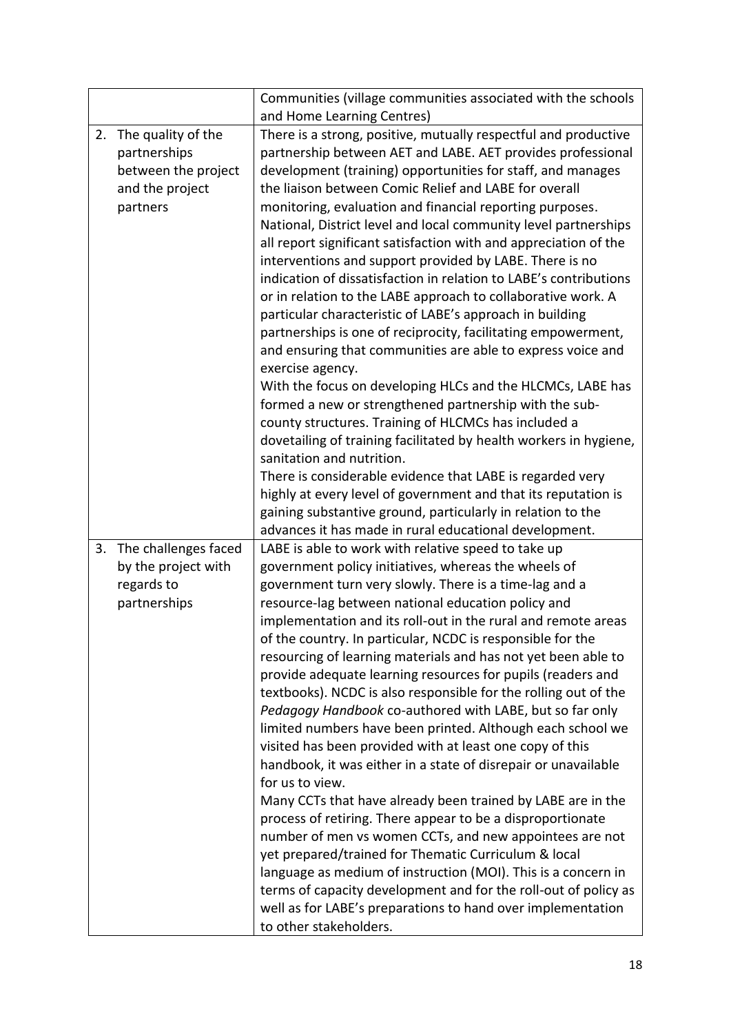| | |
|---|---|
| | Communities (village communities associated with the schools and Home Learning Centres) |
| 2. The quality of the partnerships between the project and the project partners | There is a strong, positive, mutually respectful and productive partnership between AET and LABE. AET provides professional development (training) opportunities for staff, and manages the liaison between Comic Relief and LABE for overall monitoring, evaluation and financial reporting purposes.<br>National, District level and local community level partnerships all report significant satisfaction with and appreciation of the interventions and support provided by LABE. There is no indication of dissatisfaction in relation to LABE's contributions or in relation to the LABE approach to collaborative work. A particular characteristic of LABE's approach in building partnerships is one of reciprocity, facilitating empowerment, and ensuring that communities are able to express voice and exercise agency.<br>With the focus on developing HLCs and the HLCMCs, LABE has formed a new or strengthened partnership with the sub-county structures. Training of HLCMCs has included a dovetailing of training facilitated by health workers in hygiene, sanitation and nutrition.<br>There is considerable evidence that LABE is regarded very highly at every level of government and that its reputation is gaining substantive ground, particularly in relation to the advances it has made in rural educational development. |
| 3. The challenges faced by the project with regards to partnerships | LABE is able to work with relative speed to take up government policy initiatives, whereas the wheels of government turn very slowly. There is a time-lag and a resource-lag between national education policy and implementation and its roll-out in the rural and remote areas of the country. In particular, NCDC is responsible for the resourcing of learning materials and has not yet been able to provide adequate learning resources for pupils (readers and textbooks). NCDC is also responsible for the rolling out of the *Pedagogy Handbook* co-authored with LABE, but so far only limited numbers have been printed. Although each school we visited has been provided with at least one copy of this handbook, it was either in a state of disrepair or unavailable for us to view.<br>Many CCTs that have already been trained by LABE are in the process of retiring. There appear to be a disproportionate number of men vs women CCTs, and new appointees are not yet prepared/trained for Thematic Curriculum & local language as medium of instruction (MOI). This is a concern in terms of capacity development and for the roll-out of policy as well as for LABE's preparations to hand over implementation to other stakeholders. |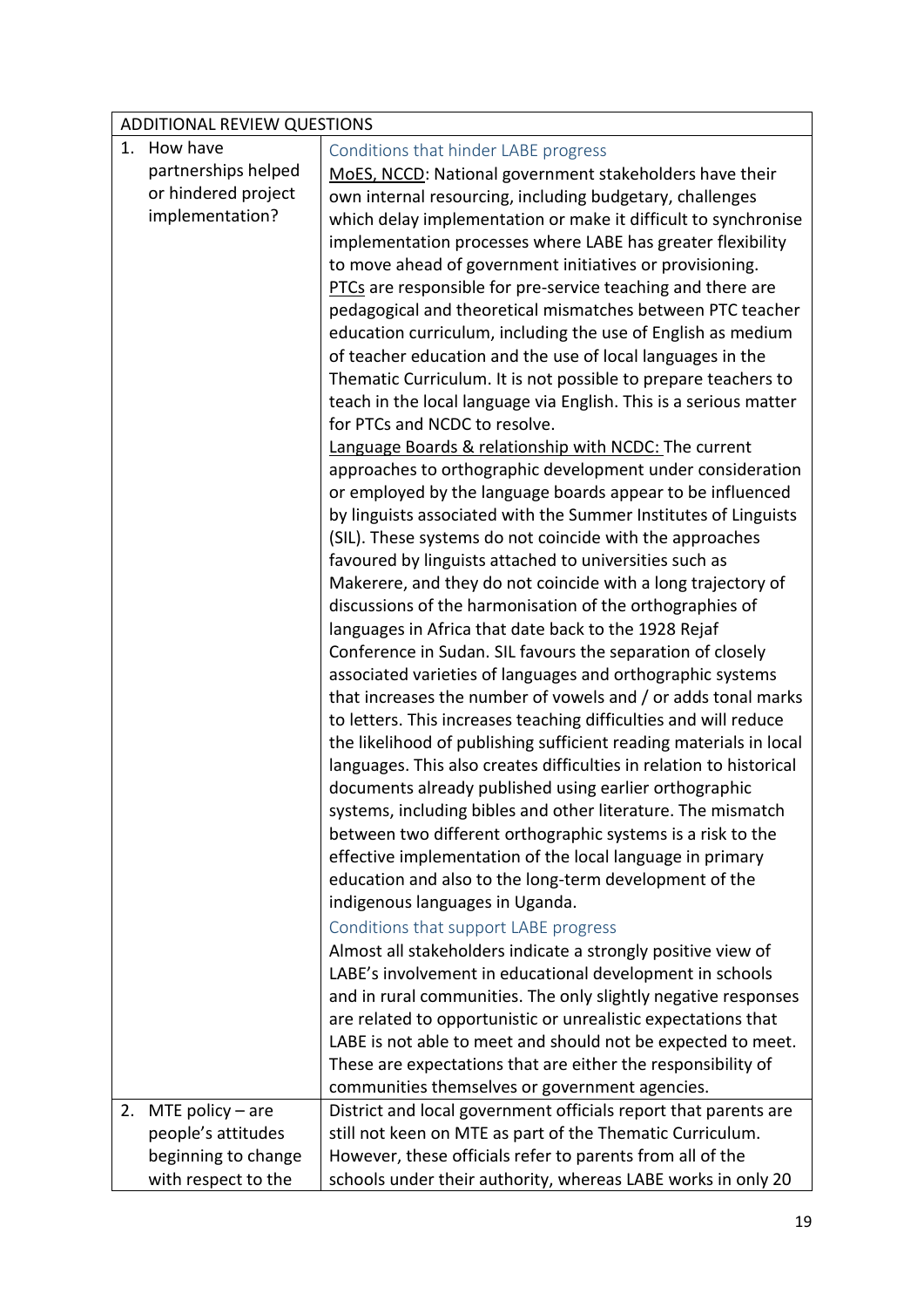| ADDITIONAL REVIEW QUESTIONS | |
|---|---|
| 1. How have partnerships helped or hindered project implementation? | Conditions that hinder LABE progress<br><u>MoES, NCCD</u>: National government stakeholders have their own internal resourcing, including budgetary, challenges which delay implementation or make it difficult to synchronise implementation processes where LABE has greater flexibility to move ahead of government initiatives or provisioning.<br><u>PTCs</u> are responsible for pre-service teaching and there are pedagogical and theoretical mismatches between PTC teacher education curriculum, including the use of English as medium of teacher education and the use of local languages in the Thematic Curriculum. It is not possible to prepare teachers to teach in the local language via English. This is a serious matter for PTCs and NCDC to resolve.<br><u>Language Boards & relationship with NCDC:</u> The current approaches to orthographic development under consideration or employed by the language boards appear to be influenced by linguists associated with the Summer Institutes of Linguists (SIL). These systems do not coincide with the approaches favoured by linguists attached to universities such as Makerere, and they do not coincide with a long trajectory of discussions of the harmonisation of the orthographies of languages in Africa that date back to the 1928 Rejaf Conference in Sudan. SIL favours the separation of closely associated varieties of languages and orthographic systems that increases the number of vowels and / or adds tonal marks to letters. This increases teaching difficulties and will reduce the likelihood of publishing sufficient reading materials in local languages. This also creates difficulties in relation to historical documents already published using earlier orthographic systems, including bibles and other literature. The mismatch between two different orthographic systems is a risk to the effective implementation of the local language in primary education and also to the long-term development of the indigenous languages in Uganda.<br>Conditions that support LABE progress<br>Almost all stakeholders indicate a strongly positive view of LABE's involvement in educational development in schools and in rural communities. The only slightly negative responses are related to opportunistic or unrealistic expectations that LABE is not able to meet and should not be expected to meet. These are expectations that are either the responsibility of communities themselves or government agencies. |
| 2. MTE policy – are people's attitudes beginning to change with respect to the | District and local government officials report that parents are still not keen on MTE as part of the Thematic Curriculum. However, these officials refer to parents from all of the schools under their authority, whereas LABE works in only 20 |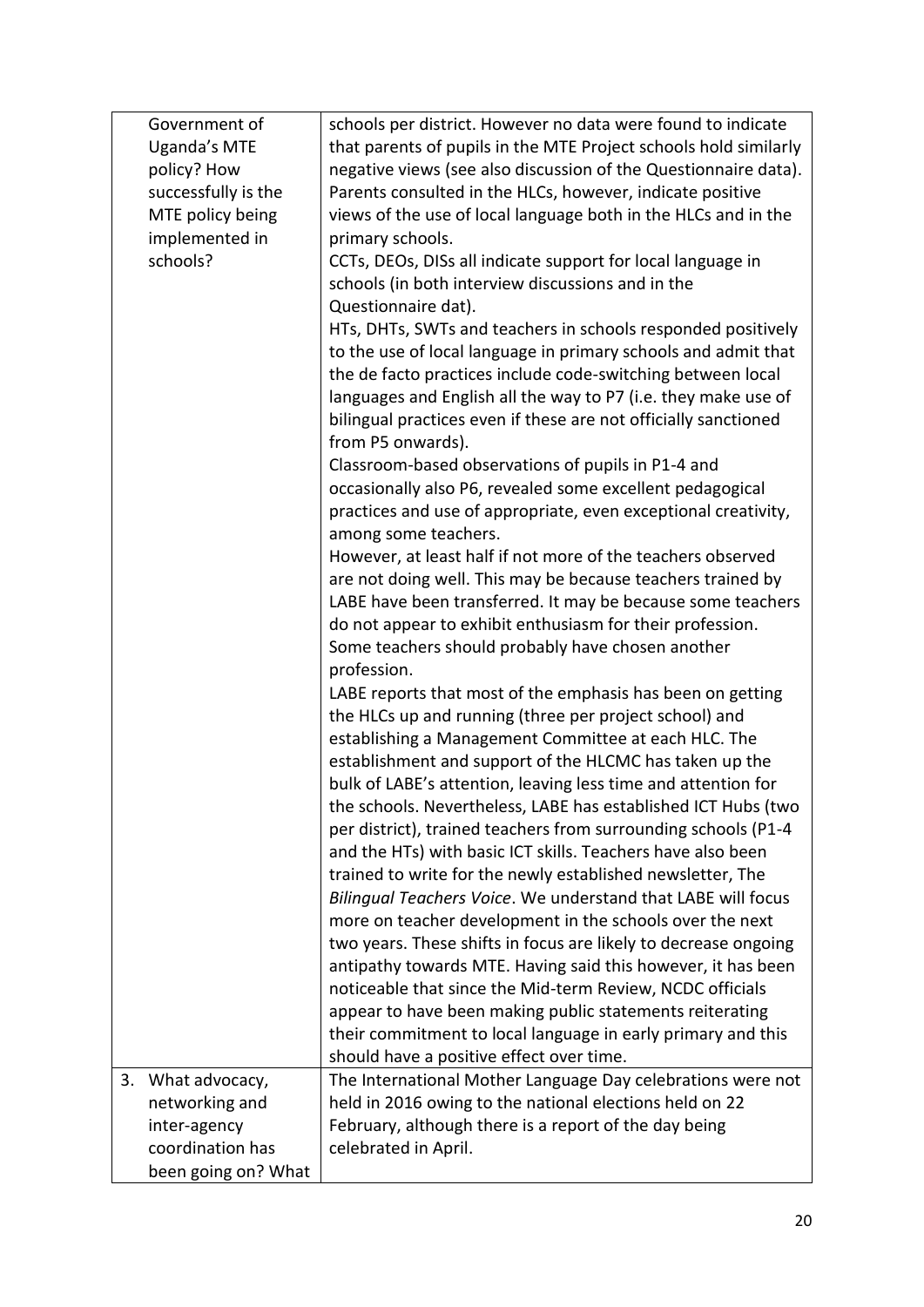| | |
|---|---|
| Government of Uganda's MTE policy? How successfully is the MTE policy being implemented in schools? | schools per district. However no data were found to indicate that parents of pupils in the MTE Project schools hold similarly negative views (see also discussion of the Questionnaire data). Parents consulted in the HLCs, however, indicate positive views of the use of local language both in the HLCs and in the primary schools.<br>CCTs, DEOs, DISs all indicate support for local language in schools (in both interview discussions and in the Questionnaire dat).<br>HTs, DHTs, SWTs and teachers in schools responded positively to the use of local language in primary schools and admit that the de facto practices include code-switching between local languages and English all the way to P7 (i.e. they make use of bilingual practices even if these are not officially sanctioned from P5 onwards).<br>Classroom-based observations of pupils in P1-4 and occasionally also P6, revealed some excellent pedagogical practices and use of appropriate, even exceptional creativity, among some teachers.<br>However, at least half if not more of the teachers observed are not doing well. This may be because teachers trained by LABE have been transferred. It may be because some teachers do not appear to exhibit enthusiasm for their profession. Some teachers should probably have chosen another profession.<br>LABE reports that most of the emphasis has been on getting the HLCs up and running (three per project school) and establishing a Management Committee at each HLC. The establishment and support of the HLCMC has taken up the bulk of LABE's attention, leaving less time and attention for the schools. Nevertheless, LABE has established ICT Hubs (two per district), trained teachers from surrounding schools (P1-4 and the HTs) with basic ICT skills. Teachers have also been trained to write for the newly established newsletter, The *Bilingual Teachers Voice*. We understand that LABE will focus more on teacher development in the schools over the next two years. These shifts in focus are likely to decrease ongoing antipathy towards MTE. Having said this however, it has been noticeable that since the Mid-term Review, NCDC officials appear to have been making public statements reiterating their commitment to local language in early primary and this should have a positive effect over time. |
| 3. What advocacy, networking and inter-agency coordination has been going on? What | The International Mother Language Day celebrations were not held in 2016 owing to the national elections held on 22 February, although there is a report of the day being celebrated in April. |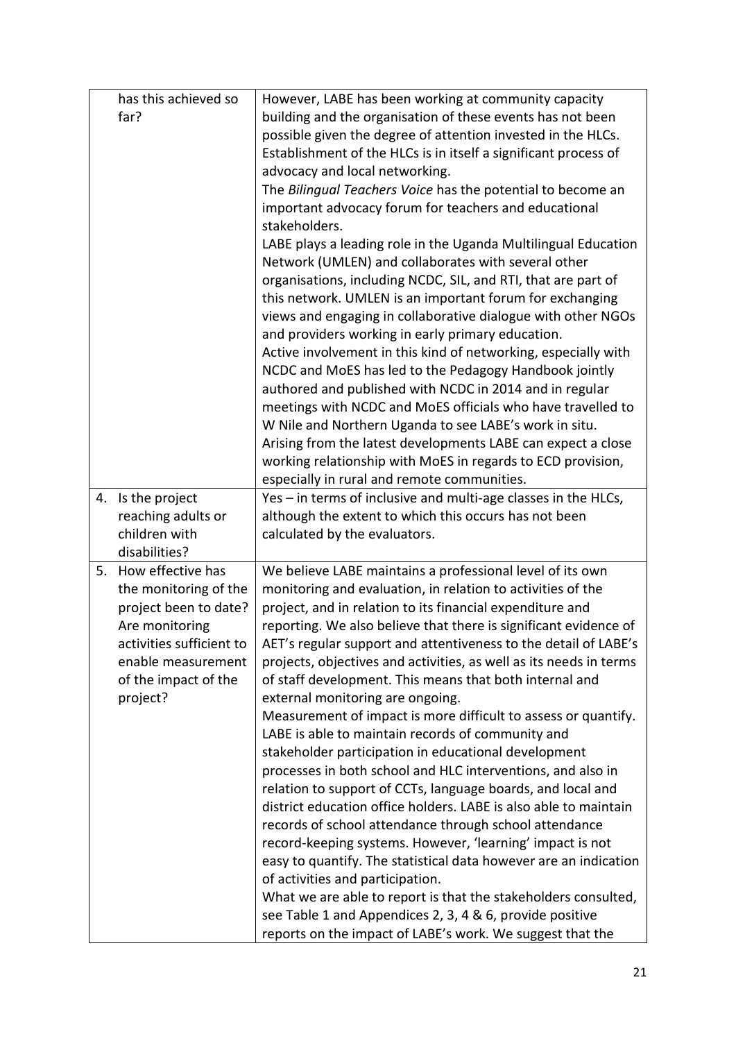| | |
|---|---|
| has this achieved so far? | However, LABE has been working at community capacity building and the organisation of these events has not been possible given the degree of attention invested in the HLCs. Establishment of the HLCs is in itself a significant process of advocacy and local networking.<br>The *Bilingual Teachers Voice* has the potential to become an important advocacy forum for teachers and educational stakeholders.<br>LABE plays a leading role in the Uganda Multilingual Education Network (UMLEN) and collaborates with several other organisations, including NCDC, SIL, and RTI, that are part of this network. UMLEN is an important forum for exchanging views and engaging in collaborative dialogue with other NGOs and providers working in early primary education.<br>Active involvement in this kind of networking, especially with NCDC and MoES has led to the Pedagogy Handbook jointly authored and published with NCDC in 2014 and in regular meetings with NCDC and MoES officials who have travelled to W Nile and Northern Uganda to see LABE's work in situ.<br>Arising from the latest developments LABE can expect a close working relationship with MoES in regards to ECD provision, especially in rural and remote communities. |
| 4. Is the project reaching adults or children with disabilities? | Yes – in terms of inclusive and multi-age classes in the HLCs, although the extent to which this occurs has not been calculated by the evaluators. |
| 5. How effective has the monitoring of the project been to date? Are monitoring activities sufficient to enable measurement of the impact of the project? | We believe LABE maintains a professional level of its own monitoring and evaluation, in relation to activities of the project, and in relation to its financial expenditure and reporting. We also believe that there is significant evidence of AET's regular support and attentiveness to the detail of LABE's projects, objectives and activities, as well as its needs in terms of staff development. This means that both internal and external monitoring are ongoing.<br>Measurement of impact is more difficult to assess or quantify. LABE is able to maintain records of community and stakeholder participation in educational development processes in both school and HLC interventions, and also in relation to support of CCTs, language boards, and local and district education office holders. LABE is also able to maintain records of school attendance through school attendance record-keeping systems. However, 'learning' impact is not easy to quantify. The statistical data however are an indication of activities and participation.<br>What we are able to report is that the stakeholders consulted, see Table 1 and Appendices 2, 3, 4 & 6, provide positive reports on the impact of LABE's work. We suggest that the |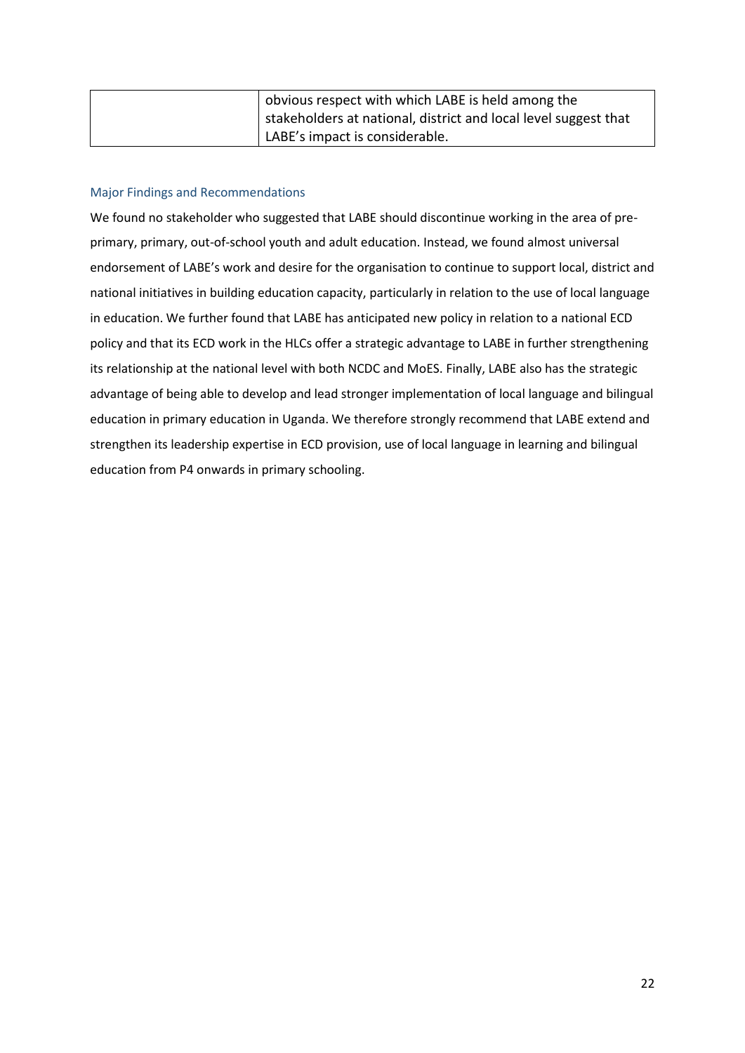| | obvious respect with which LABE is held among the stakeholders at national, district and local level suggest that LABE's impact is considerable. |
|---|---|

### Major Findings and Recommendations

We found no stakeholder who suggested that LABE should discontinue working in the area of pre-primary, primary, out-of-school youth and adult education. Instead, we found almost universal endorsement of LABE's work and desire for the organisation to continue to support local, district and national initiatives in building education capacity, particularly in relation to the use of local language in education. We further found that LABE has anticipated new policy in relation to a national ECD policy and that its ECD work in the HLCs offer a strategic advantage to LABE in further strengthening its relationship at the national level with both NCDC and MoES. Finally, LABE also has the strategic advantage of being able to develop and lead stronger implementation of local language and bilingual education in primary education in Uganda. We therefore strongly recommend that LABE extend and strengthen its leadership expertise in ECD provision, use of local language in learning and bilingual education from P4 onwards in primary schooling.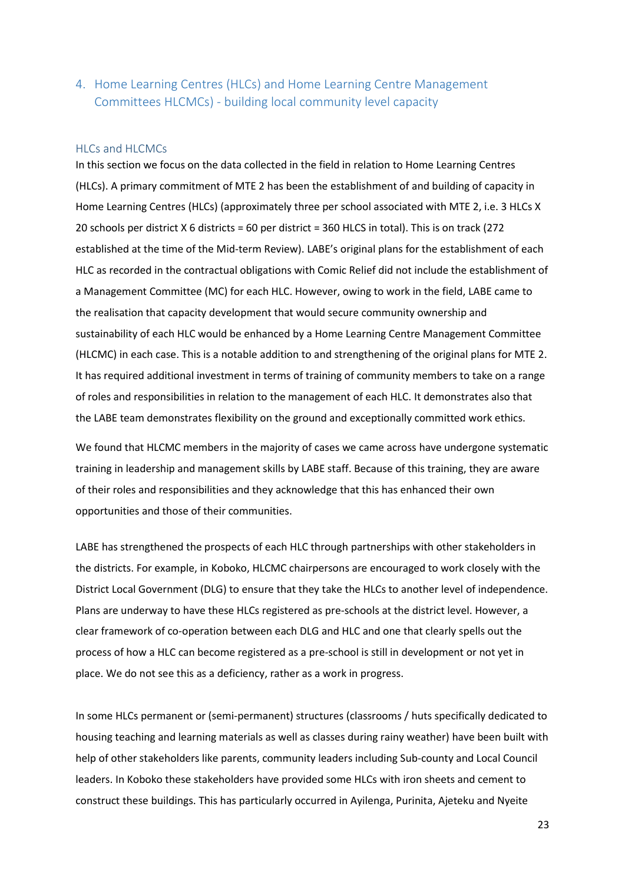## 4. Home Learning Centres (HLCs) and Home Learning Centre Management Committees HLCMCs) - building local community level capacity

### HLCs and HLCMCs

In this section we focus on the data collected in the field in relation to Home Learning Centres (HLCs). A primary commitment of MTE 2 has been the establishment of and building of capacity in Home Learning Centres (HLCs) (approximately three per school associated with MTE 2, i.e. 3 HLCs X 20 schools per district X 6 districts = 60 per district = 360 HLCS in total). This is on track (272 established at the time of the Mid-term Review). LABE's original plans for the establishment of each HLC as recorded in the contractual obligations with Comic Relief did not include the establishment of a Management Committee (MC) for each HLC. However, owing to work in the field, LABE came to the realisation that capacity development that would secure community ownership and sustainability of each HLC would be enhanced by a Home Learning Centre Management Committee (HLCMC) in each case. This is a notable addition to and strengthening of the original plans for MTE 2. It has required additional investment in terms of training of community members to take on a range of roles and responsibilities in relation to the management of each HLC. It demonstrates also that the LABE team demonstrates flexibility on the ground and exceptionally committed work ethics.

We found that HLCMC members in the majority of cases we came across have undergone systematic training in leadership and management skills by LABE staff. Because of this training, they are aware of their roles and responsibilities and they acknowledge that this has enhanced their own opportunities and those of their communities.

LABE has strengthened the prospects of each HLC through partnerships with other stakeholders in the districts. For example, in Koboko, HLCMC chairpersons are encouraged to work closely with the District Local Government (DLG) to ensure that they take the HLCs to another level of independence. Plans are underway to have these HLCs registered as pre-schools at the district level. However, a clear framework of co-operation between each DLG and HLC and one that clearly spells out the process of how a HLC can become registered as a pre-school is still in development or not yet in place. We do not see this as a deficiency, rather as a work in progress.

In some HLCs permanent or (semi-permanent) structures (classrooms / huts specifically dedicated to housing teaching and learning materials as well as classes during rainy weather) have been built with help of other stakeholders like parents, community leaders including Sub-county and Local Council leaders. In Koboko these stakeholders have provided some HLCs with iron sheets and cement to construct these buildings. This has particularly occurred in Ayilenga, Purinita, Ajeteku and Nyeite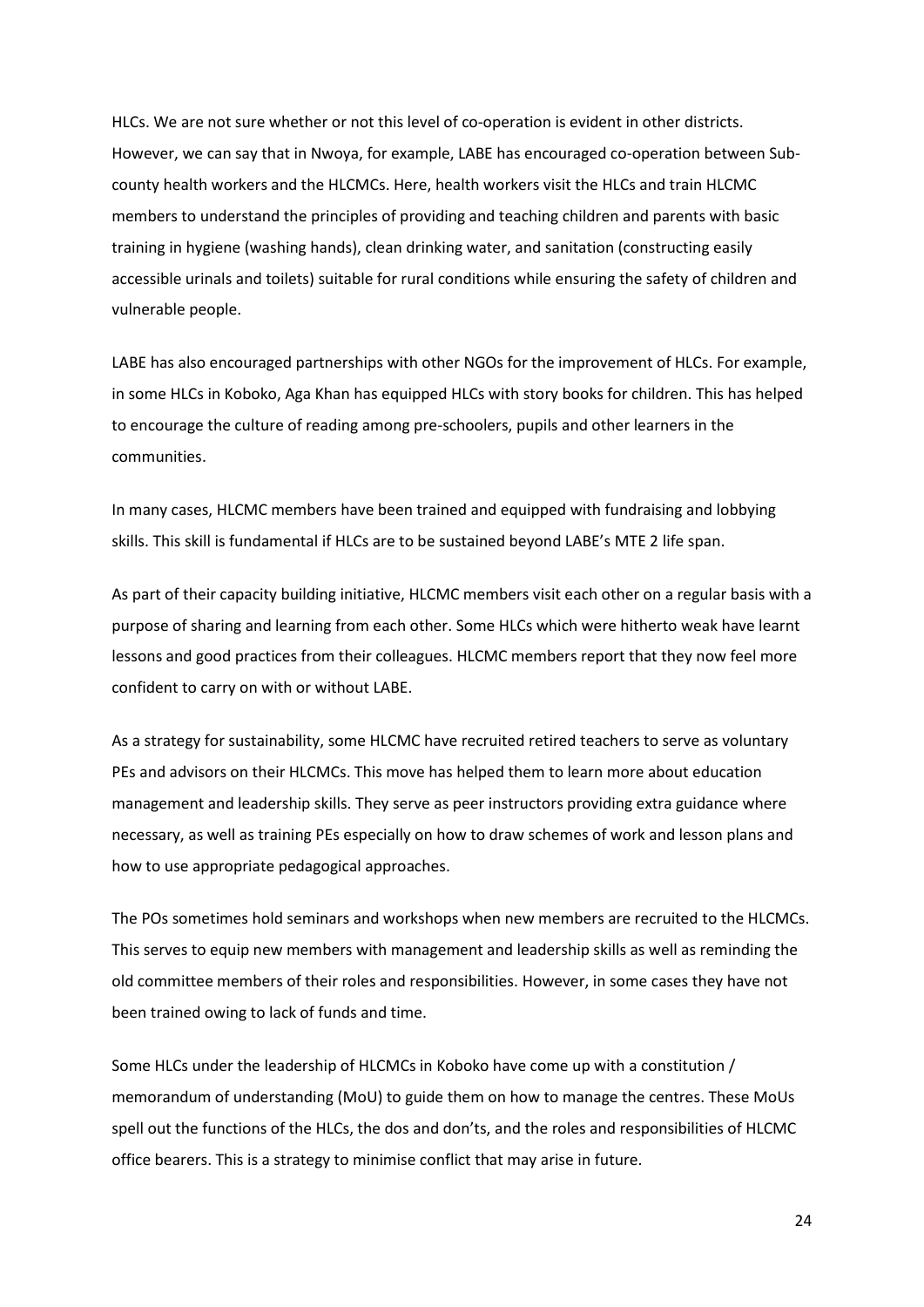HLCs. We are not sure whether or not this level of co-operation is evident in other districts. However, we can say that in Nwoya, for example, LABE has encouraged co-operation between Sub-county health workers and the HLCMCs. Here, health workers visit the HLCs and train HLCMC members to understand the principles of providing and teaching children and parents with basic training in hygiene (washing hands), clean drinking water, and sanitation (constructing easily accessible urinals and toilets) suitable for rural conditions while ensuring the safety of children and vulnerable people.

LABE has also encouraged partnerships with other NGOs for the improvement of HLCs. For example, in some HLCs in Koboko, Aga Khan has equipped HLCs with story books for children. This has helped to encourage the culture of reading among pre-schoolers, pupils and other learners in the communities.

In many cases, HLCMC members have been trained and equipped with fundraising and lobbying skills. This skill is fundamental if HLCs are to be sustained beyond LABE's MTE 2 life span.

As part of their capacity building initiative, HLCMC members visit each other on a regular basis with a purpose of sharing and learning from each other. Some HLCs which were hitherto weak have learnt lessons and good practices from their colleagues. HLCMC members report that they now feel more confident to carry on with or without LABE.

As a strategy for sustainability, some HLCMC have recruited retired teachers to serve as voluntary PEs and advisors on their HLCMCs. This move has helped them to learn more about education management and leadership skills. They serve as peer instructors providing extra guidance where necessary, as well as training PEs especially on how to draw schemes of work and lesson plans and how to use appropriate pedagogical approaches.

The POs sometimes hold seminars and workshops when new members are recruited to the HLCMCs. This serves to equip new members with management and leadership skills as well as reminding the old committee members of their roles and responsibilities. However, in some cases they have not been trained owing to lack of funds and time.

Some HLCs under the leadership of HLCMCs in Koboko have come up with a constitution / memorandum of understanding (MoU) to guide them on how to manage the centres. These MoUs spell out the functions of the HLCs, the dos and don'ts, and the roles and responsibilities of HLCMC office bearers. This is a strategy to minimise conflict that may arise in future.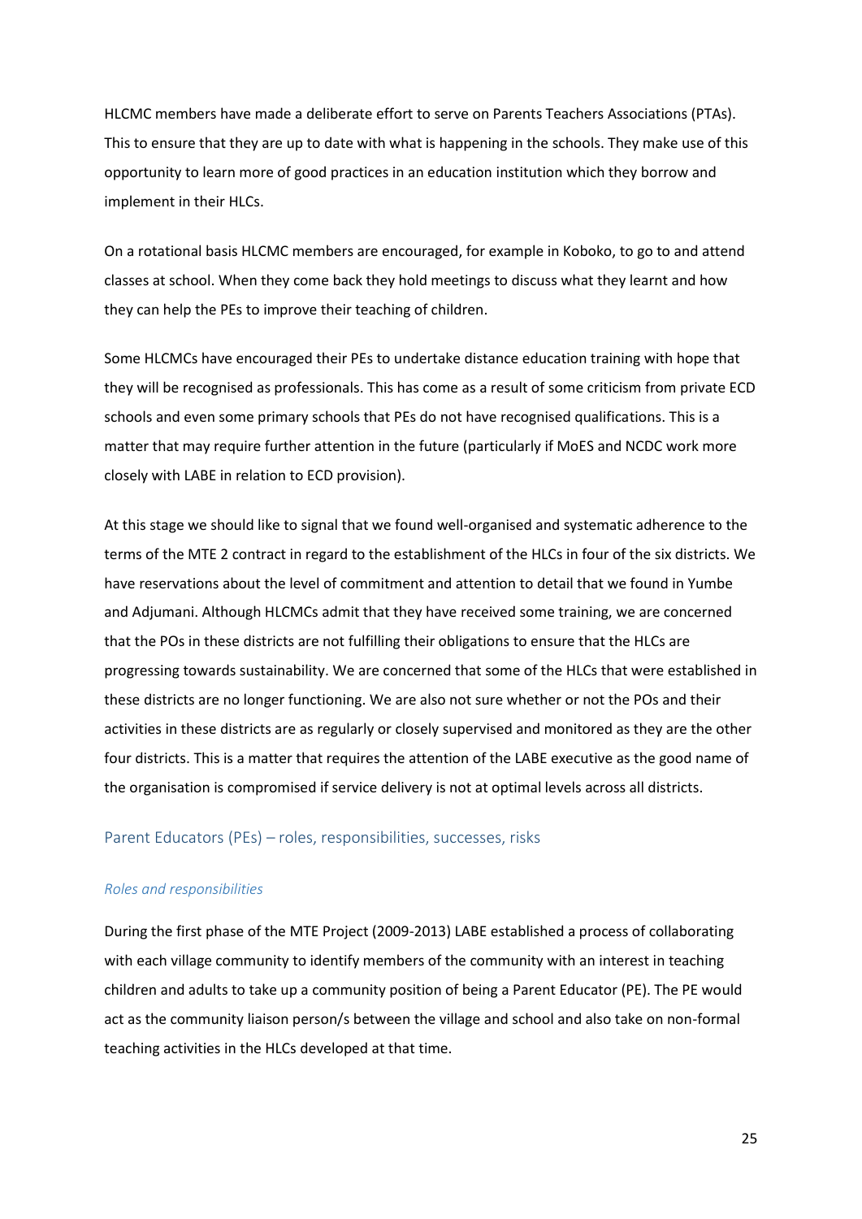HLCMC members have made a deliberate effort to serve on Parents Teachers Associations (PTAs). This to ensure that they are up to date with what is happening in the schools. They make use of this opportunity to learn more of good practices in an education institution which they borrow and implement in their HLCs.

On a rotational basis HLCMC members are encouraged, for example in Koboko, to go to and attend classes at school. When they come back they hold meetings to discuss what they learnt and how they can help the PEs to improve their teaching of children.

Some HLCMCs have encouraged their PEs to undertake distance education training with hope that they will be recognised as professionals. This has come as a result of some criticism from private ECD schools and even some primary schools that PEs do not have recognised qualifications. This is a matter that may require further attention in the future (particularly if MoES and NCDC work more closely with LABE in relation to ECD provision).

At this stage we should like to signal that we found well-organised and systematic adherence to the terms of the MTE 2 contract in regard to the establishment of the HLCs in four of the six districts. We have reservations about the level of commitment and attention to detail that we found in Yumbe and Adjumani. Although HLCMCs admit that they have received some training, we are concerned that the POs in these districts are not fulfilling their obligations to ensure that the HLCs are progressing towards sustainability. We are concerned that some of the HLCs that were established in these districts are no longer functioning. We are also not sure whether or not the POs and their activities in these districts are as regularly or closely supervised and monitored as they are the other four districts. This is a matter that requires the attention of the LABE executive as the good name of the organisation is compromised if service delivery is not at optimal levels across all districts.

## Parent Educators (PEs) – roles, responsibilities, successes, risks

### *Roles and responsibilities*

During the first phase of the MTE Project (2009-2013) LABE established a process of collaborating with each village community to identify members of the community with an interest in teaching children and adults to take up a community position of being a Parent Educator (PE). The PE would act as the community liaison person/s between the village and school and also take on non-formal teaching activities in the HLCs developed at that time.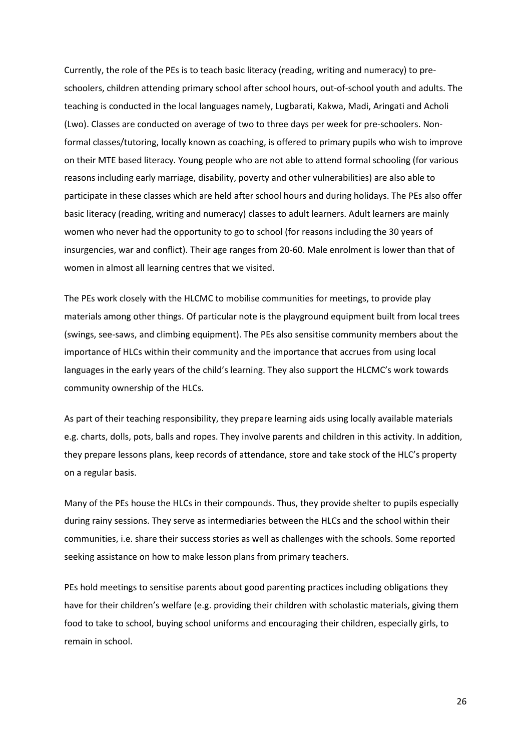Currently, the role of the PEs is to teach basic literacy (reading, writing and numeracy) to pre-schoolers, children attending primary school after school hours, out-of-school youth and adults. The teaching is conducted in the local languages namely, Lugbarati, Kakwa, Madi, Aringati and Acholi (Lwo). Classes are conducted on average of two to three days per week for pre-schoolers. Non-formal classes/tutoring, locally known as coaching, is offered to primary pupils who wish to improve on their MTE based literacy. Young people who are not able to attend formal schooling (for various reasons including early marriage, disability, poverty and other vulnerabilities) are also able to participate in these classes which are held after school hours and during holidays. The PEs also offer basic literacy (reading, writing and numeracy) classes to adult learners. Adult learners are mainly women who never had the opportunity to go to school (for reasons including the 30 years of insurgencies, war and conflict). Their age ranges from 20-60. Male enrolment is lower than that of women in almost all learning centres that we visited.

The PEs work closely with the HLCMC to mobilise communities for meetings, to provide play materials among other things. Of particular note is the playground equipment built from local trees (swings, see-saws, and climbing equipment). The PEs also sensitise community members about the importance of HLCs within their community and the importance that accrues from using local languages in the early years of the child's learning. They also support the HLCMC's work towards community ownership of the HLCs.

As part of their teaching responsibility, they prepare learning aids using locally available materials e.g. charts, dolls, pots, balls and ropes. They involve parents and children in this activity. In addition, they prepare lessons plans, keep records of attendance, store and take stock of the HLC's property on a regular basis.

Many of the PEs house the HLCs in their compounds. Thus, they provide shelter to pupils especially during rainy sessions. They serve as intermediaries between the HLCs and the school within their communities, i.e. share their success stories as well as challenges with the schools. Some reported seeking assistance on how to make lesson plans from primary teachers.

PEs hold meetings to sensitise parents about good parenting practices including obligations they have for their children's welfare (e.g. providing their children with scholastic materials, giving them food to take to school, buying school uniforms and encouraging their children, especially girls, to remain in school.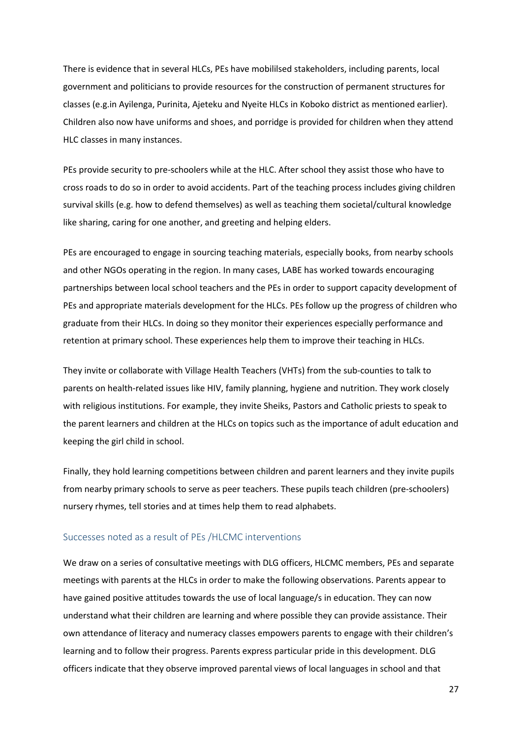There is evidence that in several HLCs, PEs have mobililsed stakeholders, including parents, local government and politicians to provide resources for the construction of permanent structures for classes (e.g.in Ayilenga, Purinita, Ajeteku and Nyeite HLCs in Koboko district as mentioned earlier). Children also now have uniforms and shoes, and porridge is provided for children when they attend HLC classes in many instances.

PEs provide security to pre-schoolers while at the HLC. After school they assist those who have to cross roads to do so in order to avoid accidents. Part of the teaching process includes giving children survival skills (e.g. how to defend themselves) as well as teaching them societal/cultural knowledge like sharing, caring for one another, and greeting and helping elders.

PEs are encouraged to engage in sourcing teaching materials, especially books, from nearby schools and other NGOs operating in the region. In many cases, LABE has worked towards encouraging partnerships between local school teachers and the PEs in order to support capacity development of PEs and appropriate materials development for the HLCs. PEs follow up the progress of children who graduate from their HLCs. In doing so they monitor their experiences especially performance and retention at primary school. These experiences help them to improve their teaching in HLCs.

They invite or collaborate with Village Health Teachers (VHTs) from the sub-counties to talk to parents on health-related issues like HIV, family planning, hygiene and nutrition. They work closely with religious institutions. For example, they invite Sheiks, Pastors and Catholic priests to speak to the parent learners and children at the HLCs on topics such as the importance of adult education and keeping the girl child in school.

Finally, they hold learning competitions between children and parent learners and they invite pupils from nearby primary schools to serve as peer teachers. These pupils teach children (pre-schoolers) nursery rhymes, tell stories and at times help them to read alphabets.

### Successes noted as a result of PEs /HLCMC interventions

We draw on a series of consultative meetings with DLG officers, HLCMC members, PEs and separate meetings with parents at the HLCs in order to make the following observations. Parents appear to have gained positive attitudes towards the use of local language/s in education. They can now understand what their children are learning and where possible they can provide assistance. Their own attendance of literacy and numeracy classes empowers parents to engage with their children's learning and to follow their progress. Parents express particular pride in this development. DLG officers indicate that they observe improved parental views of local languages in school and that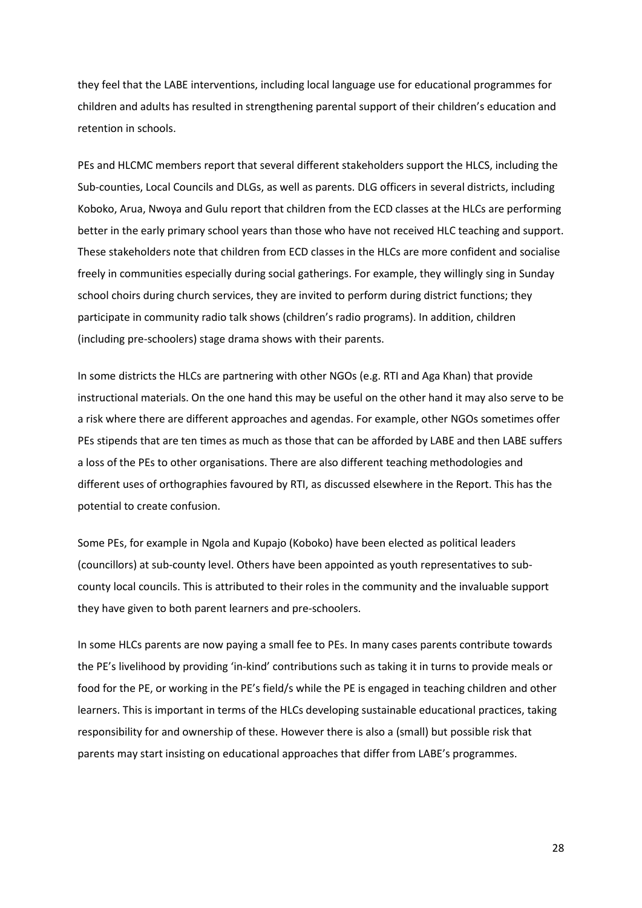they feel that the LABE interventions, including local language use for educational programmes for children and adults has resulted in strengthening parental support of their children's education and retention in schools.

PEs and HLCMC members report that several different stakeholders support the HLCS, including the Sub-counties, Local Councils and DLGs, as well as parents. DLG officers in several districts, including Koboko, Arua, Nwoya and Gulu report that children from the ECD classes at the HLCs are performing better in the early primary school years than those who have not received HLC teaching and support. These stakeholders note that children from ECD classes in the HLCs are more confident and socialise freely in communities especially during social gatherings. For example, they willingly sing in Sunday school choirs during church services, they are invited to perform during district functions; they participate in community radio talk shows (children's radio programs). In addition, children (including pre-schoolers) stage drama shows with their parents.

In some districts the HLCs are partnering with other NGOs (e.g. RTI and Aga Khan) that provide instructional materials. On the one hand this may be useful on the other hand it may also serve to be a risk where there are different approaches and agendas. For example, other NGOs sometimes offer PEs stipends that are ten times as much as those that can be afforded by LABE and then LABE suffers a loss of the PEs to other organisations. There are also different teaching methodologies and different uses of orthographies favoured by RTI, as discussed elsewhere in the Report. This has the potential to create confusion.

Some PEs, for example in Ngola and Kupajo (Koboko) have been elected as political leaders (councillors) at sub-county level. Others have been appointed as youth representatives to sub-county local councils. This is attributed to their roles in the community and the invaluable support they have given to both parent learners and pre-schoolers.

In some HLCs parents are now paying a small fee to PEs. In many cases parents contribute towards the PE's livelihood by providing 'in-kind' contributions such as taking it in turns to provide meals or food for the PE, or working in the PE's field/s while the PE is engaged in teaching children and other learners. This is important in terms of the HLCs developing sustainable educational practices, taking responsibility for and ownership of these. However there is also a (small) but possible risk that parents may start insisting on educational approaches that differ from LABE's programmes.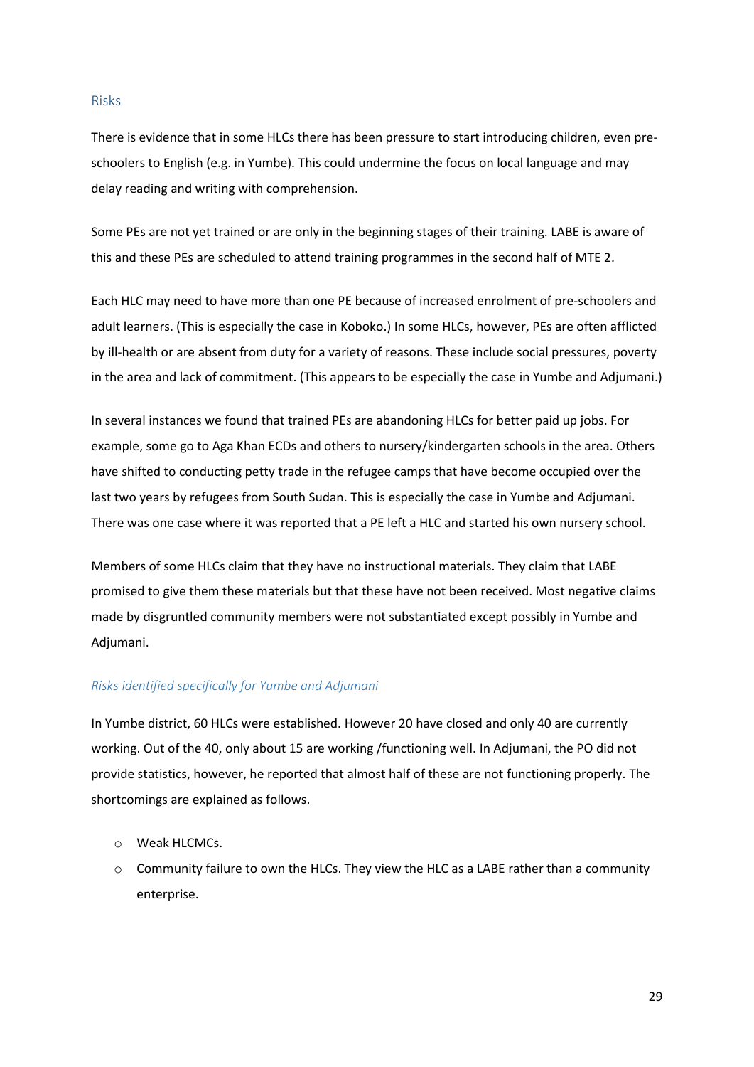## Risks

There is evidence that in some HLCs there has been pressure to start introducing children, even pre-schoolers to English (e.g. in Yumbe). This could undermine the focus on local language and may delay reading and writing with comprehension.

Some PEs are not yet trained or are only in the beginning stages of their training. LABE is aware of this and these PEs are scheduled to attend training programmes in the second half of MTE 2.

Each HLC may need to have more than one PE because of increased enrolment of pre-schoolers and adult learners. (This is especially the case in Koboko.) In some HLCs, however, PEs are often afflicted by ill-health or are absent from duty for a variety of reasons. These include social pressures, poverty in the area and lack of commitment. (This appears to be especially the case in Yumbe and Adjumani.)

In several instances we found that trained PEs are abandoning HLCs for better paid up jobs. For example, some go to Aga Khan ECDs and others to nursery/kindergarten schools in the area. Others have shifted to conducting petty trade in the refugee camps that have become occupied over the last two years by refugees from South Sudan. This is especially the case in Yumbe and Adjumani. There was one case where it was reported that a PE left a HLC and started his own nursery school.

Members of some HLCs claim that they have no instructional materials. They claim that LABE promised to give them these materials but that these have not been received. Most negative claims made by disgruntled community members were not substantiated except possibly in Yumbe and Adjumani.

### *Risks identified specifically for Yumbe and Adjumani*

In Yumbe district, 60 HLCs were established. However 20 have closed and only 40 are currently working. Out of the 40, only about 15 are working /functioning well. In Adjumani, the PO did not provide statistics, however, he reported that almost half of these are not functioning properly. The shortcomings are explained as follows.

- Weak HLCMCs.
- Community failure to own the HLCs. They view the HLC as a LABE rather than a community enterprise.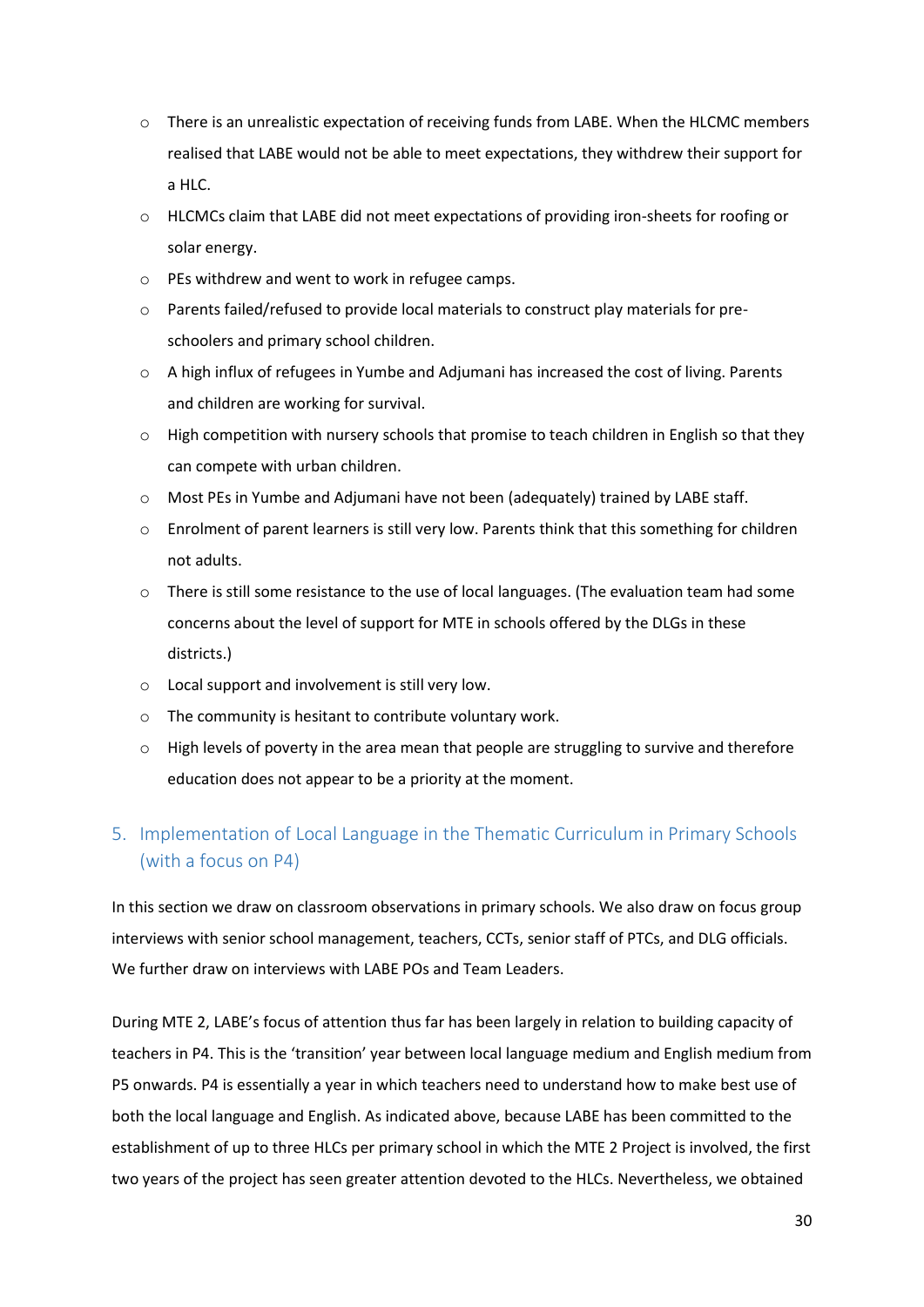- There is an unrealistic expectation of receiving funds from LABE. When the HLCMC members realised that LABE would not be able to meet expectations, they withdrew their support for a HLC.
- HLCMCs claim that LABE did not meet expectations of providing iron-sheets for roofing or solar energy.
- PEs withdrew and went to work in refugee camps.
- Parents failed/refused to provide local materials to construct play materials for pre-schoolers and primary school children.
- A high influx of refugees in Yumbe and Adjumani has increased the cost of living. Parents and children are working for survival.
- High competition with nursery schools that promise to teach children in English so that they can compete with urban children.
- Most PEs in Yumbe and Adjumani have not been (adequately) trained by LABE staff.
- Enrolment of parent learners is still very low. Parents think that this something for children not adults.
- There is still some resistance to the use of local languages. (The evaluation team had some concerns about the level of support for MTE in schools offered by the DLGs in these districts.)
- Local support and involvement is still very low.
- The community is hesitant to contribute voluntary work.
- High levels of poverty in the area mean that people are struggling to survive and therefore education does not appear to be a priority at the moment.

## 5. Implementation of Local Language in the Thematic Curriculum in Primary Schools (with a focus on P4)

In this section we draw on classroom observations in primary schools. We also draw on focus group interviews with senior school management, teachers, CCTs, senior staff of PTCs, and DLG officials. We further draw on interviews with LABE POs and Team Leaders.

During MTE 2, LABE's focus of attention thus far has been largely in relation to building capacity of teachers in P4. This is the 'transition' year between local language medium and English medium from P5 onwards. P4 is essentially a year in which teachers need to understand how to make best use of both the local language and English. As indicated above, because LABE has been committed to the establishment of up to three HLCs per primary school in which the MTE 2 Project is involved, the first two years of the project has seen greater attention devoted to the HLCs. Nevertheless, we obtained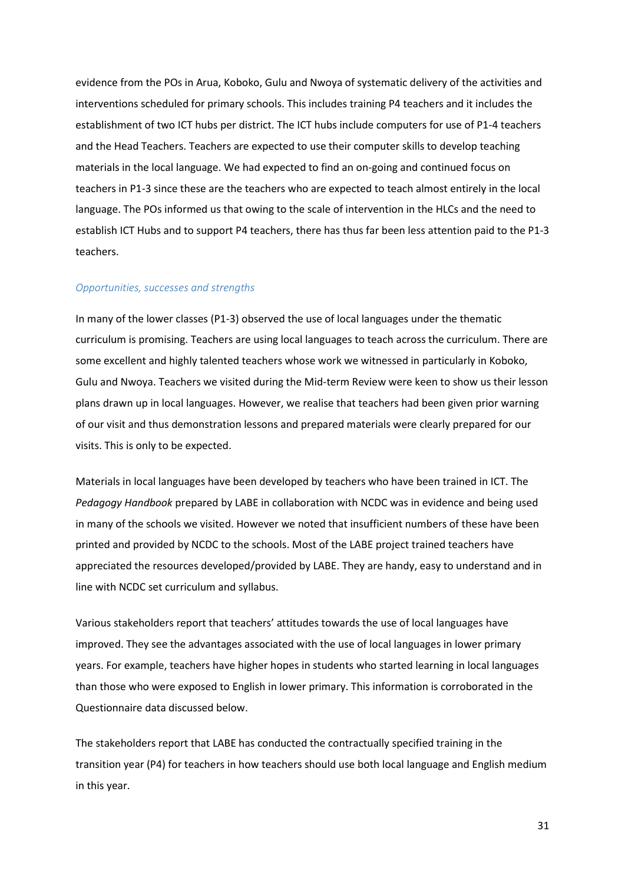evidence from the POs in Arua, Koboko, Gulu and Nwoya of systematic delivery of the activities and interventions scheduled for primary schools. This includes training P4 teachers and it includes the establishment of two ICT hubs per district. The ICT hubs include computers for use of P1-4 teachers and the Head Teachers. Teachers are expected to use their computer skills to develop teaching materials in the local language. We had expected to find an on-going and continued focus on teachers in P1-3 since these are the teachers who are expected to teach almost entirely in the local language. The POs informed us that owing to the scale of intervention in the HLCs and the need to establish ICT Hubs and to support P4 teachers, there has thus far been less attention paid to the P1-3 teachers.

### *Opportunities, successes and strengths*

In many of the lower classes (P1-3) observed the use of local languages under the thematic curriculum is promising. Teachers are using local languages to teach across the curriculum. There are some excellent and highly talented teachers whose work we witnessed in particularly in Koboko, Gulu and Nwoya. Teachers we visited during the Mid-term Review were keen to show us their lesson plans drawn up in local languages. However, we realise that teachers had been given prior warning of our visit and thus demonstration lessons and prepared materials were clearly prepared for our visits. This is only to be expected.

Materials in local languages have been developed by teachers who have been trained in ICT. The *Pedagogy Handbook* prepared by LABE in collaboration with NCDC was in evidence and being used in many of the schools we visited. However we noted that insufficient numbers of these have been printed and provided by NCDC to the schools. Most of the LABE project trained teachers have appreciated the resources developed/provided by LABE. They are handy, easy to understand and in line with NCDC set curriculum and syllabus.

Various stakeholders report that teachers' attitudes towards the use of local languages have improved. They see the advantages associated with the use of local languages in lower primary years. For example, teachers have higher hopes in students who started learning in local languages than those who were exposed to English in lower primary. This information is corroborated in the Questionnaire data discussed below.

The stakeholders report that LABE has conducted the contractually specified training in the transition year (P4) for teachers in how teachers should use both local language and English medium in this year.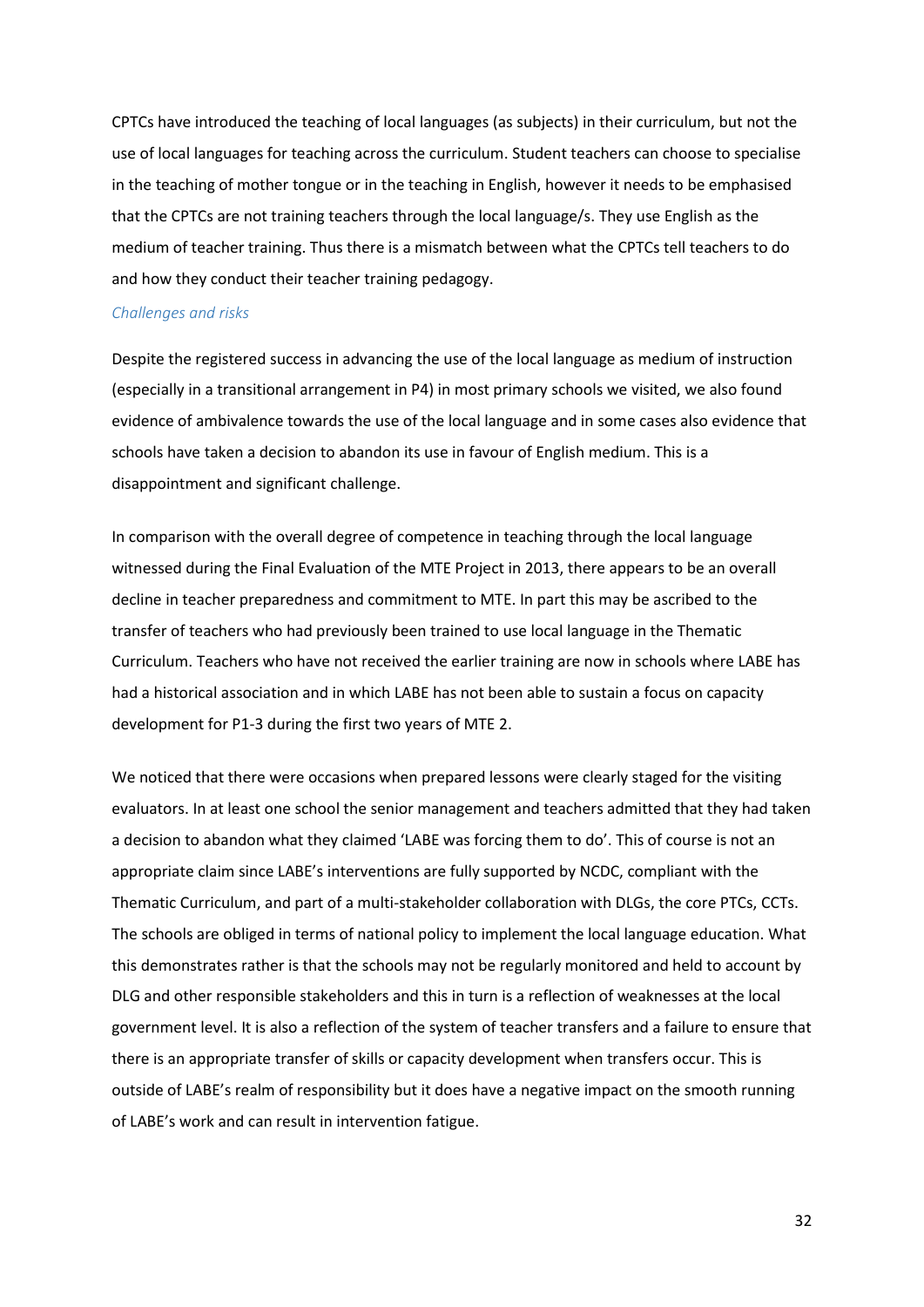CPTCs have introduced the teaching of local languages (as subjects) in their curriculum, but not the use of local languages for teaching across the curriculum. Student teachers can choose to specialise in the teaching of mother tongue or in the teaching in English, however it needs to be emphasised that the CPTCs are not training teachers through the local language/s. They use English as the medium of teacher training. Thus there is a mismatch between what the CPTCs tell teachers to do and how they conduct their teacher training pedagogy.

#### *Challenges and risks*

Despite the registered success in advancing the use of the local language as medium of instruction (especially in a transitional arrangement in P4) in most primary schools we visited, we also found evidence of ambivalence towards the use of the local language and in some cases also evidence that schools have taken a decision to abandon its use in favour of English medium. This is a disappointment and significant challenge.

In comparison with the overall degree of competence in teaching through the local language witnessed during the Final Evaluation of the MTE Project in 2013, there appears to be an overall decline in teacher preparedness and commitment to MTE. In part this may be ascribed to the transfer of teachers who had previously been trained to use local language in the Thematic Curriculum. Teachers who have not received the earlier training are now in schools where LABE has had a historical association and in which LABE has not been able to sustain a focus on capacity development for P1-3 during the first two years of MTE 2.

We noticed that there were occasions when prepared lessons were clearly staged for the visiting evaluators. In at least one school the senior management and teachers admitted that they had taken a decision to abandon what they claimed 'LABE was forcing them to do'. This of course is not an appropriate claim since LABE's interventions are fully supported by NCDC, compliant with the Thematic Curriculum, and part of a multi-stakeholder collaboration with DLGs, the core PTCs, CCTs. The schools are obliged in terms of national policy to implement the local language education. What this demonstrates rather is that the schools may not be regularly monitored and held to account by DLG and other responsible stakeholders and this in turn is a reflection of weaknesses at the local government level. It is also a reflection of the system of teacher transfers and a failure to ensure that there is an appropriate transfer of skills or capacity development when transfers occur. This is outside of LABE's realm of responsibility but it does have a negative impact on the smooth running of LABE's work and can result in intervention fatigue.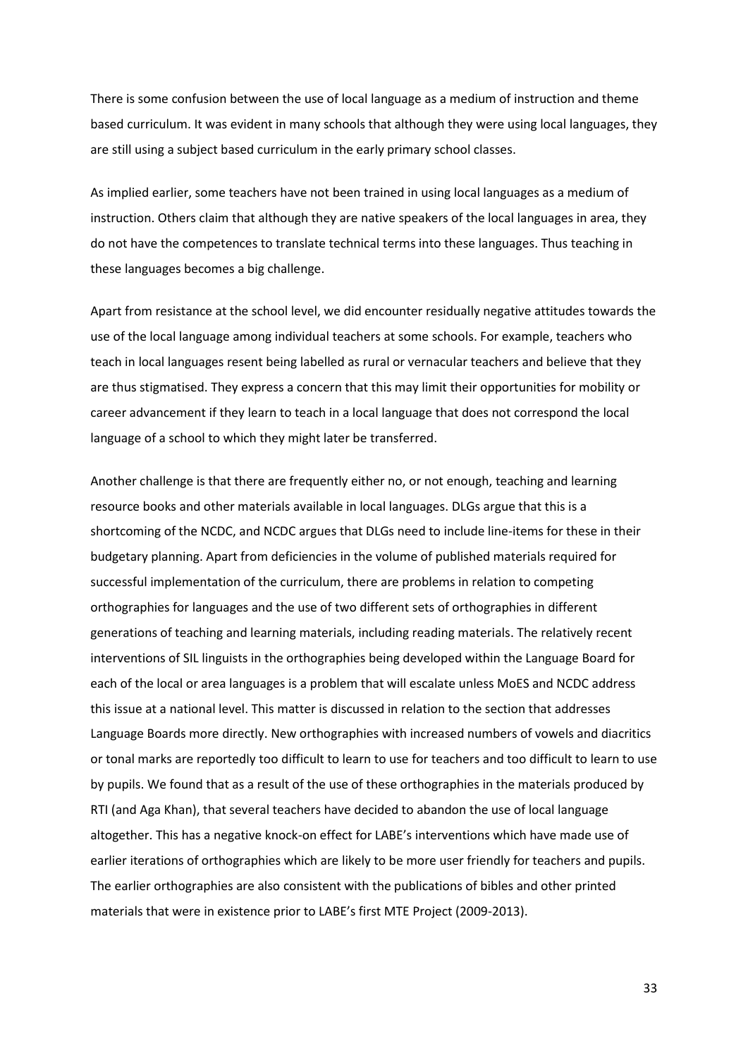There is some confusion between the use of local language as a medium of instruction and theme based curriculum. It was evident in many schools that although they were using local languages, they are still using a subject based curriculum in the early primary school classes.

As implied earlier, some teachers have not been trained in using local languages as a medium of instruction. Others claim that although they are native speakers of the local languages in area, they do not have the competences to translate technical terms into these languages. Thus teaching in these languages becomes a big challenge.

Apart from resistance at the school level, we did encounter residually negative attitudes towards the use of the local language among individual teachers at some schools. For example, teachers who teach in local languages resent being labelled as rural or vernacular teachers and believe that they are thus stigmatised. They express a concern that this may limit their opportunities for mobility or career advancement if they learn to teach in a local language that does not correspond the local language of a school to which they might later be transferred.

Another challenge is that there are frequently either no, or not enough, teaching and learning resource books and other materials available in local languages. DLGs argue that this is a shortcoming of the NCDC, and NCDC argues that DLGs need to include line-items for these in their budgetary planning. Apart from deficiencies in the volume of published materials required for successful implementation of the curriculum, there are problems in relation to competing orthographies for languages and the use of two different sets of orthographies in different generations of teaching and learning materials, including reading materials. The relatively recent interventions of SIL linguists in the orthographies being developed within the Language Board for each of the local or area languages is a problem that will escalate unless MoES and NCDC address this issue at a national level. This matter is discussed in relation to the section that addresses Language Boards more directly. New orthographies with increased numbers of vowels and diacritics or tonal marks are reportedly too difficult to learn to use for teachers and too difficult to learn to use by pupils. We found that as a result of the use of these orthographies in the materials produced by RTI (and Aga Khan), that several teachers have decided to abandon the use of local language altogether. This has a negative knock-on effect for LABE's interventions which have made use of earlier iterations of orthographies which are likely to be more user friendly for teachers and pupils. The earlier orthographies are also consistent with the publications of bibles and other printed materials that were in existence prior to LABE's first MTE Project (2009-2013).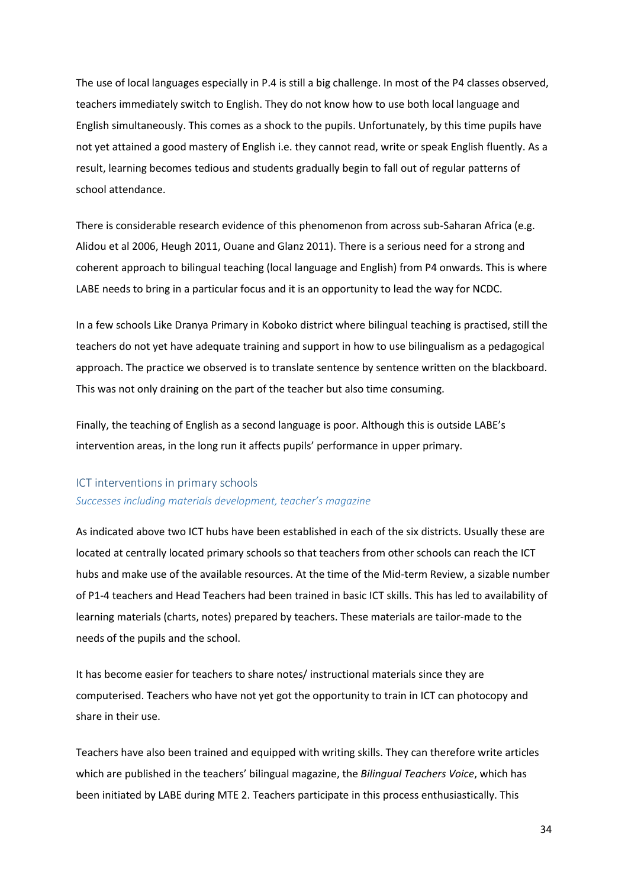The use of local languages especially in P.4 is still a big challenge. In most of the P4 classes observed, teachers immediately switch to English. They do not know how to use both local language and English simultaneously. This comes as a shock to the pupils. Unfortunately, by this time pupils have not yet attained a good mastery of English i.e. they cannot read, write or speak English fluently. As a result, learning becomes tedious and students gradually begin to fall out of regular patterns of school attendance.

There is considerable research evidence of this phenomenon from across sub-Saharan Africa (e.g. Alidou et al 2006, Heugh 2011, Ouane and Glanz 2011). There is a serious need for a strong and coherent approach to bilingual teaching (local language and English) from P4 onwards. This is where LABE needs to bring in a particular focus and it is an opportunity to lead the way for NCDC.

In a few schools Like Dranya Primary in Koboko district where bilingual teaching is practised, still the teachers do not yet have adequate training and support in how to use bilingualism as a pedagogical approach. The practice we observed is to translate sentence by sentence written on the blackboard. This was not only draining on the part of the teacher but also time consuming.

Finally, the teaching of English as a second language is poor. Although this is outside LABE's intervention areas, in the long run it affects pupils' performance in upper primary.

## ICT interventions in primary schools

### *Successes including materials development, teacher's magazine*

As indicated above two ICT hubs have been established in each of the six districts. Usually these are located at centrally located primary schools so that teachers from other schools can reach the ICT hubs and make use of the available resources. At the time of the Mid-term Review, a sizable number of P1-4 teachers and Head Teachers had been trained in basic ICT skills. This has led to availability of learning materials (charts, notes) prepared by teachers. These materials are tailor-made to the needs of the pupils and the school.

It has become easier for teachers to share notes/ instructional materials since they are computerised. Teachers who have not yet got the opportunity to train in ICT can photocopy and share in their use.

Teachers have also been trained and equipped with writing skills. They can therefore write articles which are published in the teachers' bilingual magazine, the *Bilingual Teachers Voice*, which has been initiated by LABE during MTE 2. Teachers participate in this process enthusiastically. This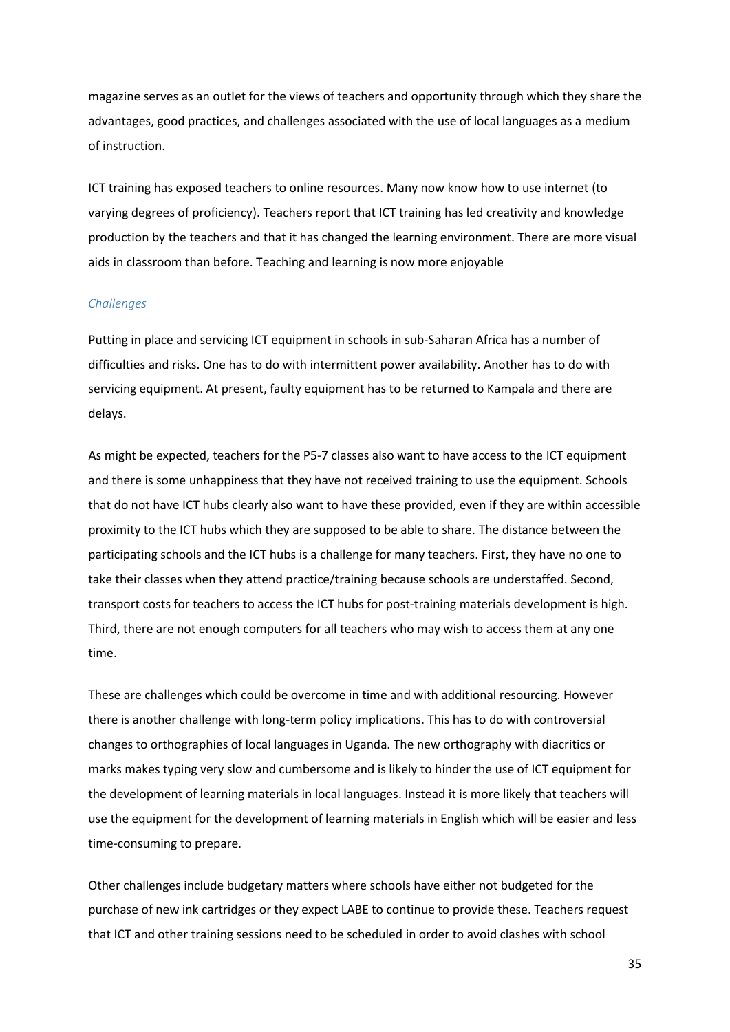magazine serves as an outlet for the views of teachers and opportunity through which they share the advantages, good practices, and challenges associated with the use of local languages as a medium of instruction.

ICT training has exposed teachers to online resources. Many now know how to use internet (to varying degrees of proficiency). Teachers report that ICT training has led creativity and knowledge production by the teachers and that it has changed the learning environment. There are more visual aids in classroom than before. Teaching and learning is now more enjoyable

### *Challenges*

Putting in place and servicing ICT equipment in schools in sub-Saharan Africa has a number of difficulties and risks. One has to do with intermittent power availability. Another has to do with servicing equipment. At present, faulty equipment has to be returned to Kampala and there are delays.

As might be expected, teachers for the P5-7 classes also want to have access to the ICT equipment and there is some unhappiness that they have not received training to use the equipment. Schools that do not have ICT hubs clearly also want to have these provided, even if they are within accessible proximity to the ICT hubs which they are supposed to be able to share. The distance between the participating schools and the ICT hubs is a challenge for many teachers. First, they have no one to take their classes when they attend practice/training because schools are understaffed. Second, transport costs for teachers to access the ICT hubs for post-training materials development is high. Third, there are not enough computers for all teachers who may wish to access them at any one time.

These are challenges which could be overcome in time and with additional resourcing. However there is another challenge with long-term policy implications. This has to do with controversial changes to orthographies of local languages in Uganda. The new orthography with diacritics or marks makes typing very slow and cumbersome and is likely to hinder the use of ICT equipment for the development of learning materials in local languages. Instead it is more likely that teachers will use the equipment for the development of learning materials in English which will be easier and less time-consuming to prepare.

Other challenges include budgetary matters where schools have either not budgeted for the purchase of new ink cartridges or they expect LABE to continue to provide these. Teachers request that ICT and other training sessions need to be scheduled in order to avoid clashes with school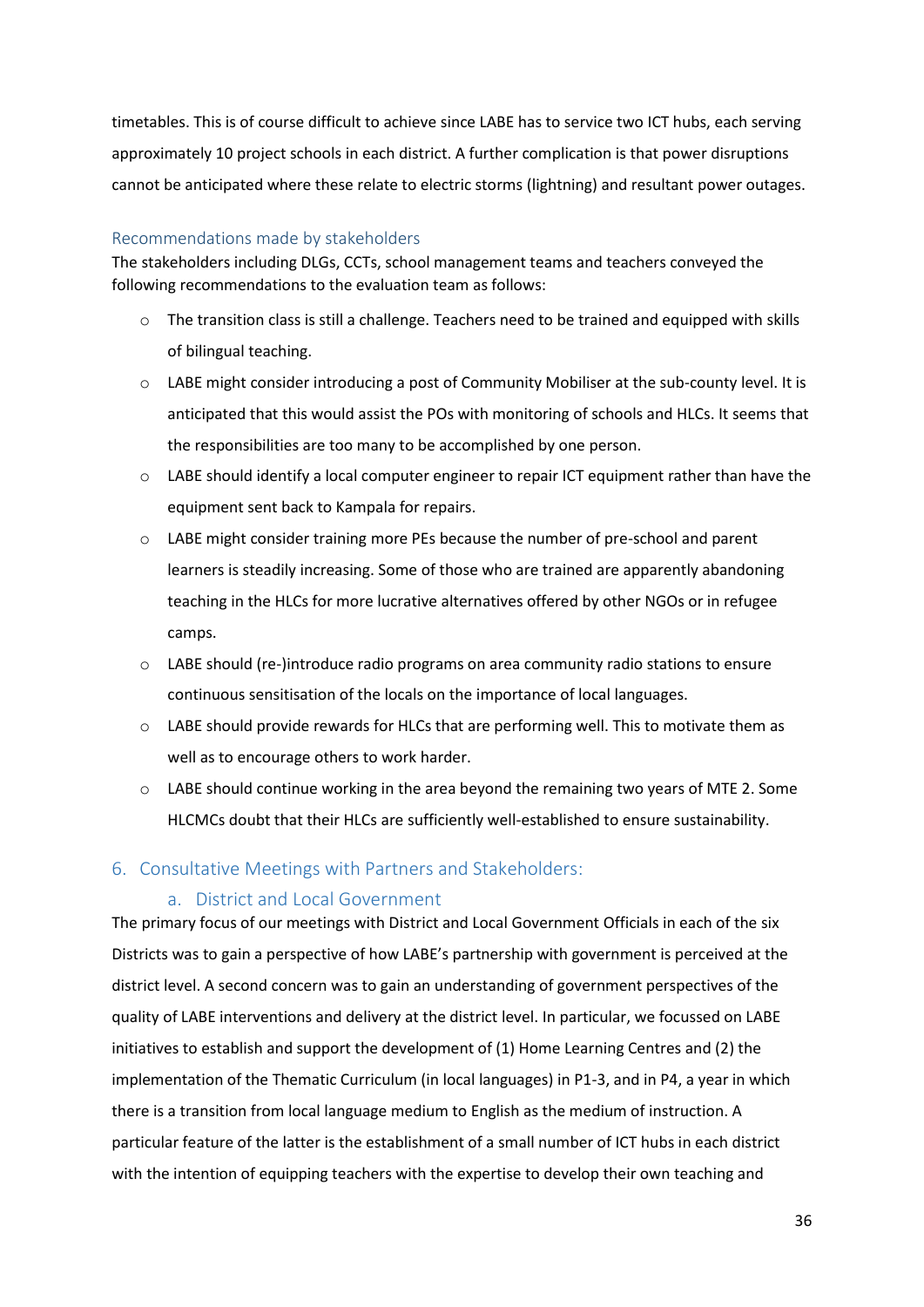timetables. This is of course difficult to achieve since LABE has to service two ICT hubs, each serving approximately 10 project schools in each district. A further complication is that power disruptions cannot be anticipated where these relate to electric storms (lightning) and resultant power outages.

### Recommendations made by stakeholders

The stakeholders including DLGs, CCTs, school management teams and teachers conveyed the following recommendations to the evaluation team as follows:

- The transition class is still a challenge. Teachers need to be trained and equipped with skills of bilingual teaching.
- LABE might consider introducing a post of Community Mobiliser at the sub-county level. It is anticipated that this would assist the POs with monitoring of schools and HLCs. It seems that the responsibilities are too many to be accomplished by one person.
- LABE should identify a local computer engineer to repair ICT equipment rather than have the equipment sent back to Kampala for repairs.
- LABE might consider training more PEs because the number of pre-school and parent learners is steadily increasing. Some of those who are trained are apparently abandoning teaching in the HLCs for more lucrative alternatives offered by other NGOs or in refugee camps.
- LABE should (re-)introduce radio programs on area community radio stations to ensure continuous sensitisation of the locals on the importance of local languages.
- LABE should provide rewards for HLCs that are performing well. This to motivate them as well as to encourage others to work harder.
- LABE should continue working in the area beyond the remaining two years of MTE 2. Some HLCMCs doubt that their HLCs are sufficiently well-established to ensure sustainability.

## 6. Consultative Meetings with Partners and Stakeholders:

### a. District and Local Government

The primary focus of our meetings with District and Local Government Officials in each of the six Districts was to gain a perspective of how LABE's partnership with government is perceived at the district level. A second concern was to gain an understanding of government perspectives of the quality of LABE interventions and delivery at the district level. In particular, we focussed on LABE initiatives to establish and support the development of (1) Home Learning Centres and (2) the implementation of the Thematic Curriculum (in local languages) in P1-3, and in P4, a year in which there is a transition from local language medium to English as the medium of instruction. A particular feature of the latter is the establishment of a small number of ICT hubs in each district with the intention of equipping teachers with the expertise to develop their own teaching and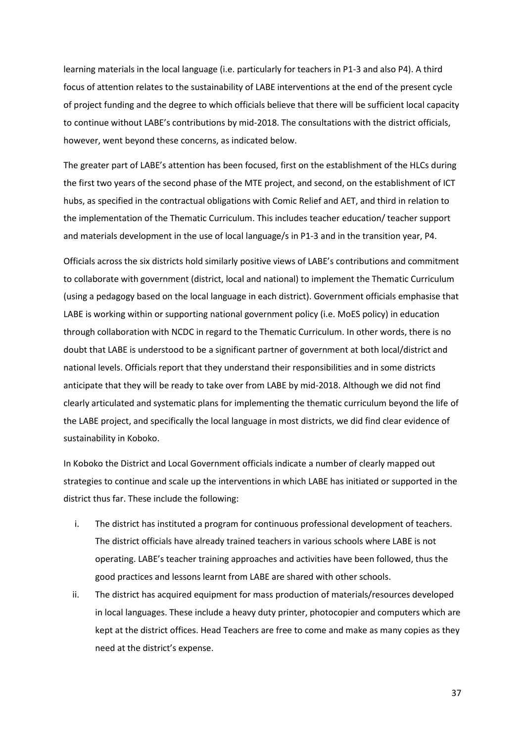learning materials in the local language (i.e. particularly for teachers in P1-3 and also P4). A third focus of attention relates to the sustainability of LABE interventions at the end of the present cycle of project funding and the degree to which officials believe that there will be sufficient local capacity to continue without LABE's contributions by mid-2018. The consultations with the district officials, however, went beyond these concerns, as indicated below.

The greater part of LABE's attention has been focused, first on the establishment of the HLCs during the first two years of the second phase of the MTE project, and second, on the establishment of ICT hubs, as specified in the contractual obligations with Comic Relief and AET, and third in relation to the implementation of the Thematic Curriculum. This includes teacher education/ teacher support and materials development in the use of local language/s in P1-3 and in the transition year, P4.

Officials across the six districts hold similarly positive views of LABE's contributions and commitment to collaborate with government (district, local and national) to implement the Thematic Curriculum (using a pedagogy based on the local language in each district). Government officials emphasise that LABE is working within or supporting national government policy (i.e. MoES policy) in education through collaboration with NCDC in regard to the Thematic Curriculum. In other words, there is no doubt that LABE is understood to be a significant partner of government at both local/district and national levels. Officials report that they understand their responsibilities and in some districts anticipate that they will be ready to take over from LABE by mid-2018. Although we did not find clearly articulated and systematic plans for implementing the thematic curriculum beyond the life of the LABE project, and specifically the local language in most districts, we did find clear evidence of sustainability in Koboko.

In Koboko the District and Local Government officials indicate a number of clearly mapped out strategies to continue and scale up the interventions in which LABE has initiated or supported in the district thus far. These include the following:

i. The district has instituted a program for continuous professional development of teachers. The district officials have already trained teachers in various schools where LABE is not operating. LABE's teacher training approaches and activities have been followed, thus the good practices and lessons learnt from LABE are shared with other schools.
ii. The district has acquired equipment for mass production of materials/resources developed in local languages. These include a heavy duty printer, photocopier and computers which are kept at the district offices. Head Teachers are free to come and make as many copies as they need at the district's expense.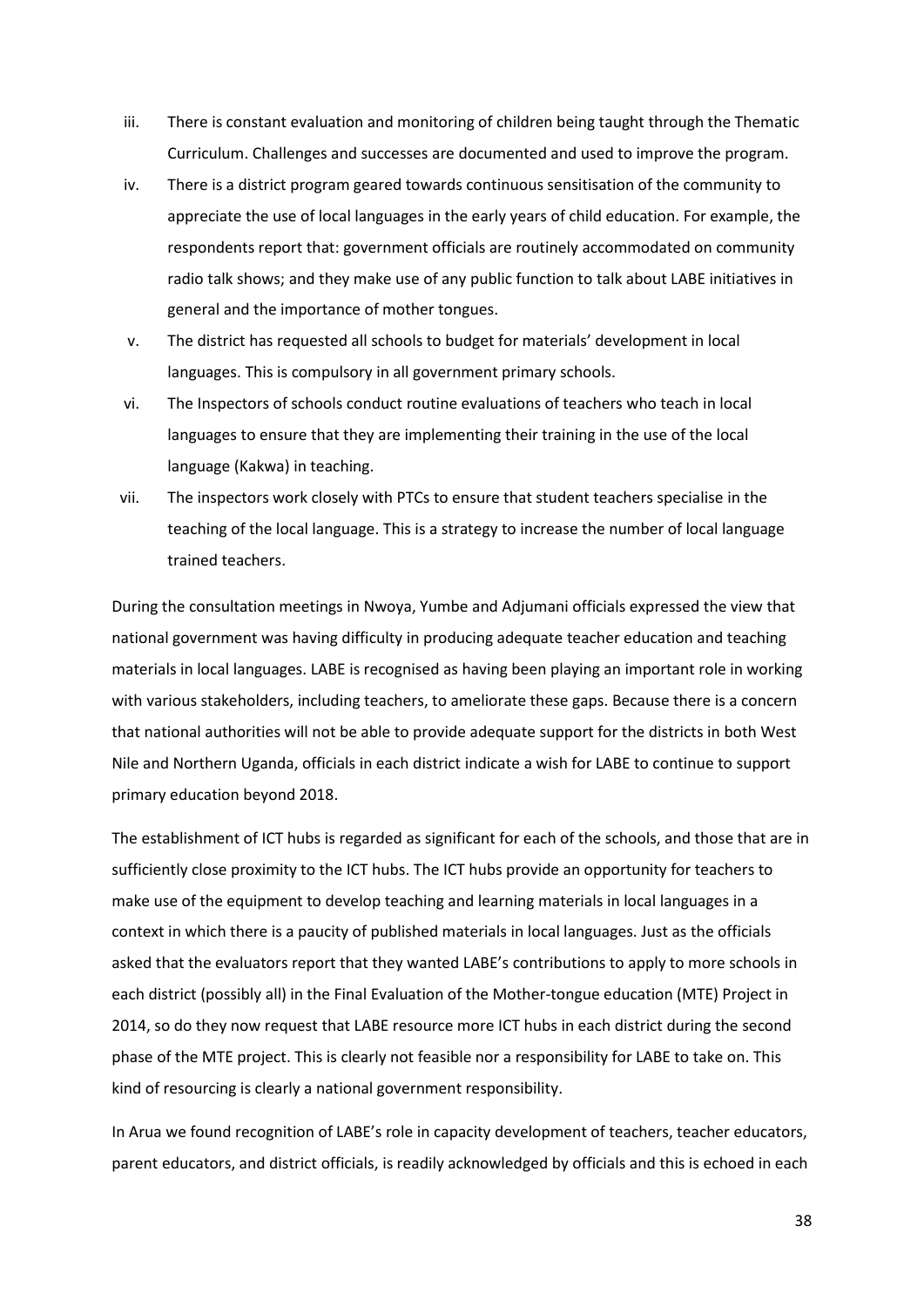iii. There is constant evaluation and monitoring of children being taught through the Thematic Curriculum. Challenges and successes are documented and used to improve the program.

iv. There is a district program geared towards continuous sensitisation of the community to appreciate the use of local languages in the early years of child education. For example, the respondents report that: government officials are routinely accommodated on community radio talk shows; and they make use of any public function to talk about LABE initiatives in general and the importance of mother tongues.

v. The district has requested all schools to budget for materials' development in local languages. This is compulsory in all government primary schools.

vi. The Inspectors of schools conduct routine evaluations of teachers who teach in local languages to ensure that they are implementing their training in the use of the local language (Kakwa) in teaching.

vii. The inspectors work closely with PTCs to ensure that student teachers specialise in the teaching of the local language. This is a strategy to increase the number of local language trained teachers.

During the consultation meetings in Nwoya, Yumbe and Adjumani officials expressed the view that national government was having difficulty in producing adequate teacher education and teaching materials in local languages. LABE is recognised as having been playing an important role in working with various stakeholders, including teachers, to ameliorate these gaps. Because there is a concern that national authorities will not be able to provide adequate support for the districts in both West Nile and Northern Uganda, officials in each district indicate a wish for LABE to continue to support primary education beyond 2018.

The establishment of ICT hubs is regarded as significant for each of the schools, and those that are in sufficiently close proximity to the ICT hubs. The ICT hubs provide an opportunity for teachers to make use of the equipment to develop teaching and learning materials in local languages in a context in which there is a paucity of published materials in local languages. Just as the officials asked that the evaluators report that they wanted LABE's contributions to apply to more schools in each district (possibly all) in the Final Evaluation of the Mother-tongue education (MTE) Project in 2014, so do they now request that LABE resource more ICT hubs in each district during the second phase of the MTE project. This is clearly not feasible nor a responsibility for LABE to take on. This kind of resourcing is clearly a national government responsibility.

In Arua we found recognition of LABE's role in capacity development of teachers, teacher educators, parent educators, and district officials, is readily acknowledged by officials and this is echoed in each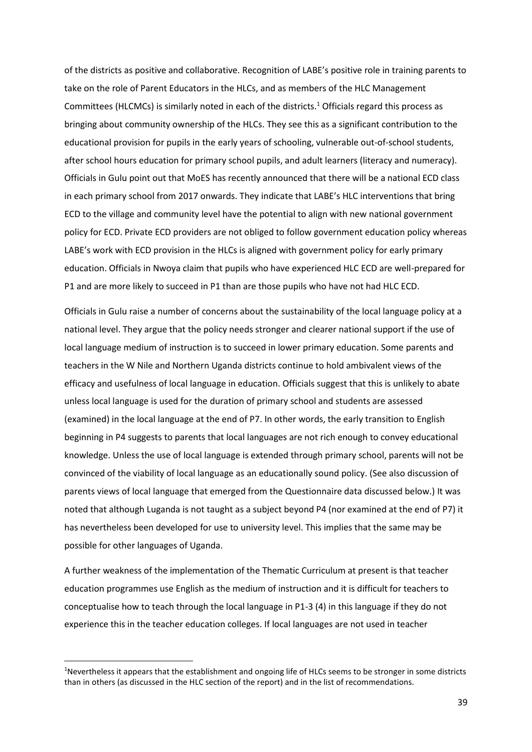of the districts as positive and collaborative. Recognition of LABE's positive role in training parents to take on the role of Parent Educators in the HLCs, and as members of the HLC Management Committees (HLCMCs) is similarly noted in each of the districts.[1] Officials regard this process as bringing about community ownership of the HLCs. They see this as a significant contribution to the educational provision for pupils in the early years of schooling, vulnerable out-of-school students, after school hours education for primary school pupils, and adult learners (literacy and numeracy). Officials in Gulu point out that MoES has recently announced that there will be a national ECD class in each primary school from 2017 onwards. They indicate that LABE's HLC interventions that bring ECD to the village and community level have the potential to align with new national government policy for ECD. Private ECD providers are not obliged to follow government education policy whereas LABE's work with ECD provision in the HLCs is aligned with government policy for early primary education. Officials in Nwoya claim that pupils who have experienced HLC ECD are well-prepared for P1 and are more likely to succeed in P1 than are those pupils who have not had HLC ECD.

Officials in Gulu raise a number of concerns about the sustainability of the local language policy at a national level. They argue that the policy needs stronger and clearer national support if the use of local language medium of instruction is to succeed in lower primary education. Some parents and teachers in the W Nile and Northern Uganda districts continue to hold ambivalent views of the efficacy and usefulness of local language in education. Officials suggest that this is unlikely to abate unless local language is used for the duration of primary school and students are assessed (examined) in the local language at the end of P7. In other words, the early transition to English beginning in P4 suggests to parents that local languages are not rich enough to convey educational knowledge. Unless the use of local language is extended through primary school, parents will not be convinced of the viability of local language as an educationally sound policy. (See also discussion of parents views of local language that emerged from the Questionnaire data discussed below.) It was noted that although Luganda is not taught as a subject beyond P4 (nor examined at the end of P7) it has nevertheless been developed for use to university level. This implies that the same may be possible for other languages of Uganda.

A further weakness of the implementation of the Thematic Curriculum at present is that teacher education programmes use English as the medium of instruction and it is difficult for teachers to conceptualise how to teach through the local language in P1-3 (4) in this language if they do not experience this in the teacher education colleges. If local languages are not used in teacher

[1] Nevertheless it appears that the establishment and ongoing life of HLCs seems to be stronger in some districts than in others (as discussed in the HLC section of the report) and in the list of recommendations.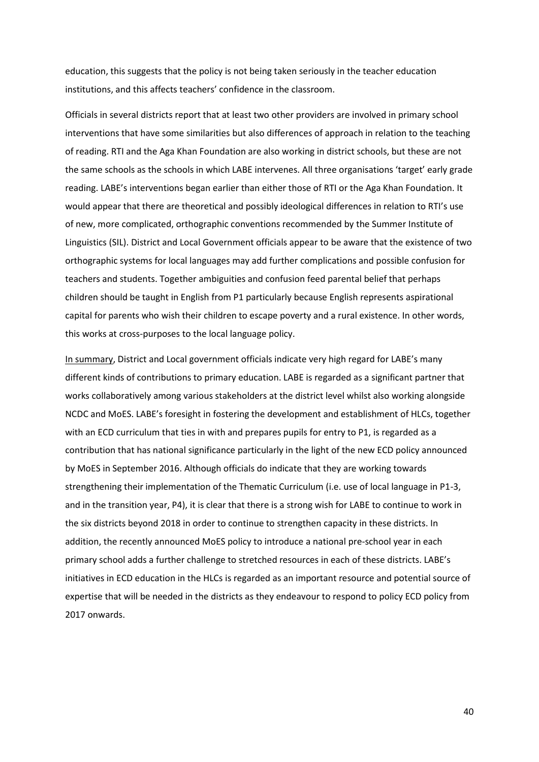education, this suggests that the policy is not being taken seriously in the teacher education institutions, and this affects teachers' confidence in the classroom.

Officials in several districts report that at least two other providers are involved in primary school interventions that have some similarities but also differences of approach in relation to the teaching of reading. RTI and the Aga Khan Foundation are also working in district schools, but these are not the same schools as the schools in which LABE intervenes. All three organisations 'target' early grade reading. LABE's interventions began earlier than either those of RTI or the Aga Khan Foundation. It would appear that there are theoretical and possibly ideological differences in relation to RTI's use of new, more complicated, orthographic conventions recommended by the Summer Institute of Linguistics (SIL). District and Local Government officials appear to be aware that the existence of two orthographic systems for local languages may add further complications and possible confusion for teachers and students. Together ambiguities and confusion feed parental belief that perhaps children should be taught in English from P1 particularly because English represents aspirational capital for parents who wish their children to escape poverty and a rural existence. In other words, this works at cross-purposes to the local language policy.

<u>In summary</u>, District and Local government officials indicate very high regard for LABE's many different kinds of contributions to primary education. LABE is regarded as a significant partner that works collaboratively among various stakeholders at the district level whilst also working alongside NCDC and MoES. LABE's foresight in fostering the development and establishment of HLCs, together with an ECD curriculum that ties in with and prepares pupils for entry to P1, is regarded as a contribution that has national significance particularly in the light of the new ECD policy announced by MoES in September 2016. Although officials do indicate that they are working towards strengthening their implementation of the Thematic Curriculum (i.e. use of local language in P1-3, and in the transition year, P4), it is clear that there is a strong wish for LABE to continue to work in the six districts beyond 2018 in order to continue to strengthen capacity in these districts. In addition, the recently announced MoES policy to introduce a national pre-school year in each primary school adds a further challenge to stretched resources in each of these districts. LABE's initiatives in ECD education in the HLCs is regarded as an important resource and potential source of expertise that will be needed in the districts as they endeavour to respond to policy ECD policy from 2017 onwards.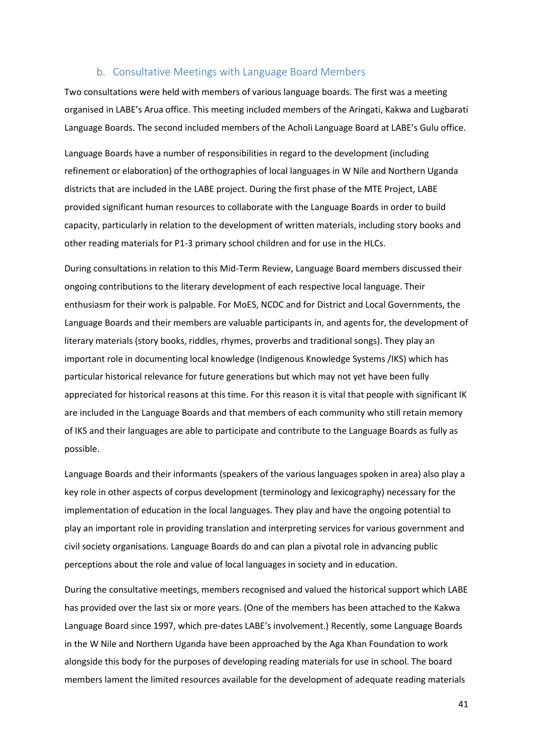### b. Consultative Meetings with Language Board Members

Two consultations were held with members of various language boards. The first was a meeting organised in LABE's Arua office. This meeting included members of the Aringati, Kakwa and Lugbarati Language Boards. The second included members of the Acholi Language Board at LABE's Gulu office.

Language Boards have a number of responsibilities in regard to the development (including refinement or elaboration) of the orthographies of local languages in W Nile and Northern Uganda districts that are included in the LABE project. During the first phase of the MTE Project, LABE provided significant human resources to collaborate with the Language Boards in order to build capacity, particularly in relation to the development of written materials, including story books and other reading materials for P1-3 primary school children and for use in the HLCs.

During consultations in relation to this Mid-Term Review, Language Board members discussed their ongoing contributions to the literary development of each respective local language. Their enthusiasm for their work is palpable. For MoES, NCDC and for District and Local Governments, the Language Boards and their members are valuable participants in, and agents for, the development of literary materials (story books, riddles, rhymes, proverbs and traditional songs). They play an important role in documenting local knowledge (Indigenous Knowledge Systems /IKS) which has particular historical relevance for future generations but which may not yet have been fully appreciated for historical reasons at this time. For this reason it is vital that people with significant IK are included in the Language Boards and that members of each community who still retain memory of IKS and their languages are able to participate and contribute to the Language Boards as fully as possible.

Language Boards and their informants (speakers of the various languages spoken in area) also play a key role in other aspects of corpus development (terminology and lexicography) necessary for the implementation of education in the local languages. They play and have the ongoing potential to play an important role in providing translation and interpreting services for various government and civil society organisations. Language Boards do and can plan a pivotal role in advancing public perceptions about the role and value of local languages in society and in education.

During the consultative meetings, members recognised and valued the historical support which LABE has provided over the last six or more years. (One of the members has been attached to the Kakwa Language Board since 1997, which pre-dates LABE's involvement.) Recently, some Language Boards in the W Nile and Northern Uganda have been approached by the Aga Khan Foundation to work alongside this body for the purposes of developing reading materials for use in school. The board members lament the limited resources available for the development of adequate reading materials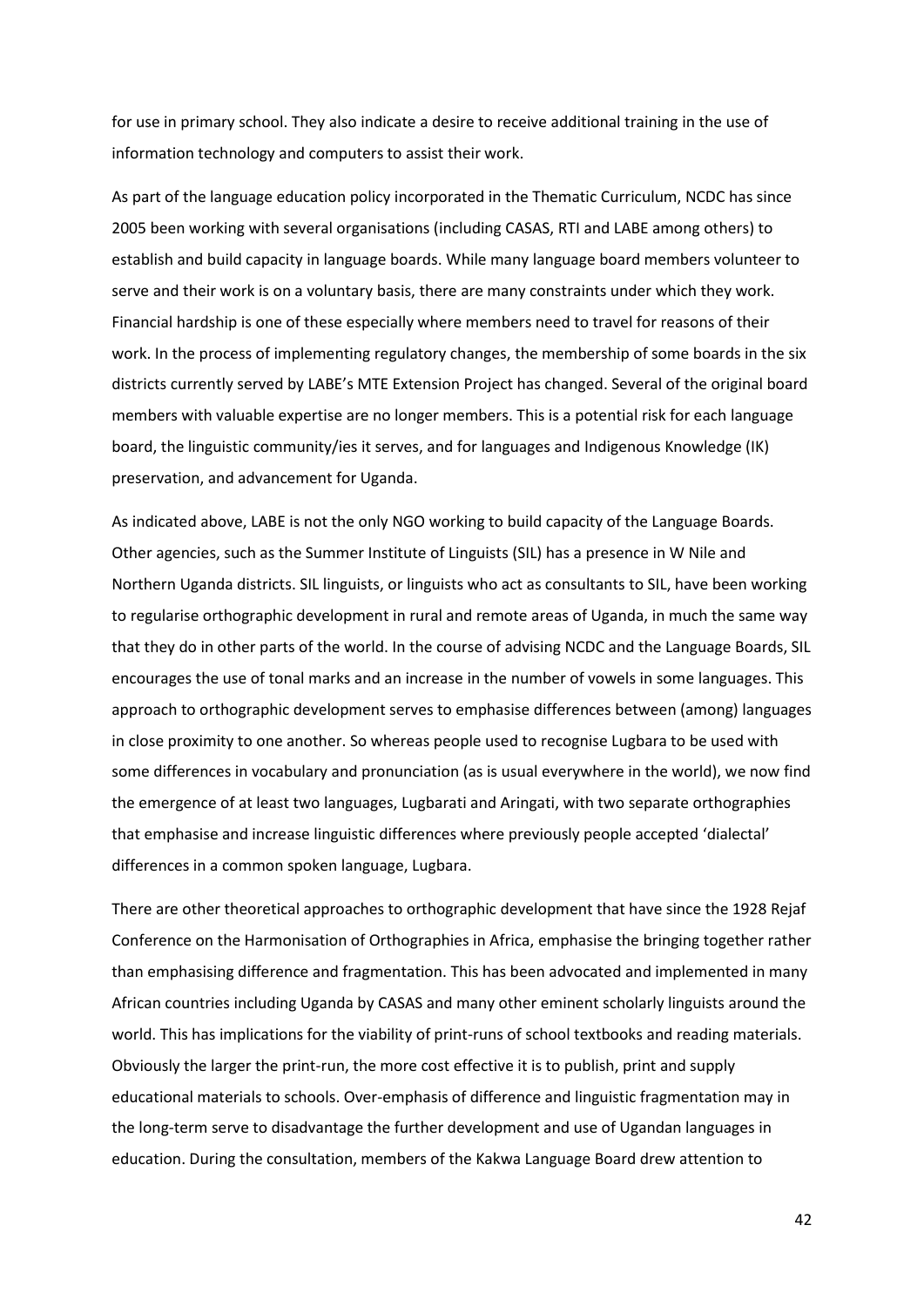for use in primary school. They also indicate a desire to receive additional training in the use of information technology and computers to assist their work.

As part of the language education policy incorporated in the Thematic Curriculum, NCDC has since 2005 been working with several organisations (including CASAS, RTI and LABE among others) to establish and build capacity in language boards. While many language board members volunteer to serve and their work is on a voluntary basis, there are many constraints under which they work. Financial hardship is one of these especially where members need to travel for reasons of their work. In the process of implementing regulatory changes, the membership of some boards in the six districts currently served by LABE's MTE Extension Project has changed. Several of the original board members with valuable expertise are no longer members. This is a potential risk for each language board, the linguistic community/ies it serves, and for languages and Indigenous Knowledge (IK) preservation, and advancement for Uganda.

As indicated above, LABE is not the only NGO working to build capacity of the Language Boards. Other agencies, such as the Summer Institute of Linguists (SIL) has a presence in W Nile and Northern Uganda districts. SIL linguists, or linguists who act as consultants to SIL, have been working to regularise orthographic development in rural and remote areas of Uganda, in much the same way that they do in other parts of the world. In the course of advising NCDC and the Language Boards, SIL encourages the use of tonal marks and an increase in the number of vowels in some languages. This approach to orthographic development serves to emphasise differences between (among) languages in close proximity to one another. So whereas people used to recognise Lugbara to be used with some differences in vocabulary and pronunciation (as is usual everywhere in the world), we now find the emergence of at least two languages, Lugbarati and Aringati, with two separate orthographies that emphasise and increase linguistic differences where previously people accepted 'dialectal' differences in a common spoken language, Lugbara.

There are other theoretical approaches to orthographic development that have since the 1928 Rejaf Conference on the Harmonisation of Orthographies in Africa, emphasise the bringing together rather than emphasising difference and fragmentation. This has been advocated and implemented in many African countries including Uganda by CASAS and many other eminent scholarly linguists around the world. This has implications for the viability of print-runs of school textbooks and reading materials. Obviously the larger the print-run, the more cost effective it is to publish, print and supply educational materials to schools. Over-emphasis of difference and linguistic fragmentation may in the long-term serve to disadvantage the further development and use of Ugandan languages in education. During the consultation, members of the Kakwa Language Board drew attention to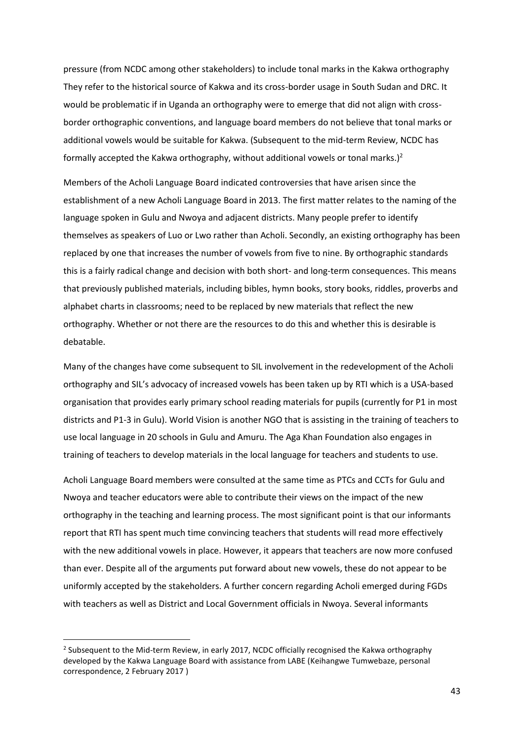pressure (from NCDC among other stakeholders) to include tonal marks in the Kakwa orthography They refer to the historical source of Kakwa and its cross-border usage in South Sudan and DRC. It would be problematic if in Uganda an orthography were to emerge that did not align with cross-border orthographic conventions, and language board members do not believe that tonal marks or additional vowels would be suitable for Kakwa. (Subsequent to the mid-term Review, NCDC has formally accepted the Kakwa orthography, without additional vowels or tonal marks.)[2]

Members of the Acholi Language Board indicated controversies that have arisen since the establishment of a new Acholi Language Board in 2013. The first matter relates to the naming of the language spoken in Gulu and Nwoya and adjacent districts. Many people prefer to identify themselves as speakers of Luo or Lwo rather than Acholi. Secondly, an existing orthography has been replaced by one that increases the number of vowels from five to nine. By orthographic standards this is a fairly radical change and decision with both short- and long-term consequences. This means that previously published materials, including bibles, hymn books, story books, riddles, proverbs and alphabet charts in classrooms; need to be replaced by new materials that reflect the new orthography. Whether or not there are the resources to do this and whether this is desirable is debatable.

Many of the changes have come subsequent to SIL involvement in the redevelopment of the Acholi orthography and SIL's advocacy of increased vowels has been taken up by RTI which is a USA-based organisation that provides early primary school reading materials for pupils (currently for P1 in most districts and P1-3 in Gulu). World Vision is another NGO that is assisting in the training of teachers to use local language in 20 schools in Gulu and Amuru. The Aga Khan Foundation also engages in training of teachers to develop materials in the local language for teachers and students to use.

Acholi Language Board members were consulted at the same time as PTCs and CCTs for Gulu and Nwoya and teacher educators were able to contribute their views on the impact of the new orthography in the teaching and learning process. The most significant point is that our informants report that RTI has spent much time convincing teachers that students will read more effectively with the new additional vowels in place. However, it appears that teachers are now more confused than ever. Despite all of the arguments put forward about new vowels, these do not appear to be uniformly accepted by the stakeholders. A further concern regarding Acholi emerged during FGDs with teachers as well as District and Local Government officials in Nwoya. Several informants

---

[2] Subsequent to the Mid-term Review, in early 2017, NCDC officially recognised the Kakwa orthography developed by the Kakwa Language Board with assistance from LABE (Keihangwe Tumwebaze, personal correspondence, 2 February 2017 )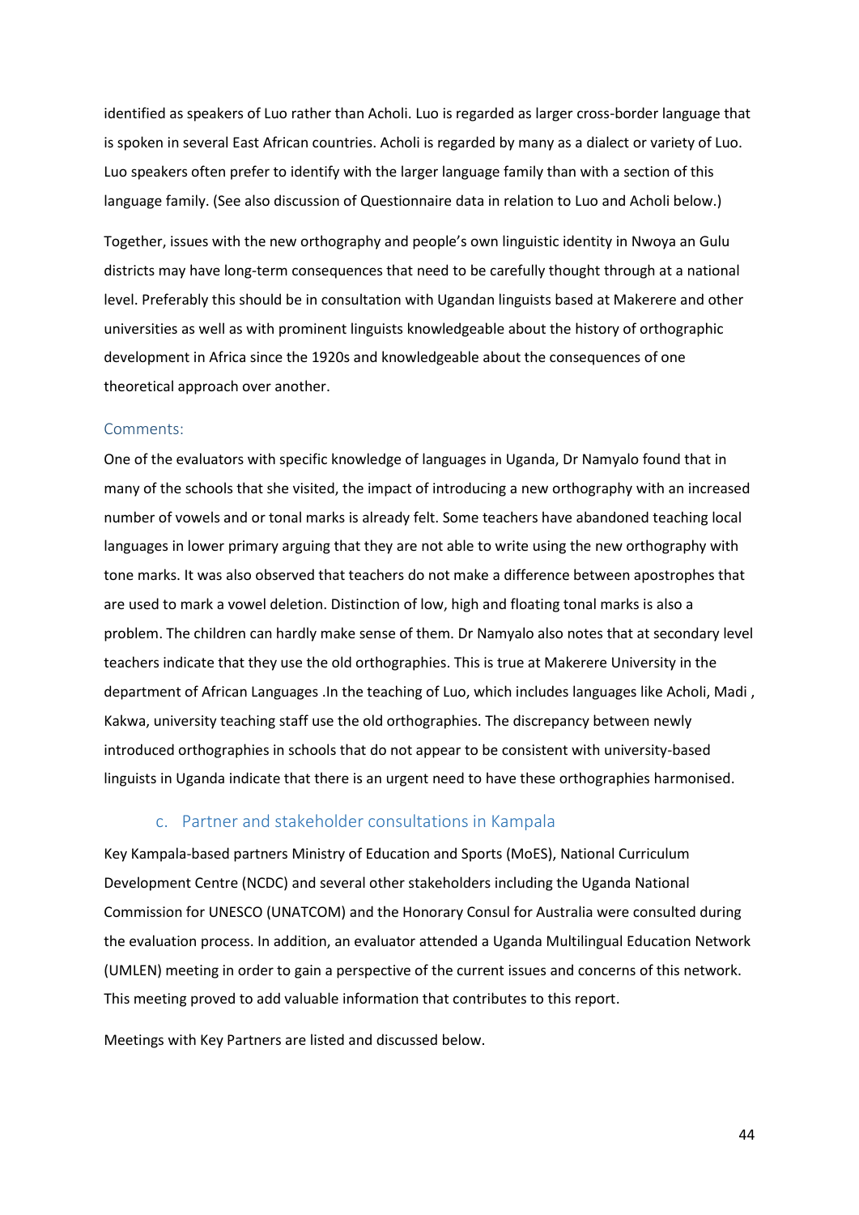identified as speakers of Luo rather than Acholi. Luo is regarded as larger cross-border language that is spoken in several East African countries. Acholi is regarded by many as a dialect or variety of Luo. Luo speakers often prefer to identify with the larger language family than with a section of this language family. (See also discussion of Questionnaire data in relation to Luo and Acholi below.)

Together, issues with the new orthography and people's own linguistic identity in Nwoya an Gulu districts may have long-term consequences that need to be carefully thought through at a national level. Preferably this should be in consultation with Ugandan linguists based at Makerere and other universities as well as with prominent linguists knowledgeable about the history of orthographic development in Africa since the 1920s and knowledgeable about the consequences of one theoretical approach over another.

#### Comments:

One of the evaluators with specific knowledge of languages in Uganda, Dr Namyalo found that in many of the schools that she visited, the impact of introducing a new orthography with an increased number of vowels and or tonal marks is already felt. Some teachers have abandoned teaching local languages in lower primary arguing that they are not able to write using the new orthography with tone marks. It was also observed that teachers do not make a difference between apostrophes that are used to mark a vowel deletion. Distinction of low, high and floating tonal marks is also a problem. The children can hardly make sense of them. Dr Namyalo also notes that at secondary level teachers indicate that they use the old orthographies. This is true at Makerere University in the department of African Languages .In the teaching of Luo, which includes languages like Acholi, Madi , Kakwa, university teaching staff use the old orthographies. The discrepancy between newly introduced orthographies in schools that do not appear to be consistent with university-based linguists in Uganda indicate that there is an urgent need to have these orthographies harmonised.

### c. Partner and stakeholder consultations in Kampala

Key Kampala-based partners Ministry of Education and Sports (MoES), National Curriculum Development Centre (NCDC) and several other stakeholders including the Uganda National Commission for UNESCO (UNATCOM) and the Honorary Consul for Australia were consulted during the evaluation process. In addition, an evaluator attended a Uganda Multilingual Education Network (UMLEN) meeting in order to gain a perspective of the current issues and concerns of this network. This meeting proved to add valuable information that contributes to this report.

Meetings with Key Partners are listed and discussed below.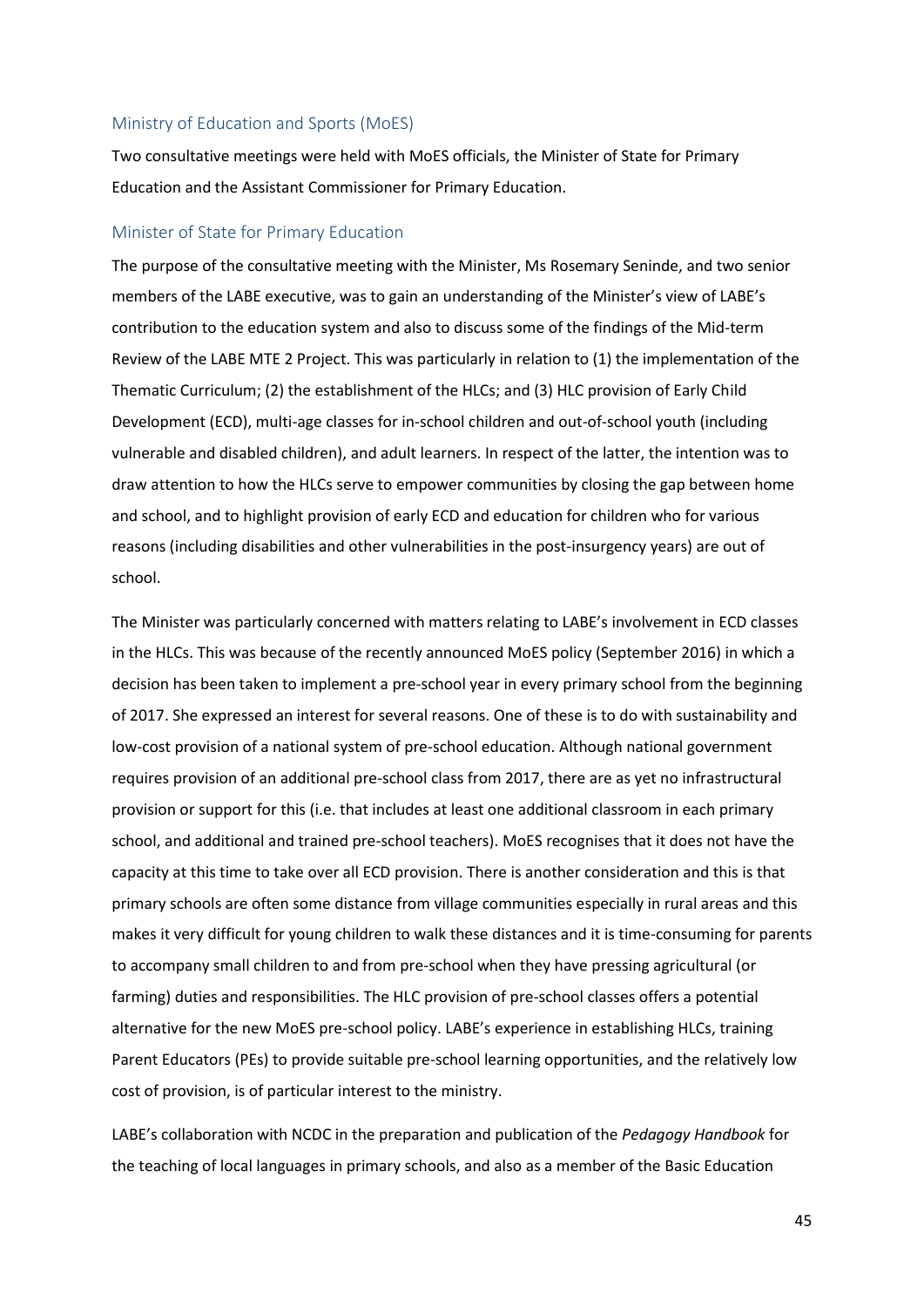## Ministry of Education and Sports (MoES)

Two consultative meetings were held with MoES officials, the Minister of State for Primary Education and the Assistant Commissioner for Primary Education.

### Minister of State for Primary Education

The purpose of the consultative meeting with the Minister, Ms Rosemary Seninde, and two senior members of the LABE executive, was to gain an understanding of the Minister's view of LABE's contribution to the education system and also to discuss some of the findings of the Mid-term Review of the LABE MTE 2 Project. This was particularly in relation to (1) the implementation of the Thematic Curriculum; (2) the establishment of the HLCs; and (3) HLC provision of Early Child Development (ECD), multi-age classes for in-school children and out-of-school youth (including vulnerable and disabled children), and adult learners. In respect of the latter, the intention was to draw attention to how the HLCs serve to empower communities by closing the gap between home and school, and to highlight provision of early ECD and education for children who for various reasons (including disabilities and other vulnerabilities in the post-insurgency years) are out of school.

The Minister was particularly concerned with matters relating to LABE's involvement in ECD classes in the HLCs. This was because of the recently announced MoES policy (September 2016) in which a decision has been taken to implement a pre-school year in every primary school from the beginning of 2017. She expressed an interest for several reasons. One of these is to do with sustainability and low-cost provision of a national system of pre-school education. Although national government requires provision of an additional pre-school class from 2017, there are as yet no infrastructural provision or support for this (i.e. that includes at least one additional classroom in each primary school, and additional and trained pre-school teachers). MoES recognises that it does not have the capacity at this time to take over all ECD provision. There is another consideration and this is that primary schools are often some distance from village communities especially in rural areas and this makes it very difficult for young children to walk these distances and it is time-consuming for parents to accompany small children to and from pre-school when they have pressing agricultural (or farming) duties and responsibilities. The HLC provision of pre-school classes offers a potential alternative for the new MoES pre-school policy. LABE's experience in establishing HLCs, training Parent Educators (PEs) to provide suitable pre-school learning opportunities, and the relatively low cost of provision, is of particular interest to the ministry.

LABE's collaboration with NCDC in the preparation and publication of the *Pedagogy Handbook* for the teaching of local languages in primary schools, and also as a member of the Basic Education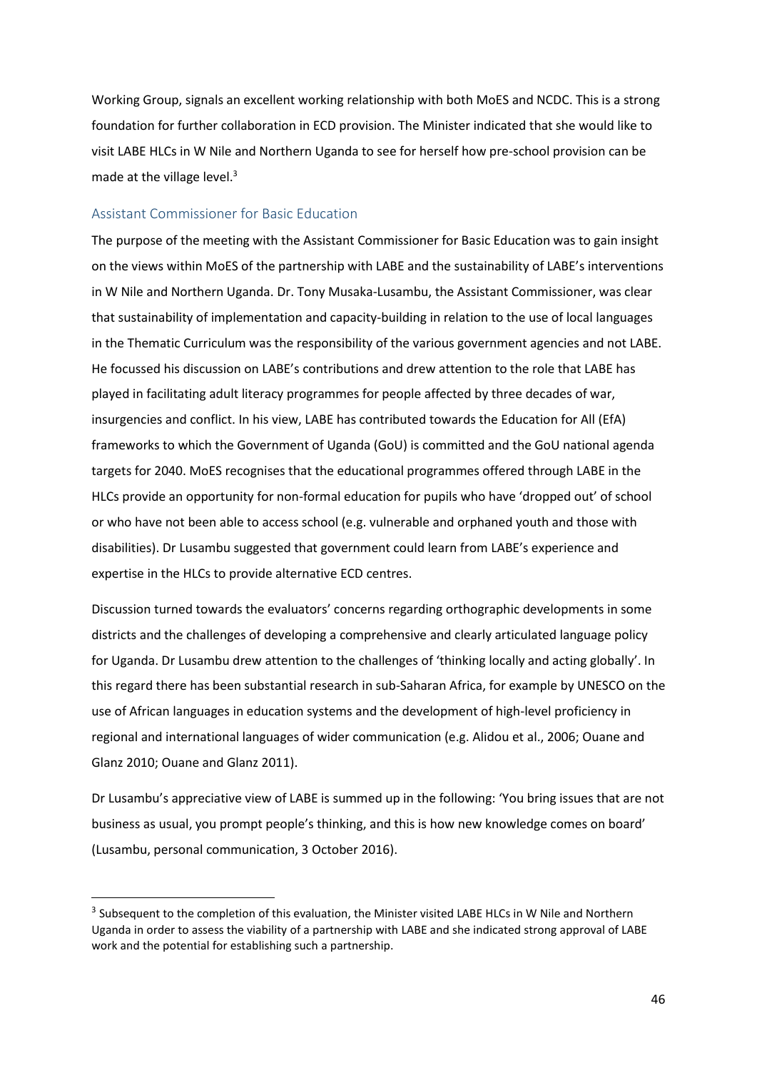Working Group, signals an excellent working relationship with both MoES and NCDC. This is a strong foundation for further collaboration in ECD provision. The Minister indicated that she would like to visit LABE HLCs in W Nile and Northern Uganda to see for herself how pre-school provision can be made at the village level.[3]

### Assistant Commissioner for Basic Education

The purpose of the meeting with the Assistant Commissioner for Basic Education was to gain insight on the views within MoES of the partnership with LABE and the sustainability of LABE's interventions in W Nile and Northern Uganda. Dr. Tony Musaka-Lusambu, the Assistant Commissioner, was clear that sustainability of implementation and capacity-building in relation to the use of local languages in the Thematic Curriculum was the responsibility of the various government agencies and not LABE. He focussed his discussion on LABE's contributions and drew attention to the role that LABE has played in facilitating adult literacy programmes for people affected by three decades of war, insurgencies and conflict. In his view, LABE has contributed towards the Education for All (EfA) frameworks to which the Government of Uganda (GoU) is committed and the GoU national agenda targets for 2040. MoES recognises that the educational programmes offered through LABE in the HLCs provide an opportunity for non-formal education for pupils who have 'dropped out' of school or who have not been able to access school (e.g. vulnerable and orphaned youth and those with disabilities). Dr Lusambu suggested that government could learn from LABE's experience and expertise in the HLCs to provide alternative ECD centres.

Discussion turned towards the evaluators' concerns regarding orthographic developments in some districts and the challenges of developing a comprehensive and clearly articulated language policy for Uganda. Dr Lusambu drew attention to the challenges of 'thinking locally and acting globally'. In this regard there has been substantial research in sub-Saharan Africa, for example by UNESCO on the use of African languages in education systems and the development of high-level proficiency in regional and international languages of wider communication (e.g. Alidou et al., 2006; Ouane and Glanz 2010; Ouane and Glanz 2011).

Dr Lusambu's appreciative view of LABE is summed up in the following: 'You bring issues that are not business as usual, you prompt people's thinking, and this is how new knowledge comes on board' (Lusambu, personal communication, 3 October 2016).

---

[3] Subsequent to the completion of this evaluation, the Minister visited LABE HLCs in W Nile and Northern Uganda in order to assess the viability of a partnership with LABE and she indicated strong approval of LABE work and the potential for establishing such a partnership.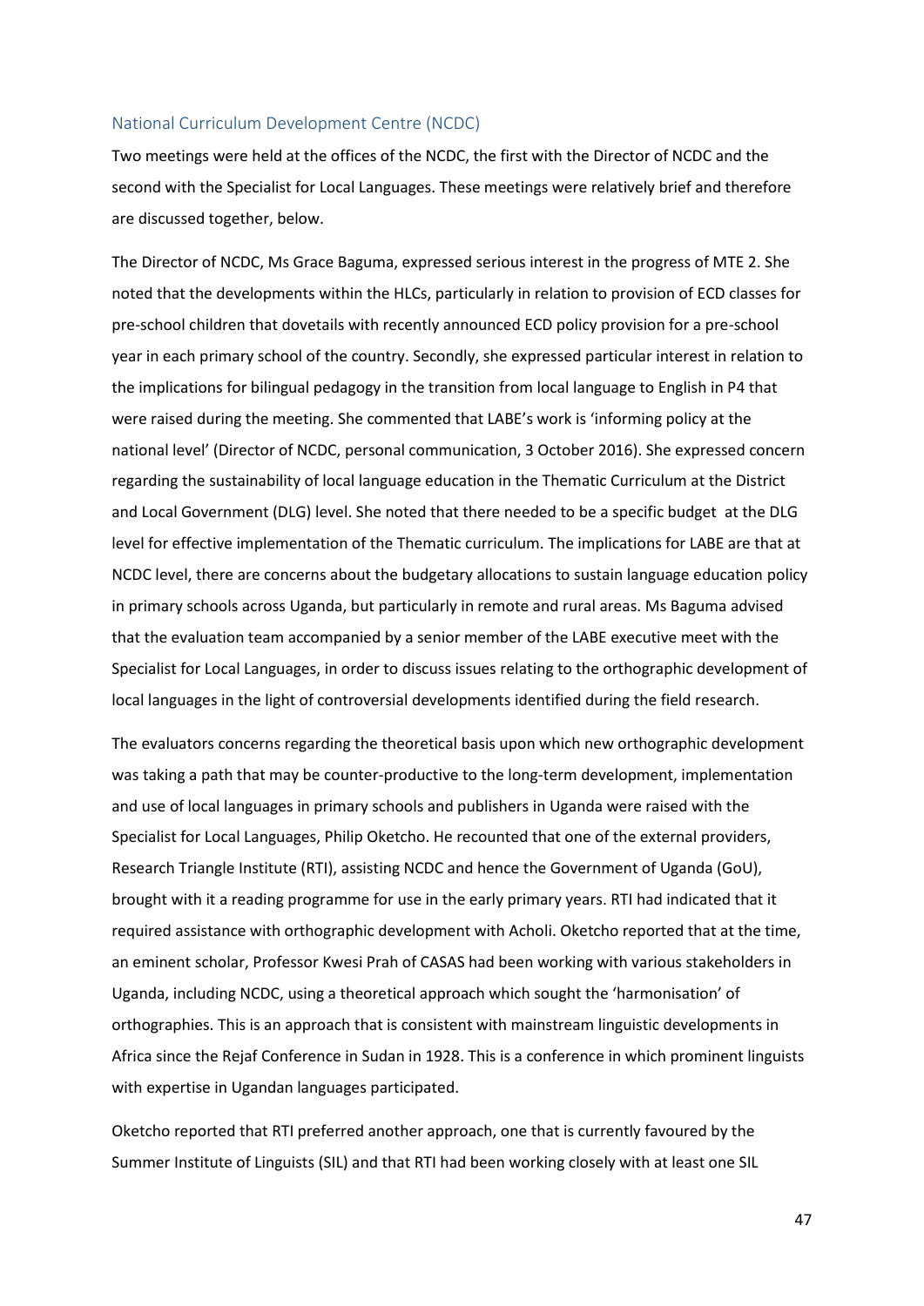## National Curriculum Development Centre (NCDC)

Two meetings were held at the offices of the NCDC, the first with the Director of NCDC and the second with the Specialist for Local Languages. These meetings were relatively brief and therefore are discussed together, below.

The Director of NCDC, Ms Grace Baguma, expressed serious interest in the progress of MTE 2. She noted that the developments within the HLCs, particularly in relation to provision of ECD classes for pre-school children that dovetails with recently announced ECD policy provision for a pre-school year in each primary school of the country. Secondly, she expressed particular interest in relation to the implications for bilingual pedagogy in the transition from local language to English in P4 that were raised during the meeting. She commented that LABE's work is 'informing policy at the national level' (Director of NCDC, personal communication, 3 October 2016). She expressed concern regarding the sustainability of local language education in the Thematic Curriculum at the District and Local Government (DLG) level. She noted that there needed to be a specific budget at the DLG level for effective implementation of the Thematic curriculum. The implications for LABE are that at NCDC level, there are concerns about the budgetary allocations to sustain language education policy in primary schools across Uganda, but particularly in remote and rural areas. Ms Baguma advised that the evaluation team accompanied by a senior member of the LABE executive meet with the Specialist for Local Languages, in order to discuss issues relating to the orthographic development of local languages in the light of controversial developments identified during the field research.

The evaluators concerns regarding the theoretical basis upon which new orthographic development was taking a path that may be counter-productive to the long-term development, implementation and use of local languages in primary schools and publishers in Uganda were raised with the Specialist for Local Languages, Philip Oketcho. He recounted that one of the external providers, Research Triangle Institute (RTI), assisting NCDC and hence the Government of Uganda (GoU), brought with it a reading programme for use in the early primary years. RTI had indicated that it required assistance with orthographic development with Acholi. Oketcho reported that at the time, an eminent scholar, Professor Kwesi Prah of CASAS had been working with various stakeholders in Uganda, including NCDC, using a theoretical approach which sought the 'harmonisation' of orthographies. This is an approach that is consistent with mainstream linguistic developments in Africa since the Rejaf Conference in Sudan in 1928. This is a conference in which prominent linguists with expertise in Ugandan languages participated.

Oketcho reported that RTI preferred another approach, one that is currently favoured by the Summer Institute of Linguists (SIL) and that RTI had been working closely with at least one SIL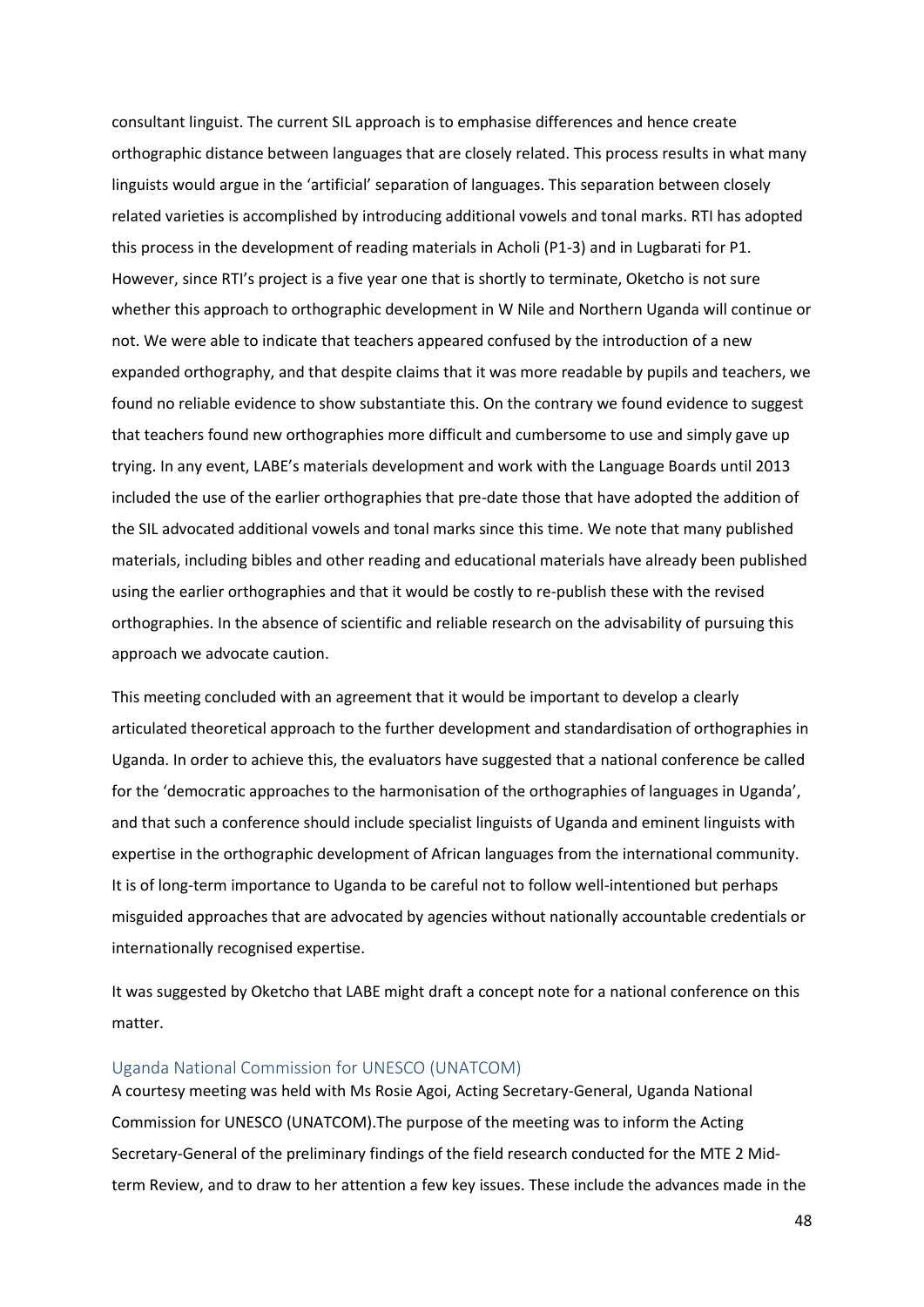consultant linguist. The current SIL approach is to emphasise differences and hence create orthographic distance between languages that are closely related. This process results in what many linguists would argue in the 'artificial' separation of languages. This separation between closely related varieties is accomplished by introducing additional vowels and tonal marks. RTI has adopted this process in the development of reading materials in Acholi (P1-3) and in Lugbarati for P1. However, since RTI's project is a five year one that is shortly to terminate, Oketcho is not sure whether this approach to orthographic development in W Nile and Northern Uganda will continue or not. We were able to indicate that teachers appeared confused by the introduction of a new expanded orthography, and that despite claims that it was more readable by pupils and teachers, we found no reliable evidence to show substantiate this. On the contrary we found evidence to suggest that teachers found new orthographies more difficult and cumbersome to use and simply gave up trying. In any event, LABE's materials development and work with the Language Boards until 2013 included the use of the earlier orthographies that pre-date those that have adopted the addition of the SIL advocated additional vowels and tonal marks since this time. We note that many published materials, including bibles and other reading and educational materials have already been published using the earlier orthographies and that it would be costly to re-publish these with the revised orthographies. In the absence of scientific and reliable research on the advisability of pursuing this approach we advocate caution.

This meeting concluded with an agreement that it would be important to develop a clearly articulated theoretical approach to the further development and standardisation of orthographies in Uganda. In order to achieve this, the evaluators have suggested that a national conference be called for the 'democratic approaches to the harmonisation of the orthographies of languages in Uganda', and that such a conference should include specialist linguists of Uganda and eminent linguists with expertise in the orthographic development of African languages from the international community. It is of long-term importance to Uganda to be careful not to follow well-intentioned but perhaps misguided approaches that are advocated by agencies without nationally accountable credentials or internationally recognised expertise.

It was suggested by Oketcho that LABE might draft a concept note for a national conference on this matter.

### Uganda National Commission for UNESCO (UNATCOM)

A courtesy meeting was held with Ms Rosie Agoi, Acting Secretary-General, Uganda National Commission for UNESCO (UNATCOM).The purpose of the meeting was to inform the Acting Secretary-General of the preliminary findings of the field research conducted for the MTE 2 Mid-term Review, and to draw to her attention a few key issues. These include the advances made in the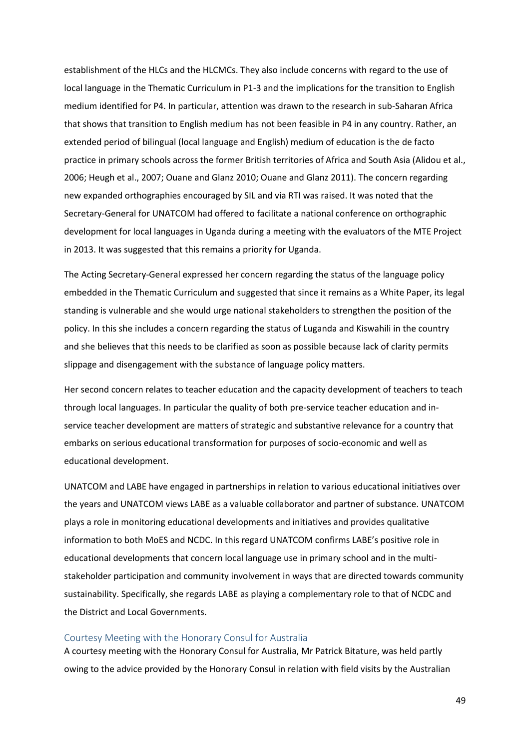establishment of the HLCs and the HLCMCs. They also include concerns with regard to the use of local language in the Thematic Curriculum in P1-3 and the implications for the transition to English medium identified for P4. In particular, attention was drawn to the research in sub-Saharan Africa that shows that transition to English medium has not been feasible in P4 in any country. Rather, an extended period of bilingual (local language and English) medium of education is the de facto practice in primary schools across the former British territories of Africa and South Asia (Alidou et al., 2006; Heugh et al., 2007; Ouane and Glanz 2010; Ouane and Glanz 2011). The concern regarding new expanded orthographies encouraged by SIL and via RTI was raised. It was noted that the Secretary-General for UNATCOM had offered to facilitate a national conference on orthographic development for local languages in Uganda during a meeting with the evaluators of the MTE Project in 2013. It was suggested that this remains a priority for Uganda.

The Acting Secretary-General expressed her concern regarding the status of the language policy embedded in the Thematic Curriculum and suggested that since it remains as a White Paper, its legal standing is vulnerable and she would urge national stakeholders to strengthen the position of the policy. In this she includes a concern regarding the status of Luganda and Kiswahili in the country and she believes that this needs to be clarified as soon as possible because lack of clarity permits slippage and disengagement with the substance of language policy matters.

Her second concern relates to teacher education and the capacity development of teachers to teach through local languages. In particular the quality of both pre-service teacher education and in-service teacher development are matters of strategic and substantive relevance for a country that embarks on serious educational transformation for purposes of socio-economic and well as educational development.

UNATCOM and LABE have engaged in partnerships in relation to various educational initiatives over the years and UNATCOM views LABE as a valuable collaborator and partner of substance. UNATCOM plays a role in monitoring educational developments and initiatives and provides qualitative information to both MoES and NCDC. In this regard UNATCOM confirms LABE's positive role in educational developments that concern local language use in primary school and in the multi-stakeholder participation and community involvement in ways that are directed towards community sustainability. Specifically, she regards LABE as playing a complementary role to that of NCDC and the District and Local Governments.

### Courtesy Meeting with the Honorary Consul for Australia

A courtesy meeting with the Honorary Consul for Australia, Mr Patrick Bitature, was held partly owing to the advice provided by the Honorary Consul in relation with field visits by the Australian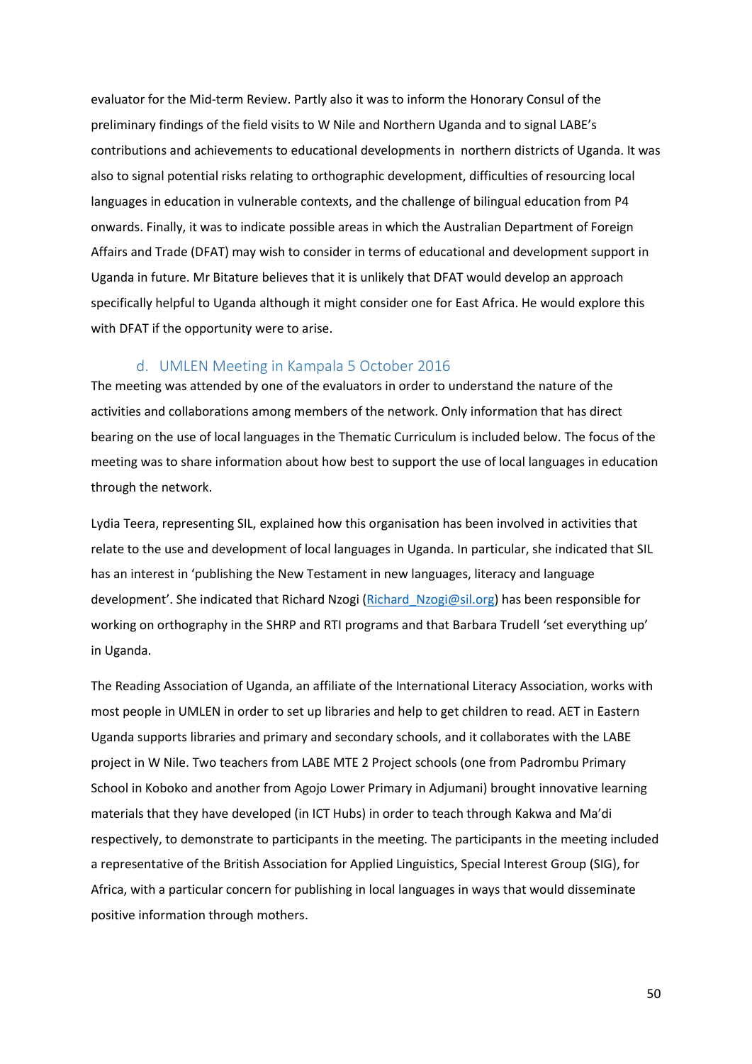evaluator for the Mid-term Review. Partly also it was to inform the Honorary Consul of the preliminary findings of the field visits to W Nile and Northern Uganda and to signal LABE's contributions and achievements to educational developments in northern districts of Uganda. It was also to signal potential risks relating to orthographic development, difficulties of resourcing local languages in education in vulnerable contexts, and the challenge of bilingual education from P4 onwards. Finally, it was to indicate possible areas in which the Australian Department of Foreign Affairs and Trade (DFAT) may wish to consider in terms of educational and development support in Uganda in future. Mr Bitature believes that it is unlikely that DFAT would develop an approach specifically helpful to Uganda although it might consider one for East Africa. He would explore this with DFAT if the opportunity were to arise.

### d. UMLEN Meeting in Kampala 5 October 2016

The meeting was attended by one of the evaluators in order to understand the nature of the activities and collaborations among members of the network. Only information that has direct bearing on the use of local languages in the Thematic Curriculum is included below. The focus of the meeting was to share information about how best to support the use of local languages in education through the network.

Lydia Teera, representing SIL, explained how this organisation has been involved in activities that relate to the use and development of local languages in Uganda. In particular, she indicated that SIL has an interest in 'publishing the New Testament in new languages, literacy and language development'. She indicated that Richard Nzogi (Richard_Nzogi@sil.org) has been responsible for working on orthography in the SHRP and RTI programs and that Barbara Trudell 'set everything up' in Uganda.

The Reading Association of Uganda, an affiliate of the International Literacy Association, works with most people in UMLEN in order to set up libraries and help to get children to read. AET in Eastern Uganda supports libraries and primary and secondary schools, and it collaborates with the LABE project in W Nile. Two teachers from LABE MTE 2 Project schools (one from Padrombu Primary School in Koboko and another from Agojo Lower Primary in Adjumani) brought innovative learning materials that they have developed (in ICT Hubs) in order to teach through Kakwa and Ma'di respectively, to demonstrate to participants in the meeting. The participants in the meeting included a representative of the British Association for Applied Linguistics, Special Interest Group (SIG), for Africa, with a particular concern for publishing in local languages in ways that would disseminate positive information through mothers.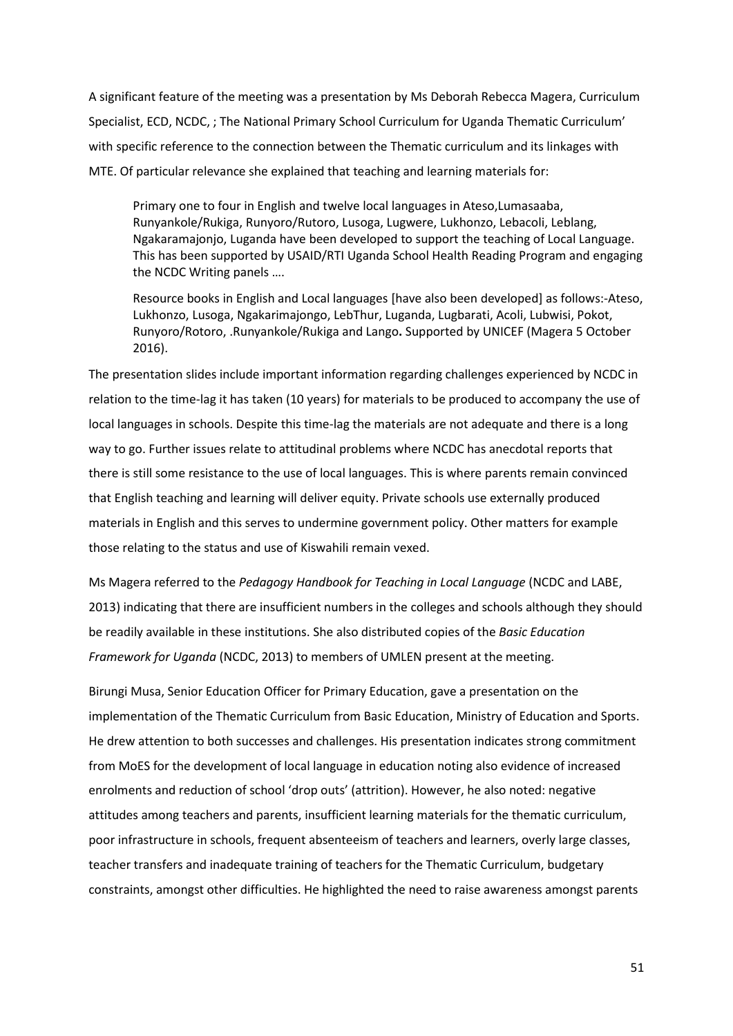A significant feature of the meeting was a presentation by Ms Deborah Rebecca Magera, Curriculum Specialist, ECD, NCDC, ; The National Primary School Curriculum for Uganda Thematic Curriculum' with specific reference to the connection between the Thematic curriculum and its linkages with MTE. Of particular relevance she explained that teaching and learning materials for:

> Primary one to four in English and twelve local languages in Ateso,Lumasaaba, Runyankole/Rukiga, Runyoro/Rutoro, Lusoga, Lugwere, Lukhonzo, Lebacoli, Leblang, Ngakaramajonjo, Luganda have been developed to support the teaching of Local Language. This has been supported by USAID/RTI Uganda School Health Reading Program and engaging the NCDC Writing panels ….
>
> Resource books in English and Local languages [have also been developed] as follows:-Ateso, Lukhonzo, Lusoga, Ngakarimajongo, LebThur, Luganda, Lugbarati, Acoli, Lubwisi, Pokot, Runyoro/Rotoro, .Runyankole/Rukiga and Lango**.** Supported by UNICEF (Magera 5 October 2016).

The presentation slides include important information regarding challenges experienced by NCDC in relation to the time-lag it has taken (10 years) for materials to be produced to accompany the use of local languages in schools. Despite this time-lag the materials are not adequate and there is a long way to go. Further issues relate to attitudinal problems where NCDC has anecdotal reports that there is still some resistance to the use of local languages. This is where parents remain convinced that English teaching and learning will deliver equity. Private schools use externally produced materials in English and this serves to undermine government policy. Other matters for example those relating to the status and use of Kiswahili remain vexed.

Ms Magera referred to the *Pedagogy Handbook for Teaching in Local Language* (NCDC and LABE, 2013) indicating that there are insufficient numbers in the colleges and schools although they should be readily available in these institutions. She also distributed copies of the *Basic Education Framework for Uganda* (NCDC, 2013) to members of UMLEN present at the meeting.

Birungi Musa, Senior Education Officer for Primary Education, gave a presentation on the implementation of the Thematic Curriculum from Basic Education, Ministry of Education and Sports. He drew attention to both successes and challenges. His presentation indicates strong commitment from MoES for the development of local language in education noting also evidence of increased enrolments and reduction of school 'drop outs' (attrition). However, he also noted: negative attitudes among teachers and parents, insufficient learning materials for the thematic curriculum, poor infrastructure in schools, frequent absenteeism of teachers and learners, overly large classes, teacher transfers and inadequate training of teachers for the Thematic Curriculum, budgetary constraints, amongst other difficulties. He highlighted the need to raise awareness amongst parents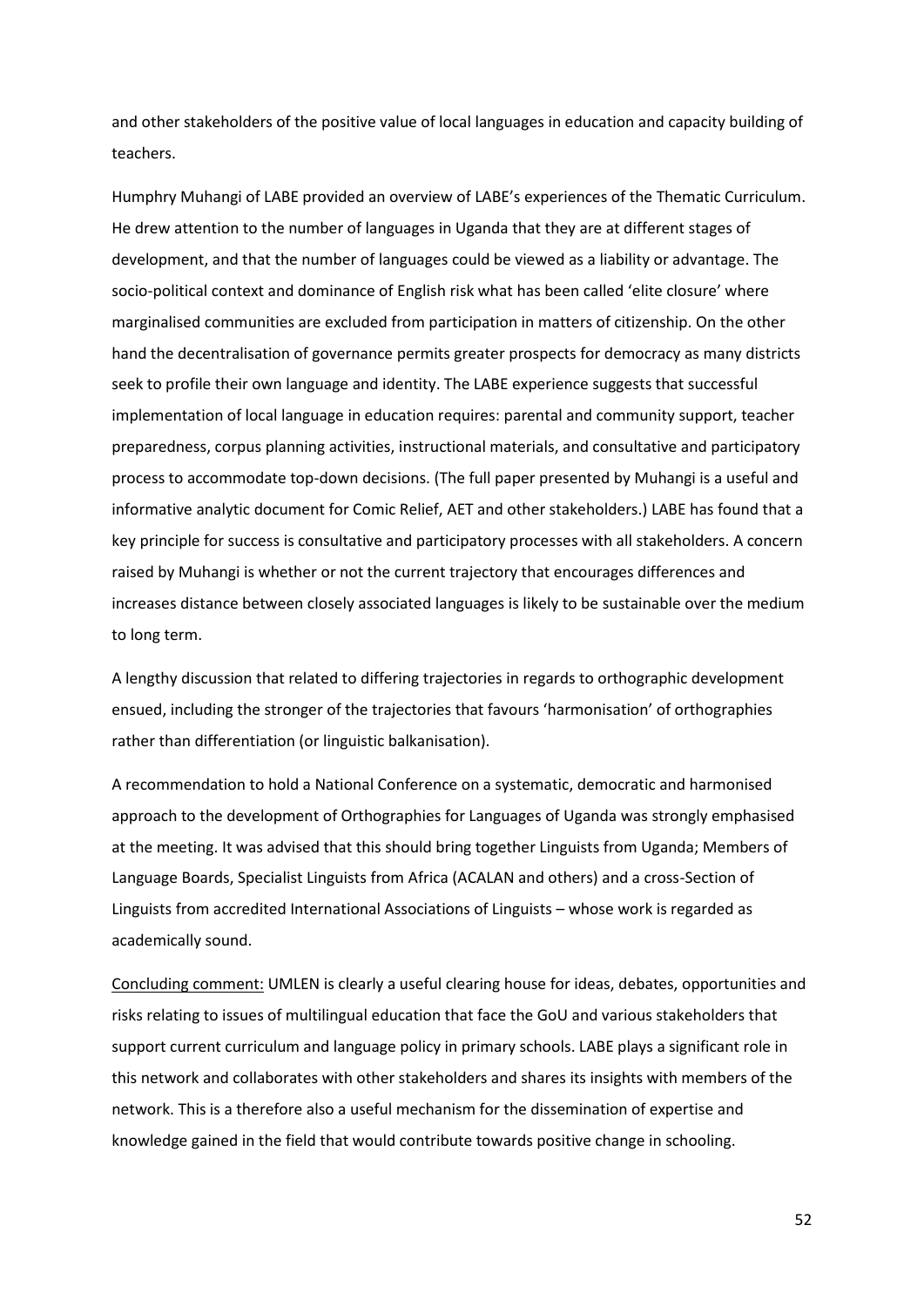and other stakeholders of the positive value of local languages in education and capacity building of teachers.

Humphry Muhangi of LABE provided an overview of LABE's experiences of the Thematic Curriculum. He drew attention to the number of languages in Uganda that they are at different stages of development, and that the number of languages could be viewed as a liability or advantage. The socio-political context and dominance of English risk what has been called 'elite closure' where marginalised communities are excluded from participation in matters of citizenship. On the other hand the decentralisation of governance permits greater prospects for democracy as many districts seek to profile their own language and identity. The LABE experience suggests that successful implementation of local language in education requires: parental and community support, teacher preparedness, corpus planning activities, instructional materials, and consultative and participatory process to accommodate top-down decisions. (The full paper presented by Muhangi is a useful and informative analytic document for Comic Relief, AET and other stakeholders.) LABE has found that a key principle for success is consultative and participatory processes with all stakeholders. A concern raised by Muhangi is whether or not the current trajectory that encourages differences and increases distance between closely associated languages is likely to be sustainable over the medium to long term.

A lengthy discussion that related to differing trajectories in regards to orthographic development ensued, including the stronger of the trajectories that favours 'harmonisation' of orthographies rather than differentiation (or linguistic balkanisation).

A recommendation to hold a National Conference on a systematic, democratic and harmonised approach to the development of Orthographies for Languages of Uganda was strongly emphasised at the meeting. It was advised that this should bring together Linguists from Uganda; Members of Language Boards, Specialist Linguists from Africa (ACALAN and others) and a cross-Section of Linguists from accredited International Associations of Linguists – whose work is regarded as academically sound.

<u>Concluding comment:</u> UMLEN is clearly a useful clearing house for ideas, debates, opportunities and risks relating to issues of multilingual education that face the GoU and various stakeholders that support current curriculum and language policy in primary schools. LABE plays a significant role in this network and collaborates with other stakeholders and shares its insights with members of the network. This is a therefore also a useful mechanism for the dissemination of expertise and knowledge gained in the field that would contribute towards positive change in schooling.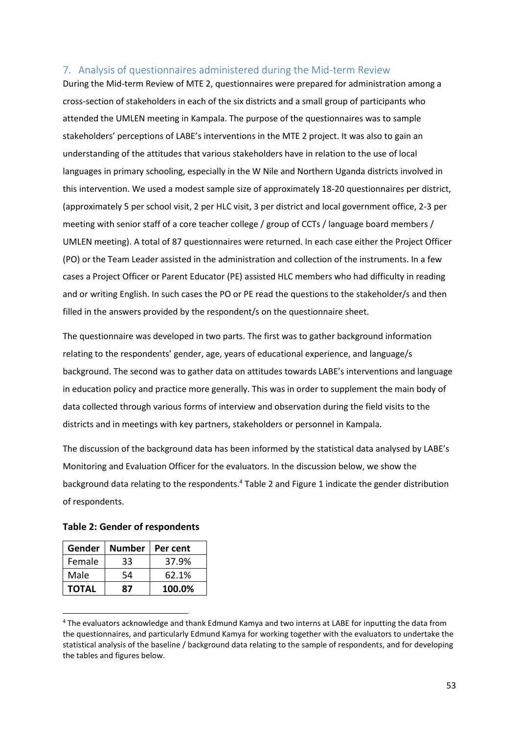## 7. Analysis of questionnaires administered during the Mid-term Review

During the Mid-term Review of MTE 2, questionnaires were prepared for administration among a cross-section of stakeholders in each of the six districts and a small group of participants who attended the UMLEN meeting in Kampala. The purpose of the questionnaires was to sample stakeholders' perceptions of LABE's interventions in the MTE 2 project. It was also to gain an understanding of the attitudes that various stakeholders have in relation to the use of local languages in primary schooling, especially in the W Nile and Northern Uganda districts involved in this intervention. We used a modest sample size of approximately 18-20 questionnaires per district, (approximately 5 per school visit, 2 per HLC visit, 3 per district and local government office, 2-3 per meeting with senior staff of a core teacher college / group of CCTs / language board members / UMLEN meeting). A total of 87 questionnaires were returned. In each case either the Project Officer (PO) or the Team Leader assisted in the administration and collection of the instruments. In a few cases a Project Officer or Parent Educator (PE) assisted HLC members who had difficulty in reading and or writing English. In such cases the PO or PE read the questions to the stakeholder/s and then filled in the answers provided by the respondent/s on the questionnaire sheet.

The questionnaire was developed in two parts. The first was to gather background information relating to the respondents' gender, age, years of educational experience, and language/s background. The second was to gather data on attitudes towards LABE's interventions and language in education policy and practice more generally. This was in order to supplement the main body of data collected through various forms of interview and observation during the field visits to the districts and in meetings with key partners, stakeholders or personnel in Kampala.

The discussion of the background data has been informed by the statistical data analysed by LABE's Monitoring and Evaluation Officer for the evaluators. In the discussion below, we show the background data relating to the respondents.[4] Table 2 and Figure 1 indicate the gender distribution of respondents.

**Table 2: Gender of respondents**

| Gender | Number | Per cent |
|---|---|---|
| Female | 33 | 37.9% |
| Male | 54 | 62.1% |
| **TOTAL** | **87** | **100.0%** |

[4] The evaluators acknowledge and thank Edmund Kamya and two interns at LABE for inputting the data from the questionnaires, and particularly Edmund Kamya for working together with the evaluators to undertake the statistical analysis of the baseline / background data relating to the sample of respondents, and for developing the tables and figures below.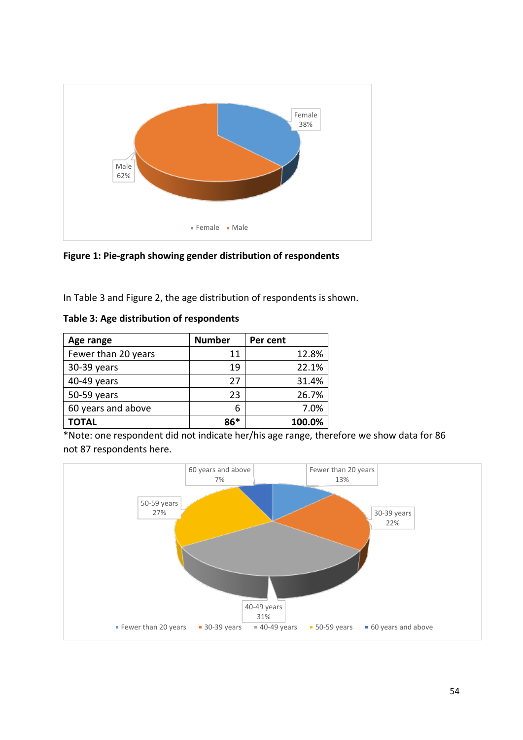**Figure 1: Pie-graph showing gender distribution of respondents**

In Table 3 and Figure 2, the age distribution of respondents is shown.

**Table 3: Age distribution of respondents**

| Age range | Number | Per cent |
|---|---|---|
| Fewer than 20 years | 11 | 12.8% |
| 30-39 years | 19 | 22.1% |
| 40-49 years | 27 | 31.4% |
| 50-59 years | 23 | 26.7% |
| 60 years and above | 6 | 7.0% |
| **TOTAL** | **86*** | **100.0%** |

*Note: one respondent did not indicate her/his age range, therefore we show data for 86 not 87 respondents here.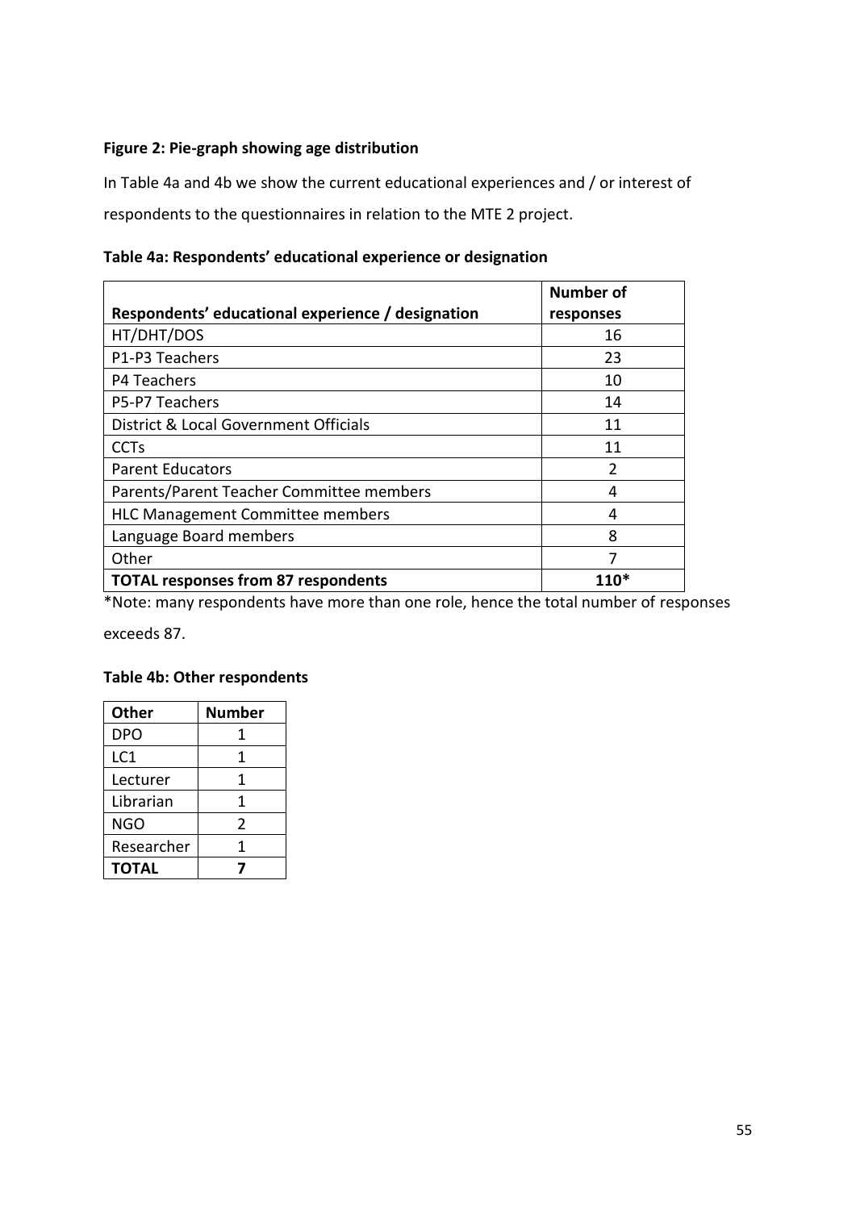**Figure 2: Pie-graph showing age distribution**

In Table 4a and 4b we show the current educational experiences and / or interest of respondents to the questionnaires in relation to the MTE 2 project.

**Table 4a: Respondents' educational experience or designation**

| Respondents' educational experience / designation | Number of responses |
|---|---|
| HT/DHT/DOS | 16 |
| P1-P3 Teachers | 23 |
| P4 Teachers | 10 |
| P5-P7 Teachers | 14 |
| District & Local Government Officials | 11 |
| CCTs | 11 |
| Parent Educators | 2 |
| Parents/Parent Teacher Committee members | 4 |
| HLC Management Committee members | 4 |
| Language Board members | 8 |
| Other | 7 |
| **TOTAL responses from 87 respondents** | **110*** |

*Note: many respondents have more than one role, hence the total number of responses exceeds 87.

**Table 4b: Other respondents**

| Other | Number |
|---|---|
| DPO | 1 |
| LC1 | 1 |
| Lecturer | 1 |
| Librarian | 1 |
| NGO | 2 |
| Researcher | 1 |
| **TOTAL** | **7** |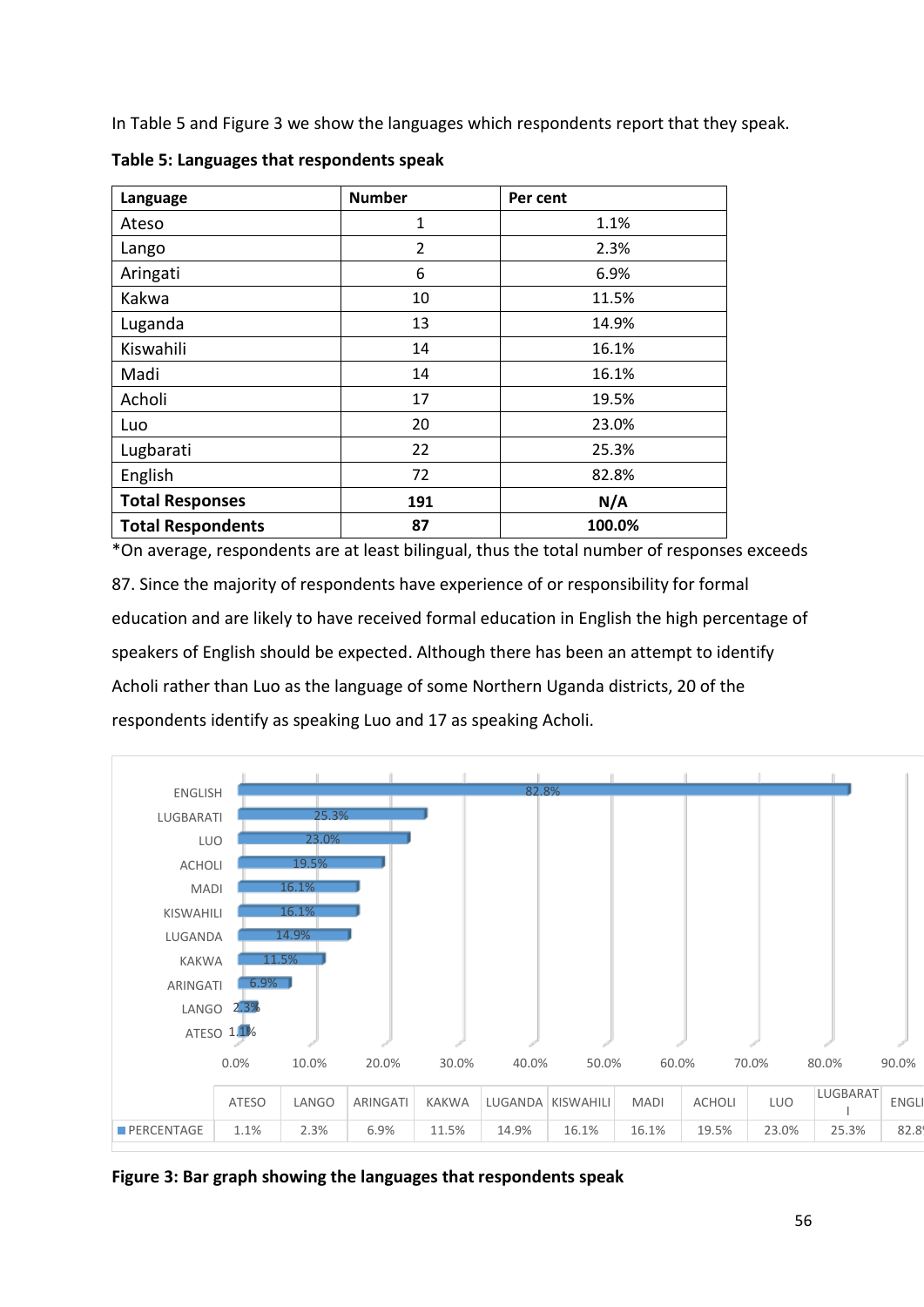In Table 5 and Figure 3 we show the languages which respondents report that they speak.

**Table 5: Languages that respondents speak**

| Language | Number | Per cent |
|---|---|---|
| Ateso | 1 | 1.1% |
| Lango | 2 | 2.3% |
| Aringati | 6 | 6.9% |
| Kakwa | 10 | 11.5% |
| Luganda | 13 | 14.9% |
| Kiswahili | 14 | 16.1% |
| Madi | 14 | 16.1% |
| Acholi | 17 | 19.5% |
| Luo | 20 | 23.0% |
| Lugbarati | 22 | 25.3% |
| English | 72 | 82.8% |
| **Total Responses** | **191** | **N/A** |
| **Total Respondents** | **87** | **100.0%** |

*On average, respondents are at least bilingual, thus the total number of responses exceeds 87. Since the majority of respondents have experience of or responsibility for formal education and are likely to have received formal education in English the high percentage of speakers of English should be expected. Although there has been an attempt to identify Acholi rather than Luo as the language of some Northern Uganda districts, 20 of the respondents identify as speaking Luo and 17 as speaking Acholi.

| | ATESO | LANGO | ARINGATI | KAKWA | LUGANDA | KISWAHILI | MADI | ACHOLI | LUO | LUGBARATI | ENGLISH |
|---|---|---|---|---|---|---|---|---|---|---|---|
| PERCENTAGE | 1.1% | 2.3% | 6.9% | 11.5% | 14.9% | 16.1% | 16.1% | 19.5% | 23.0% | 25.3% | 82.8% |

**Figure 3: Bar graph showing the languages that respondents speak**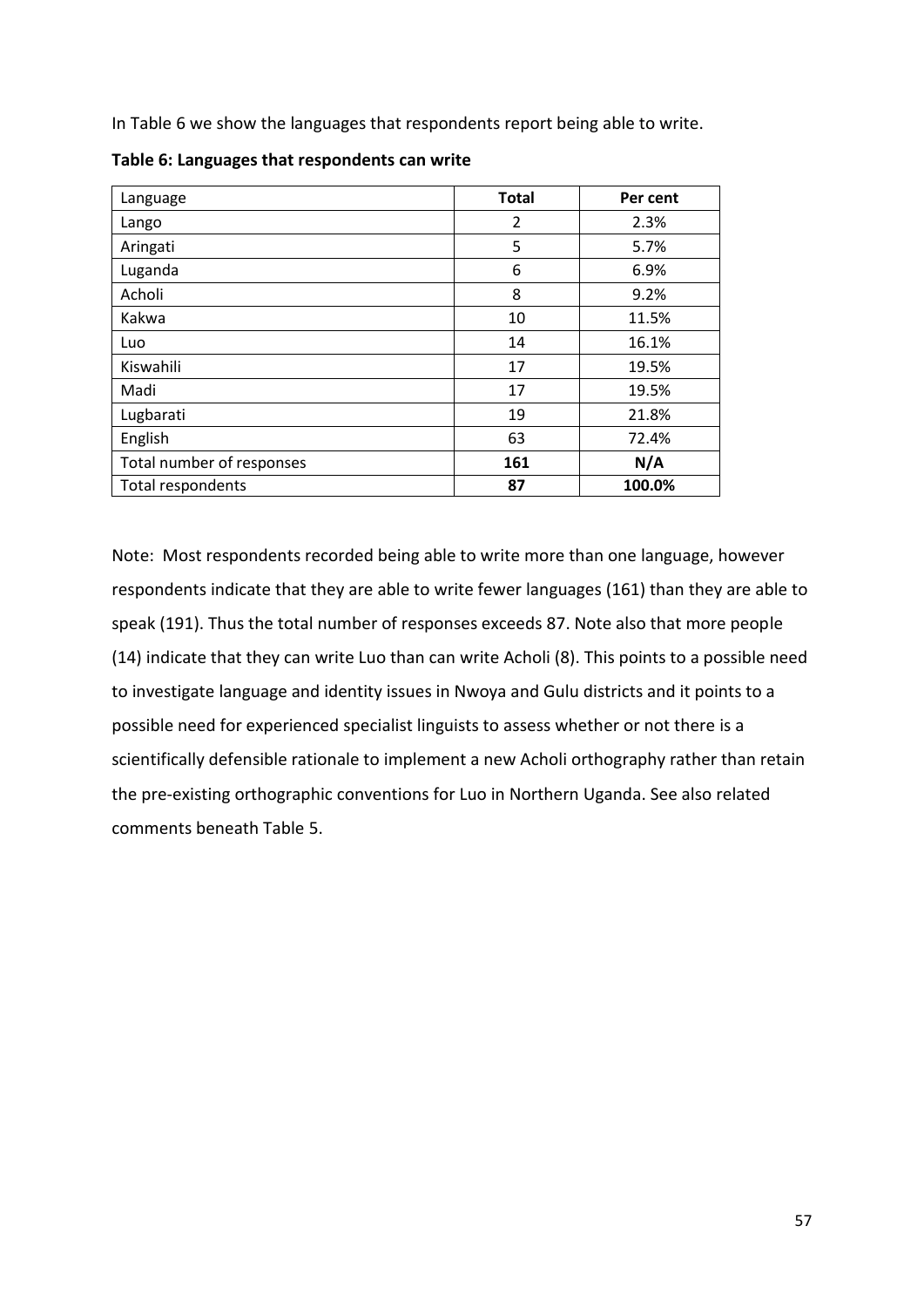In Table 6 we show the languages that respondents report being able to write.

**Table 6: Languages that respondents can write**

| Language | **Total** | **Per cent** |
|---|---|---|
| Lango | 2 | 2.3% |
| Aringati | 5 | 5.7% |
| Luganda | 6 | 6.9% |
| Acholi | 8 | 9.2% |
| Kakwa | 10 | 11.5% |
| Luo | 14 | 16.1% |
| Kiswahili | 17 | 19.5% |
| Madi | 17 | 19.5% |
| Lugbarati | 19 | 21.8% |
| English | 63 | 72.4% |
| Total number of responses | **161** | **N/A** |
| Total respondents | **87** | **100.0%** |

Note: Most respondents recorded being able to write more than one language, however respondents indicate that they are able to write fewer languages (161) than they are able to speak (191). Thus the total number of responses exceeds 87. Note also that more people (14) indicate that they can write Luo than can write Acholi (8). This points to a possible need to investigate language and identity issues in Nwoya and Gulu districts and it points to a possible need for experienced specialist linguists to assess whether or not there is a scientifically defensible rationale to implement a new Acholi orthography rather than retain the pre-existing orthographic conventions for Luo in Northern Uganda. See also related comments beneath Table 5.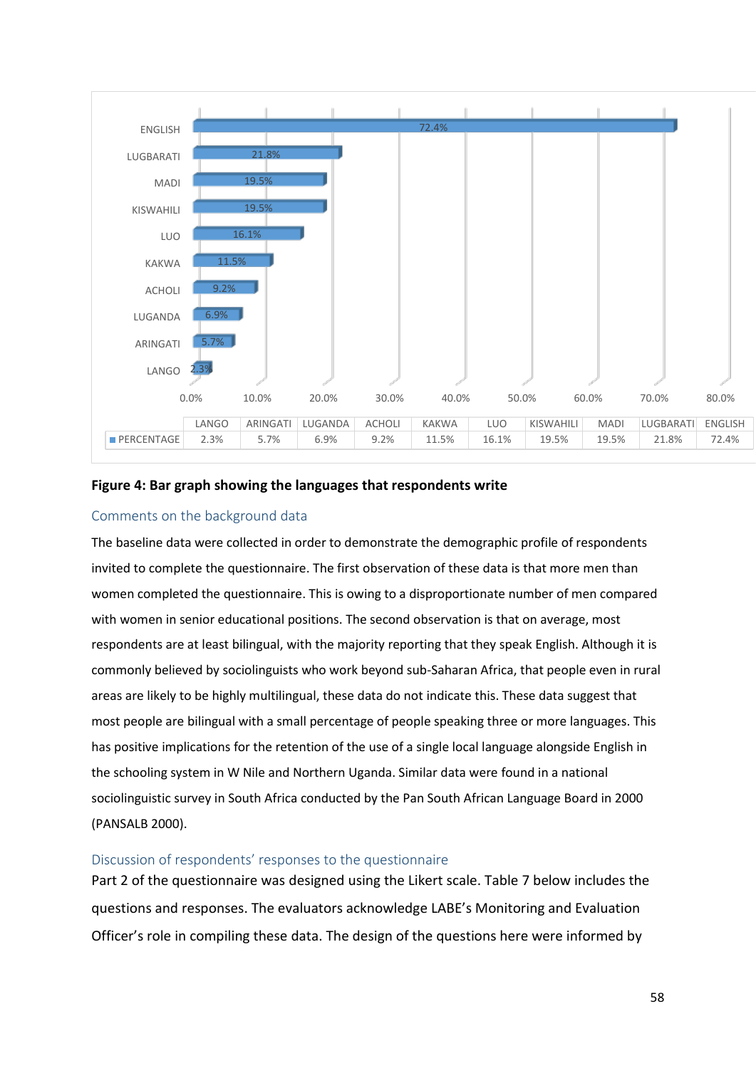| | LANGO | ARINGATI | LUGANDA | ACHOLI | KAKWA | LUO | KISWAHILI | MADI | LUGBARATI | ENGLISH |
|---|---|---|---|---|---|---|---|---|---|---|
| PERCENTAGE | 2.3% | 5.7% | 6.9% | 9.2% | 11.5% | 16.1% | 19.5% | 19.5% | 21.8% | 72.4% |

**Figure 4: Bar graph showing the languages that respondents write**

## Comments on the background data

The baseline data were collected in order to demonstrate the demographic profile of respondents invited to complete the questionnaire. The first observation of these data is that more men than women completed the questionnaire. This is owing to a disproportionate number of men compared with women in senior educational positions. The second observation is that on average, most respondents are at least bilingual, with the majority reporting that they speak English. Although it is commonly believed by sociolinguists who work beyond sub-Saharan Africa, that people even in rural areas are likely to be highly multilingual, these data do not indicate this. These data suggest that most people are bilingual with a small percentage of people speaking three or more languages. This has positive implications for the retention of the use of a single local language alongside English in the schooling system in W Nile and Northern Uganda. Similar data were found in a national sociolinguistic survey in South Africa conducted by the Pan South African Language Board in 2000 (PANSALB 2000).

## Discussion of respondents' responses to the questionnaire

Part 2 of the questionnaire was designed using the Likert scale. Table 7 below includes the questions and responses. The evaluators acknowledge LABE's Monitoring and Evaluation Officer's role in compiling these data. The design of the questions here were informed by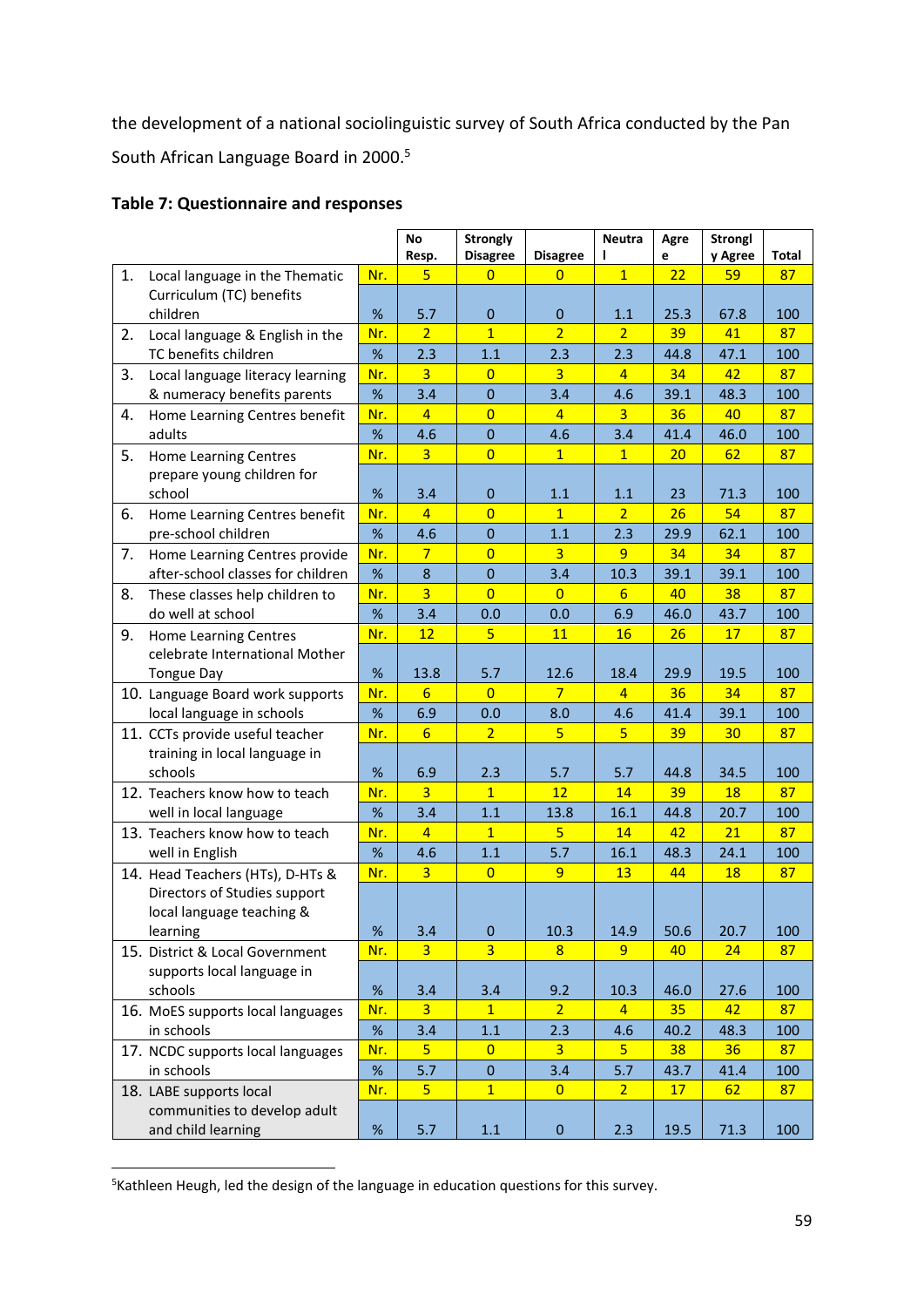the development of a national sociolinguistic survey of South Africa conducted by the Pan South African Language Board in 2000.[5]

**Table 7: Questionnaire and responses**

| | | No Resp. | Strongly Disagree | Disagree | Neutral | Agree | Strongly Agree | Total |
|---|---|---|---|---|---|---|---|---|
| 1. Local language in the Thematic Curriculum (TC) benefits children | Nr. | 5 | 0 | 0 | 1 | 22 | 59 | 87 |
| | % | 5.7 | 0 | 0 | 1.1 | 25.3 | 67.8 | 100 |
| 2. Local language & English in the TC benefits children | Nr. | 2 | 1 | 2 | 2 | 39 | 41 | 87 |
| | % | 2.3 | 1.1 | 2.3 | 2.3 | 44.8 | 47.1 | 100 |
| 3. Local language literacy learning & numeracy benefits parents | Nr. | 3 | 0 | 3 | 4 | 34 | 42 | 87 |
| | % | 3.4 | 0 | 3.4 | 4.6 | 39.1 | 48.3 | 100 |
| 4. Home Learning Centres benefit adults | Nr. | 4 | 0 | 4 | 3 | 36 | 40 | 87 |
| | % | 4.6 | 0 | 4.6 | 3.4 | 41.4 | 46.0 | 100 |
| 5. Home Learning Centres prepare young children for school | Nr. | 3 | 0 | 1 | 1 | 20 | 62 | 87 |
| | % | 3.4 | 0 | 1.1 | 1.1 | 23 | 71.3 | 100 |
| 6. Home Learning Centres benefit pre-school children | Nr. | 4 | 0 | 1 | 2 | 26 | 54 | 87 |
| | % | 4.6 | 0 | 1.1 | 2.3 | 29.9 | 62.1 | 100 |
| 7. Home Learning Centres provide after-school classes for children | Nr. | 7 | 0 | 3 | 9 | 34 | 34 | 87 |
| | % | 8 | 0 | 3.4 | 10.3 | 39.1 | 39.1 | 100 |
| 8. These classes help children to do well at school | Nr. | 3 | 0 | 0 | 6 | 40 | 38 | 87 |
| | % | 3.4 | 0.0 | 0.0 | 6.9 | 46.0 | 43.7 | 100 |
| 9. Home Learning Centres celebrate International Mother Tongue Day | Nr. | 12 | 5 | 11 | 16 | 26 | 17 | 87 |
| | % | 13.8 | 5.7 | 12.6 | 18.4 | 29.9 | 19.5 | 100 |
| 10. Language Board work supports local language in schools | Nr. | 6 | 0 | 7 | 4 | 36 | 34 | 87 |
| | % | 6.9 | 0.0 | 8.0 | 4.6 | 41.4 | 39.1 | 100 |
| 11. CCTs provide useful teacher training in local language in schools | Nr. | 6 | 2 | 5 | 5 | 39 | 30 | 87 |
| | % | 6.9 | 2.3 | 5.7 | 5.7 | 44.8 | 34.5 | 100 |
| 12. Teachers know how to teach well in local language | Nr. | 3 | 1 | 12 | 14 | 39 | 18 | 87 |
| | % | 3.4 | 1.1 | 13.8 | 16.1 | 44.8 | 20.7 | 100 |
| 13. Teachers know how to teach well in English | Nr. | 4 | 1 | 5 | 14 | 42 | 21 | 87 |
| | % | 4.6 | 1.1 | 5.7 | 16.1 | 48.3 | 24.1 | 100 |
| 14. Head Teachers (HTs), D-HTs & Directors of Studies support local language teaching & learning | Nr. | 3 | 0 | 9 | 13 | 44 | 18 | 87 |
| | % | 3.4 | 0 | 10.3 | 14.9 | 50.6 | 20.7 | 100 |
| 15. District & Local Government supports local language in schools | Nr. | 3 | 3 | 8 | 9 | 40 | 24 | 87 |
| | % | 3.4 | 3.4 | 9.2 | 10.3 | 46.0 | 27.6 | 100 |
| 16. MoES supports local languages in schools | Nr. | 3 | 1 | 2 | 4 | 35 | 42 | 87 |
| | % | 3.4 | 1.1 | 2.3 | 4.6 | 40.2 | 48.3 | 100 |
| 17. NCDC supports local languages in schools | Nr. | 5 | 0 | 3 | 5 | 38 | 36 | 87 |
| | % | 5.7 | 0 | 3.4 | 5.7 | 43.7 | 41.4 | 100 |
| 18. LABE supports local communities to develop adult and child learning | Nr. | 5 | 1 | 0 | 2 | 17 | 62 | 87 |
| | % | 5.7 | 1.1 | 0 | 2.3 | 19.5 | 71.3 | 100 |

[5] Kathleen Heugh, led the design of the language in education questions for this survey.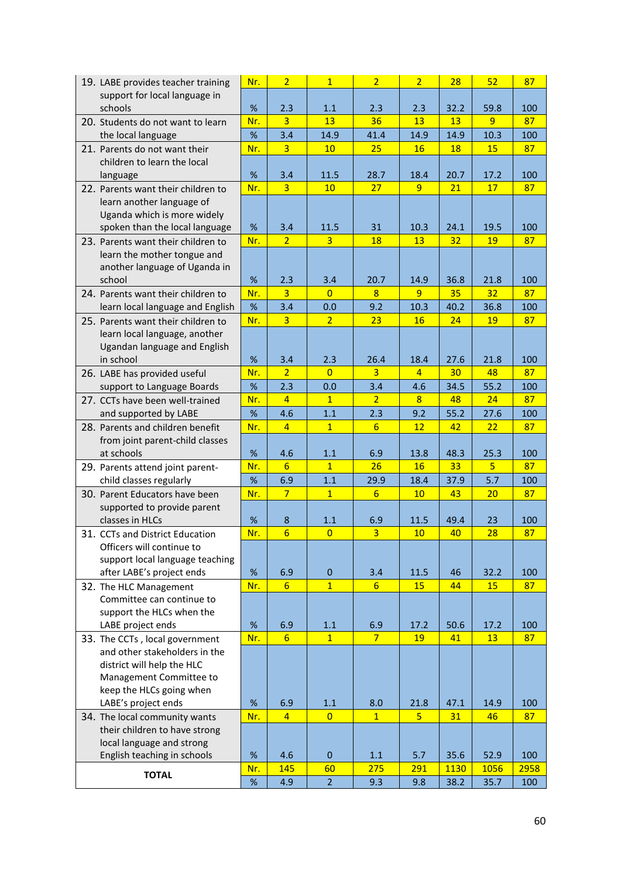| | | | | | | | | |
|---|---|---|---|---|---|---|---|---|
| 19. LABE provides teacher training support for local language in schools | Nr. | 2 | 1 | 2 | 2 | 28 | 52 | 87 |
| | % | 2.3 | 1.1 | 2.3 | 2.3 | 32.2 | 59.8 | 100 |
| 20. Students do not want to learn the local language | Nr. | 3 | 13 | 36 | 13 | 13 | 9 | 87 |
| | % | 3.4 | 14.9 | 41.4 | 14.9 | 14.9 | 10.3 | 100 |
| 21. Parents do not want their children to learn the local language | Nr. | 3 | 10 | 25 | 16 | 18 | 15 | 87 |
| | % | 3.4 | 11.5 | 28.7 | 18.4 | 20.7 | 17.2 | 100 |
| 22. Parents want their children to learn another language of Uganda which is more widely spoken than the local language | Nr. | 3 | 10 | 27 | 9 | 21 | 17 | 87 |
| | % | 3.4 | 11.5 | 31 | 10.3 | 24.1 | 19.5 | 100 |
| 23. Parents want their children to learn the mother tongue and another language of Uganda in school | Nr. | 2 | 3 | 18 | 13 | 32 | 19 | 87 |
| | % | 2.3 | 3.4 | 20.7 | 14.9 | 36.8 | 21.8 | 100 |
| 24. Parents want their children to learn local language and English | Nr. | 3 | 0 | 8 | 9 | 35 | 32 | 87 |
| | % | 3.4 | 0.0 | 9.2 | 10.3 | 40.2 | 36.8 | 100 |
| 25. Parents want their children to learn local language, another Ugandan language and English in school | Nr. | 3 | 2 | 23 | 16 | 24 | 19 | 87 |
| | % | 3.4 | 2.3 | 26.4 | 18.4 | 27.6 | 21.8 | 100 |
| 26. LABE has provided useful support to Language Boards | Nr. | 2 | 0 | 3 | 4 | 30 | 48 | 87 |
| | % | 2.3 | 0.0 | 3.4 | 4.6 | 34.5 | 55.2 | 100 |
| 27. CCTs have been well-trained and supported by LABE | Nr. | 4 | 1 | 2 | 8 | 48 | 24 | 87 |
| | % | 4.6 | 1.1 | 2.3 | 9.2 | 55.2 | 27.6 | 100 |
| 28. Parents and children benefit from joint parent-child classes at schools | Nr. | 4 | 1 | 6 | 12 | 42 | 22 | 87 |
| | % | 4.6 | 1.1 | 6.9 | 13.8 | 48.3 | 25.3 | 100 |
| 29. Parents attend joint parent-child classes regularly | Nr. | 6 | 1 | 26 | 16 | 33 | 5 | 87 |
| | % | 6.9 | 1.1 | 29.9 | 18.4 | 37.9 | 5.7 | 100 |
| 30. Parent Educators have been supported to provide parent classes in HLCs | Nr. | 7 | 1 | 6 | 10 | 43 | 20 | 87 |
| | % | 8 | 1.1 | 6.9 | 11.5 | 49.4 | 23 | 100 |
| 31. CCTs and District Education Officers will continue to support local language teaching after LABE's project ends | Nr. | 6 | 0 | 3 | 10 | 40 | 28 | 87 |
| | % | 6.9 | 0 | 3.4 | 11.5 | 46 | 32.2 | 100 |
| 32. The HLC Management Committee can continue to support the HLCs when the LABE project ends | Nr. | 6 | 1 | 6 | 15 | 44 | 15 | 87 |
| | % | 6.9 | 1.1 | 6.9 | 17.2 | 50.6 | 17.2 | 100 |
| 33. The CCTs , local government and other stakeholders in the district will help the HLC Management Committee to keep the HLCs going when LABE's project ends | Nr. | 6 | 1 | 7 | 19 | 41 | 13 | 87 |
| | % | 6.9 | 1.1 | 8.0 | 21.8 | 47.1 | 14.9 | 100 |
| 34. The local community wants their children to have strong local language and strong English teaching in schools | Nr. | 4 | 0 | 1 | 5 | 31 | 46 | 87 |
| | % | 4.6 | 0 | 1.1 | 5.7 | 35.6 | 52.9 | 100 |
| **TOTAL** | Nr. | 145 | 60 | 275 | 291 | 1130 | 1056 | 2958 |
| | % | 4.9 | 2 | 9.3 | 9.8 | 38.2 | 35.7 | 100 |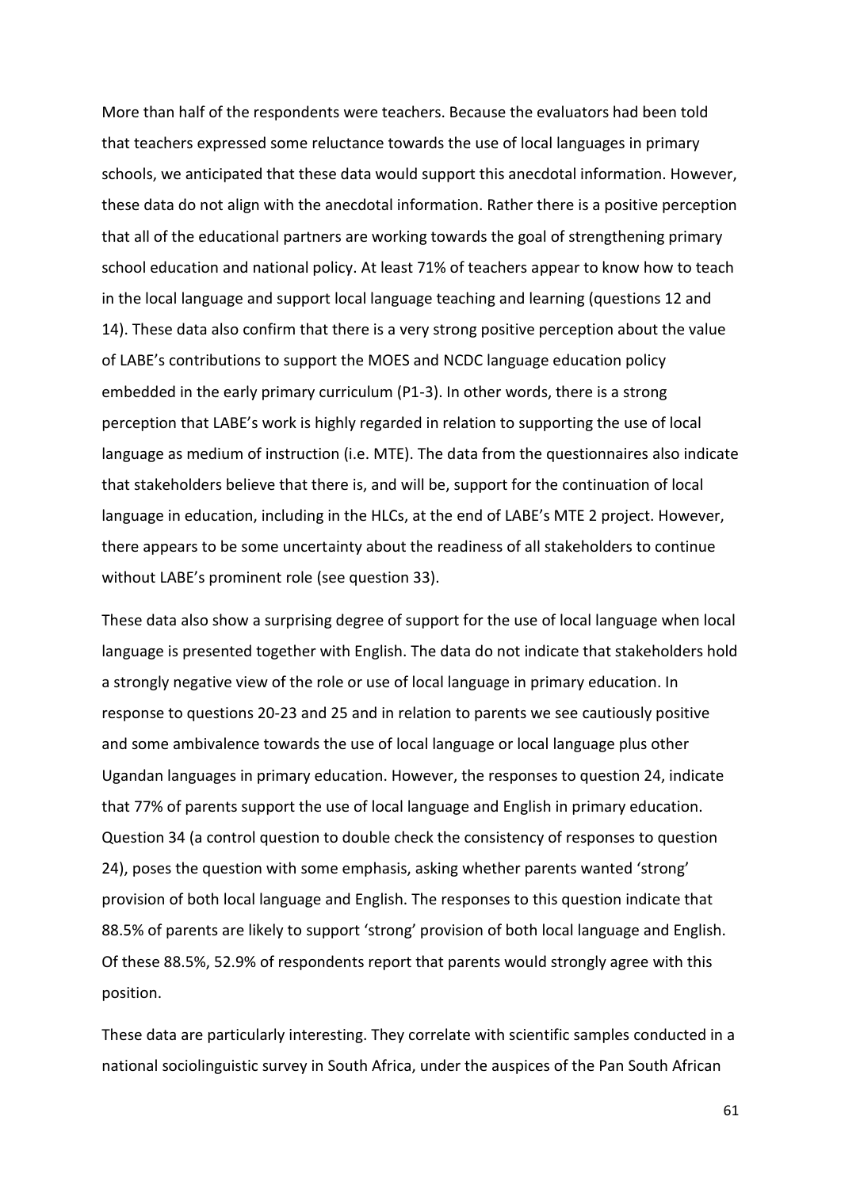More than half of the respondents were teachers. Because the evaluators had been told that teachers expressed some reluctance towards the use of local languages in primary schools, we anticipated that these data would support this anecdotal information. However, these data do not align with the anecdotal information. Rather there is a positive perception that all of the educational partners are working towards the goal of strengthening primary school education and national policy. At least 71% of teachers appear to know how to teach in the local language and support local language teaching and learning (questions 12 and 14). These data also confirm that there is a very strong positive perception about the value of LABE's contributions to support the MOES and NCDC language education policy embedded in the early primary curriculum (P1-3). In other words, there is a strong perception that LABE's work is highly regarded in relation to supporting the use of local language as medium of instruction (i.e. MTE). The data from the questionnaires also indicate that stakeholders believe that there is, and will be, support for the continuation of local language in education, including in the HLCs, at the end of LABE's MTE 2 project. However, there appears to be some uncertainty about the readiness of all stakeholders to continue without LABE's prominent role (see question 33).

These data also show a surprising degree of support for the use of local language when local language is presented together with English. The data do not indicate that stakeholders hold a strongly negative view of the role or use of local language in primary education. In response to questions 20-23 and 25 and in relation to parents we see cautiously positive and some ambivalence towards the use of local language or local language plus other Ugandan languages in primary education. However, the responses to question 24, indicate that 77% of parents support the use of local language and English in primary education. Question 34 (a control question to double check the consistency of responses to question 24), poses the question with some emphasis, asking whether parents wanted 'strong' provision of both local language and English. The responses to this question indicate that 88.5% of parents are likely to support 'strong' provision of both local language and English. Of these 88.5%, 52.9% of respondents report that parents would strongly agree with this position.

These data are particularly interesting. They correlate with scientific samples conducted in a national sociolinguistic survey in South Africa, under the auspices of the Pan South African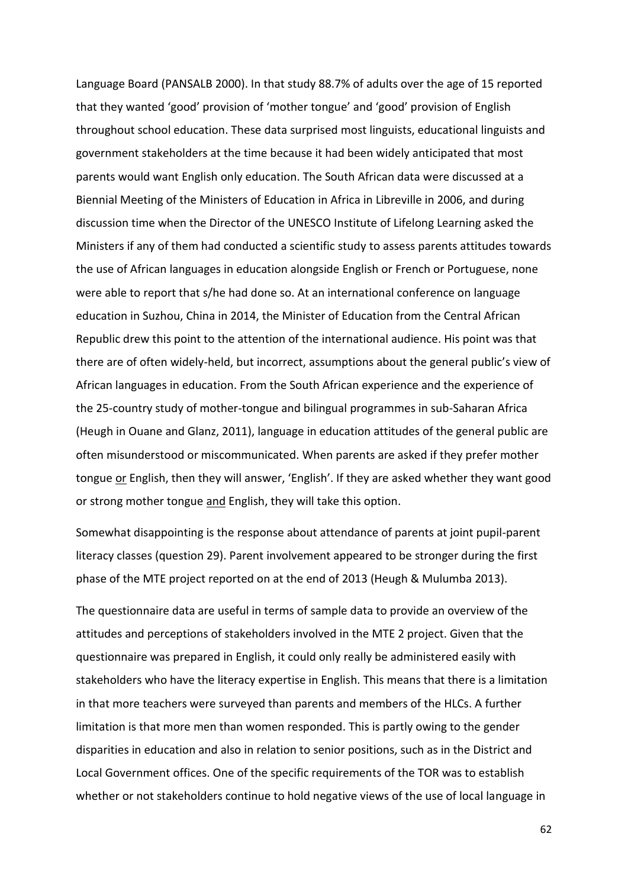Language Board (PANSALB 2000). In that study 88.7% of adults over the age of 15 reported that they wanted 'good' provision of 'mother tongue' and 'good' provision of English throughout school education. These data surprised most linguists, educational linguists and government stakeholders at the time because it had been widely anticipated that most parents would want English only education. The South African data were discussed at a Biennial Meeting of the Ministers of Education in Africa in Libreville in 2006, and during discussion time when the Director of the UNESCO Institute of Lifelong Learning asked the Ministers if any of them had conducted a scientific study to assess parents attitudes towards the use of African languages in education alongside English or French or Portuguese, none were able to report that s/he had done so. At an international conference on language education in Suzhou, China in 2014, the Minister of Education from the Central African Republic drew this point to the attention of the international audience. His point was that there are of often widely-held, but incorrect, assumptions about the general public's view of African languages in education. From the South African experience and the experience of the 25-country study of mother-tongue and bilingual programmes in sub-Saharan Africa (Heugh in Ouane and Glanz, 2011), language in education attitudes of the general public are often misunderstood or miscommunicated. When parents are asked if they prefer mother tongue <u>or</u> English, then they will answer, 'English'. If they are asked whether they want good or strong mother tongue <u>and</u> English, they will take this option.

Somewhat disappointing is the response about attendance of parents at joint pupil-parent literacy classes (question 29). Parent involvement appeared to be stronger during the first phase of the MTE project reported on at the end of 2013 (Heugh & Mulumba 2013).

The questionnaire data are useful in terms of sample data to provide an overview of the attitudes and perceptions of stakeholders involved in the MTE 2 project. Given that the questionnaire was prepared in English, it could only really be administered easily with stakeholders who have the literacy expertise in English. This means that there is a limitation in that more teachers were surveyed than parents and members of the HLCs. A further limitation is that more men than women responded. This is partly owing to the gender disparities in education and also in relation to senior positions, such as in the District and Local Government offices. One of the specific requirements of the TOR was to establish whether or not stakeholders continue to hold negative views of the use of local language in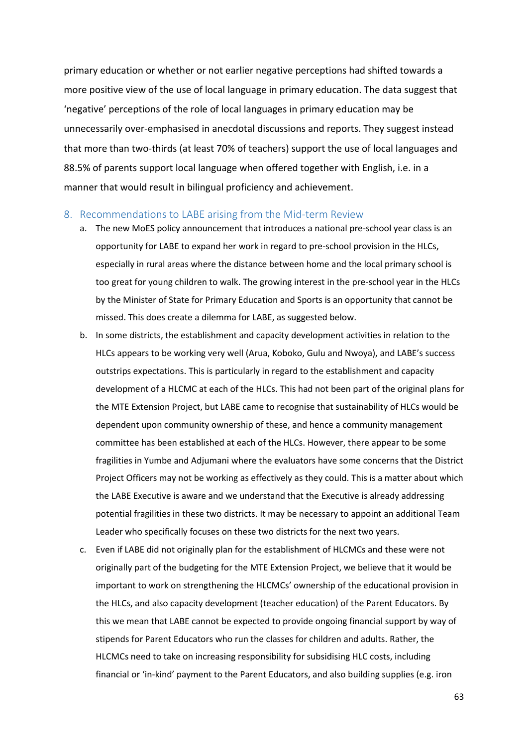primary education or whether or not earlier negative perceptions had shifted towards a more positive view of the use of local language in primary education. The data suggest that 'negative' perceptions of the role of local languages in primary education may be unnecessarily over-emphasised in anecdotal discussions and reports. They suggest instead that more than two-thirds (at least 70% of teachers) support the use of local languages and 88.5% of parents support local language when offered together with English, i.e. in a manner that would result in bilingual proficiency and achievement.

## 8. Recommendations to LABE arising from the Mid-term Review

a. The new MoES policy announcement that introduces a national pre-school year class is an opportunity for LABE to expand her work in regard to pre-school provision in the HLCs, especially in rural areas where the distance between home and the local primary school is too great for young children to walk. The growing interest in the pre-school year in the HLCs by the Minister of State for Primary Education and Sports is an opportunity that cannot be missed. This does create a dilemma for LABE, as suggested below.

b. In some districts, the establishment and capacity development activities in relation to the HLCs appears to be working very well (Arua, Koboko, Gulu and Nwoya), and LABE's success outstrips expectations. This is particularly in regard to the establishment and capacity development of a HLCMC at each of the HLCs. This had not been part of the original plans for the MTE Extension Project, but LABE came to recognise that sustainability of HLCs would be dependent upon community ownership of these, and hence a community management committee has been established at each of the HLCs. However, there appear to be some fragilities in Yumbe and Adjumani where the evaluators have some concerns that the District Project Officers may not be working as effectively as they could. This is a matter about which the LABE Executive is aware and we understand that the Executive is already addressing potential fragilities in these two districts. It may be necessary to appoint an additional Team Leader who specifically focuses on these two districts for the next two years.

c. Even if LABE did not originally plan for the establishment of HLCMCs and these were not originally part of the budgeting for the MTE Extension Project, we believe that it would be important to work on strengthening the HLCMCs' ownership of the educational provision in the HLCs, and also capacity development (teacher education) of the Parent Educators. By this we mean that LABE cannot be expected to provide ongoing financial support by way of stipends for Parent Educators who run the classes for children and adults. Rather, the HLCMCs need to take on increasing responsibility for subsidising HLC costs, including financial or 'in-kind' payment to the Parent Educators, and also building supplies (e.g. iron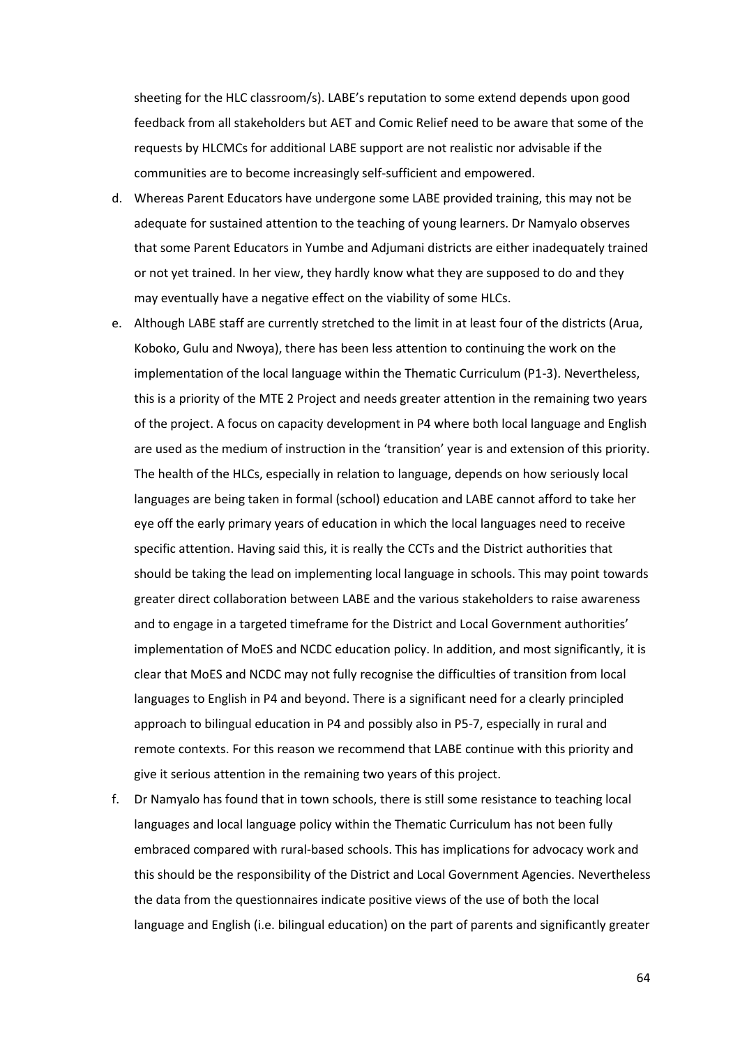sheeting for the HLC classroom/s). LABE's reputation to some extend depends upon good feedback from all stakeholders but AET and Comic Relief need to be aware that some of the requests by HLCMCs for additional LABE support are not realistic nor advisable if the communities are to become increasingly self-sufficient and empowered.

d. Whereas Parent Educators have undergone some LABE provided training, this may not be adequate for sustained attention to the teaching of young learners. Dr Namyalo observes that some Parent Educators in Yumbe and Adjumani districts are either inadequately trained or not yet trained. In her view, they hardly know what they are supposed to do and they may eventually have a negative effect on the viability of some HLCs.

e. Although LABE staff are currently stretched to the limit in at least four of the districts (Arua, Koboko, Gulu and Nwoya), there has been less attention to continuing the work on the implementation of the local language within the Thematic Curriculum (P1-3). Nevertheless, this is a priority of the MTE 2 Project and needs greater attention in the remaining two years of the project. A focus on capacity development in P4 where both local language and English are used as the medium of instruction in the 'transition' year is and extension of this priority. The health of the HLCs, especially in relation to language, depends on how seriously local languages are being taken in formal (school) education and LABE cannot afford to take her eye off the early primary years of education in which the local languages need to receive specific attention. Having said this, it is really the CCTs and the District authorities that should be taking the lead on implementing local language in schools. This may point towards greater direct collaboration between LABE and the various stakeholders to raise awareness and to engage in a targeted timeframe for the District and Local Government authorities' implementation of MoES and NCDC education policy. In addition, and most significantly, it is clear that MoES and NCDC may not fully recognise the difficulties of transition from local languages to English in P4 and beyond. There is a significant need for a clearly principled approach to bilingual education in P4 and possibly also in P5-7, especially in rural and remote contexts. For this reason we recommend that LABE continue with this priority and give it serious attention in the remaining two years of this project.

f. Dr Namyalo has found that in town schools, there is still some resistance to teaching local languages and local language policy within the Thematic Curriculum has not been fully embraced compared with rural-based schools. This has implications for advocacy work and this should be the responsibility of the District and Local Government Agencies. Nevertheless the data from the questionnaires indicate positive views of the use of both the local language and English (i.e. bilingual education) on the part of parents and significantly greater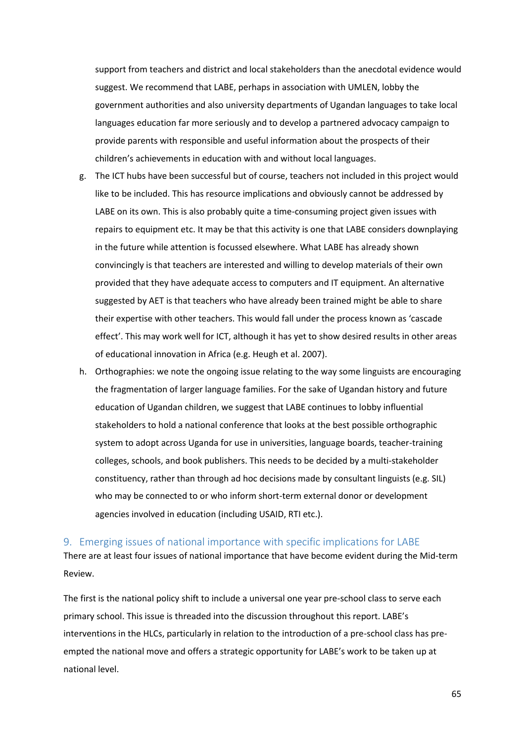support from teachers and district and local stakeholders than the anecdotal evidence would suggest. We recommend that LABE, perhaps in association with UMLEN, lobby the government authorities and also university departments of Ugandan languages to take local languages education far more seriously and to develop a partnered advocacy campaign to provide parents with responsible and useful information about the prospects of their children's achievements in education with and without local languages.

g. The ICT hubs have been successful but of course, teachers not included in this project would like to be included. This has resource implications and obviously cannot be addressed by LABE on its own. This is also probably quite a time-consuming project given issues with repairs to equipment etc. It may be that this activity is one that LABE considers downplaying in the future while attention is focussed elsewhere. What LABE has already shown convincingly is that teachers are interested and willing to develop materials of their own provided that they have adequate access to computers and IT equipment. An alternative suggested by AET is that teachers who have already been trained might be able to share their expertise with other teachers. This would fall under the process known as 'cascade effect'. This may work well for ICT, although it has yet to show desired results in other areas of educational innovation in Africa (e.g. Heugh et al. 2007).

h. Orthographies: we note the ongoing issue relating to the way some linguists are encouraging the fragmentation of larger language families. For the sake of Ugandan history and future education of Ugandan children, we suggest that LABE continues to lobby influential stakeholders to hold a national conference that looks at the best possible orthographic system to adopt across Uganda for use in universities, language boards, teacher-training colleges, schools, and book publishers. This needs to be decided by a multi-stakeholder constituency, rather than through ad hoc decisions made by consultant linguists (e.g. SIL) who may be connected to or who inform short-term external donor or development agencies involved in education (including USAID, RTI etc.).

## 9. Emerging issues of national importance with specific implications for LABE

There are at least four issues of national importance that have become evident during the Mid-term Review.

The first is the national policy shift to include a universal one year pre-school class to serve each primary school. This issue is threaded into the discussion throughout this report. LABE's interventions in the HLCs, particularly in relation to the introduction of a pre-school class has pre-empted the national move and offers a strategic opportunity for LABE's work to be taken up at national level.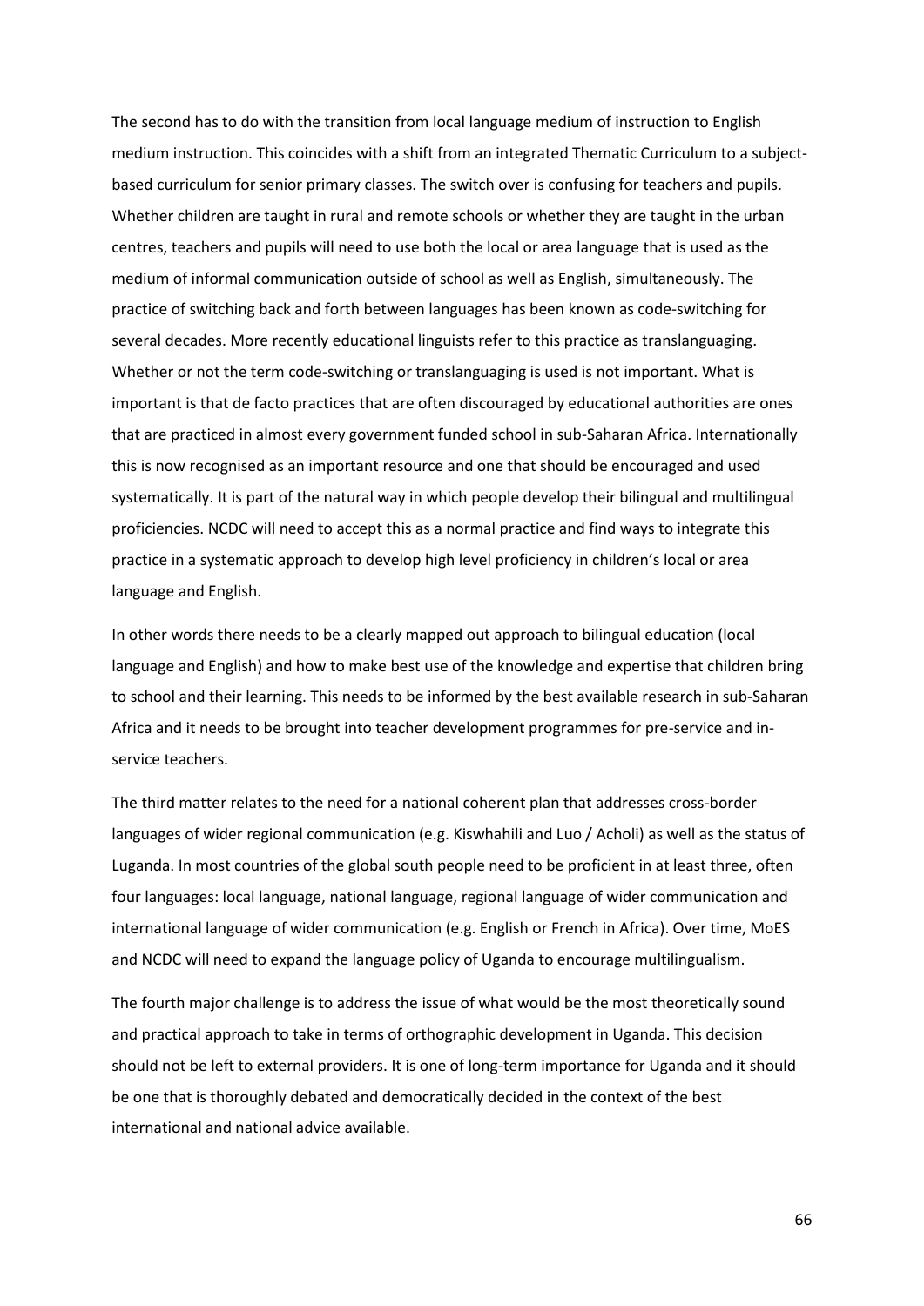The second has to do with the transition from local language medium of instruction to English medium instruction. This coincides with a shift from an integrated Thematic Curriculum to a subject-based curriculum for senior primary classes. The switch over is confusing for teachers and pupils. Whether children are taught in rural and remote schools or whether they are taught in the urban centres, teachers and pupils will need to use both the local or area language that is used as the medium of informal communication outside of school as well as English, simultaneously. The practice of switching back and forth between languages has been known as code-switching for several decades. More recently educational linguists refer to this practice as translanguaging. Whether or not the term code-switching or translanguaging is used is not important. What is important is that de facto practices that are often discouraged by educational authorities are ones that are practiced in almost every government funded school in sub-Saharan Africa. Internationally this is now recognised as an important resource and one that should be encouraged and used systematically. It is part of the natural way in which people develop their bilingual and multilingual proficiencies. NCDC will need to accept this as a normal practice and find ways to integrate this practice in a systematic approach to develop high level proficiency in children's local or area language and English.

In other words there needs to be a clearly mapped out approach to bilingual education (local language and English) and how to make best use of the knowledge and expertise that children bring to school and their learning. This needs to be informed by the best available research in sub-Saharan Africa and it needs to be brought into teacher development programmes for pre-service and in-service teachers.

The third matter relates to the need for a national coherent plan that addresses cross-border languages of wider regional communication (e.g. Kiswhahili and Luo / Acholi) as well as the status of Luganda. In most countries of the global south people need to be proficient in at least three, often four languages: local language, national language, regional language of wider communication and international language of wider communication (e.g. English or French in Africa). Over time, MoES and NCDC will need to expand the language policy of Uganda to encourage multilingualism.

The fourth major challenge is to address the issue of what would be the most theoretically sound and practical approach to take in terms of orthographic development in Uganda. This decision should not be left to external providers. It is one of long-term importance for Uganda and it should be one that is thoroughly debated and democratically decided in the context of the best international and national advice available.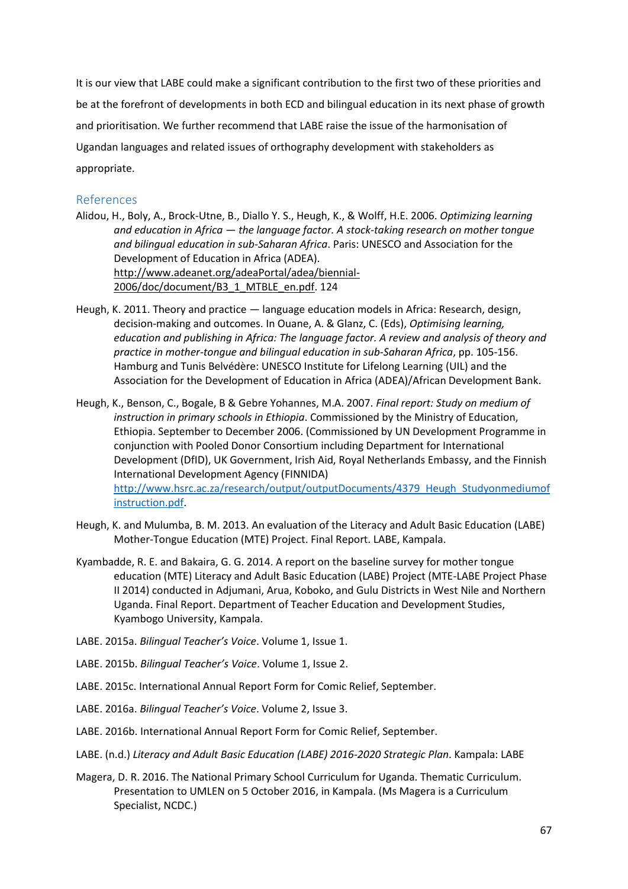It is our view that LABE could make a significant contribution to the first two of these priorities and be at the forefront of developments in both ECD and bilingual education in its next phase of growth and prioritisation. We further recommend that LABE raise the issue of the harmonisation of Ugandan languages and related issues of orthography development with stakeholders as appropriate.

## References

Alidou, H., Boly, A., Brock-Utne, B., Diallo Y. S., Heugh, K., & Wolff, H.E. 2006. *Optimizing learning and education in Africa — the language factor. A stock-taking research on mother tongue and bilingual education in sub-Saharan Africa*. Paris: UNESCO and Association for the Development of Education in Africa (ADEA). http://www.adeanet.org/adeaPortal/adea/biennial-2006/doc/document/B3_1_MTBLE_en.pdf. 124

Heugh, K. 2011. Theory and practice — language education models in Africa: Research, design, decision-making and outcomes. In Ouane, A. & Glanz, C. (Eds), *Optimising learning, education and publishing in Africa: The language factor. A review and analysis of theory and practice in mother-tongue and bilingual education in sub-Saharan Africa*, pp. 105-156. Hamburg and Tunis Belvédère: UNESCO Institute for Lifelong Learning (UIL) and the Association for the Development of Education in Africa (ADEA)/African Development Bank.

Heugh, K., Benson, C., Bogale, B & Gebre Yohannes, M.A. 2007. *Final report: Study on medium of instruction in primary schools in Ethiopia*. Commissioned by the Ministry of Education, Ethiopia. September to December 2006. (Commissioned by UN Development Programme in conjunction with Pooled Donor Consortium including Department for International Development (DfID), UK Government, Irish Aid, Royal Netherlands Embassy, and the Finnish International Development Agency (FINNIDA) http://www.hsrc.ac.za/research/output/outputDocuments/4379_Heugh_Studyonmediumofinstruction.pdf.

Heugh, K. and Mulumba, B. M. 2013. An evaluation of the Literacy and Adult Basic Education (LABE) Mother-Tongue Education (MTE) Project. Final Report. LABE, Kampala.

Kyambadde, R. E. and Bakaira, G. G. 2014. A report on the baseline survey for mother tongue education (MTE) Literacy and Adult Basic Education (LABE) Project (MTE-LABE Project Phase II 2014) conducted in Adjumani, Arua, Koboko, and Gulu Districts in West Nile and Northern Uganda. Final Report. Department of Teacher Education and Development Studies, Kyambogo University, Kampala.

LABE. 2015a. *Bilingual Teacher's Voice*. Volume 1, Issue 1.

LABE. 2015b. *Bilingual Teacher's Voice*. Volume 1, Issue 2.

LABE. 2015c. International Annual Report Form for Comic Relief, September.

LABE. 2016a. *Bilingual Teacher's Voice*. Volume 2, Issue 3.

LABE. 2016b. International Annual Report Form for Comic Relief, September.

LABE. (n.d.) *Literacy and Adult Basic Education (LABE) 2016-2020 Strategic Plan*. Kampala: LABE

Magera, D. R. 2016. The National Primary School Curriculum for Uganda. Thematic Curriculum. Presentation to UMLEN on 5 October 2016, in Kampala. (Ms Magera is a Curriculum Specialist, NCDC.)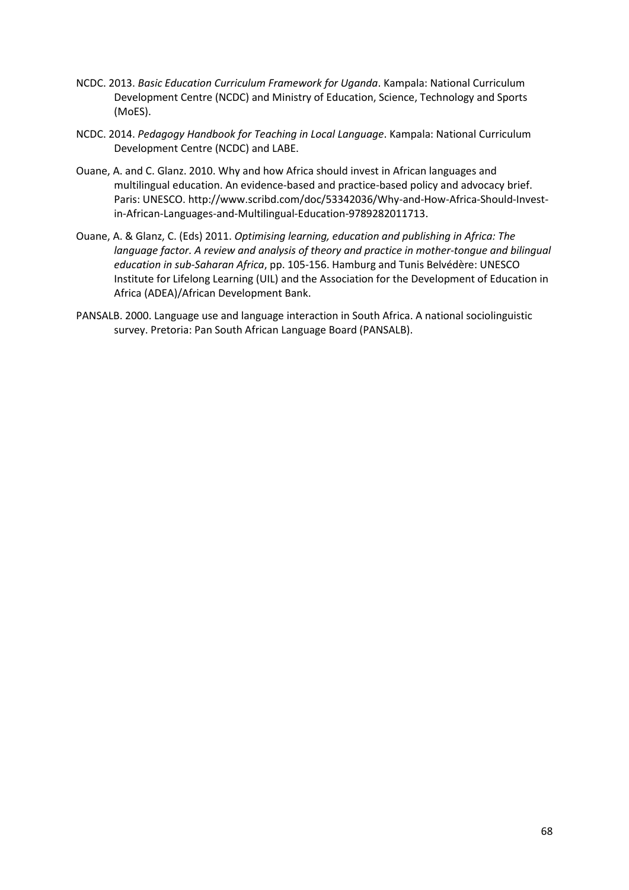NCDC. 2013. *Basic Education Curriculum Framework for Uganda*. Kampala: National Curriculum Development Centre (NCDC) and Ministry of Education, Science, Technology and Sports (MoES).

NCDC. 2014. *Pedagogy Handbook for Teaching in Local Language*. Kampala: National Curriculum Development Centre (NCDC) and LABE.

Ouane, A. and C. Glanz. 2010. Why and how Africa should invest in African languages and multilingual education. An evidence-based and practice-based policy and advocacy brief. Paris: UNESCO. http://www.scribd.com/doc/53342036/Why-and-How-Africa-Should-Invest-in-African-Languages-and-Multilingual-Education-9789282011713.

Ouane, A. & Glanz, C. (Eds) 2011. *Optimising learning, education and publishing in Africa: The language factor. A review and analysis of theory and practice in mother-tongue and bilingual education in sub-Saharan Africa*, pp. 105-156. Hamburg and Tunis Belvédère: UNESCO Institute for Lifelong Learning (UIL) and the Association for the Development of Education in Africa (ADEA)/African Development Bank.

PANSALB. 2000. Language use and language interaction in South Africa. A national sociolinguistic survey. Pretoria: Pan South African Language Board (PANSALB).